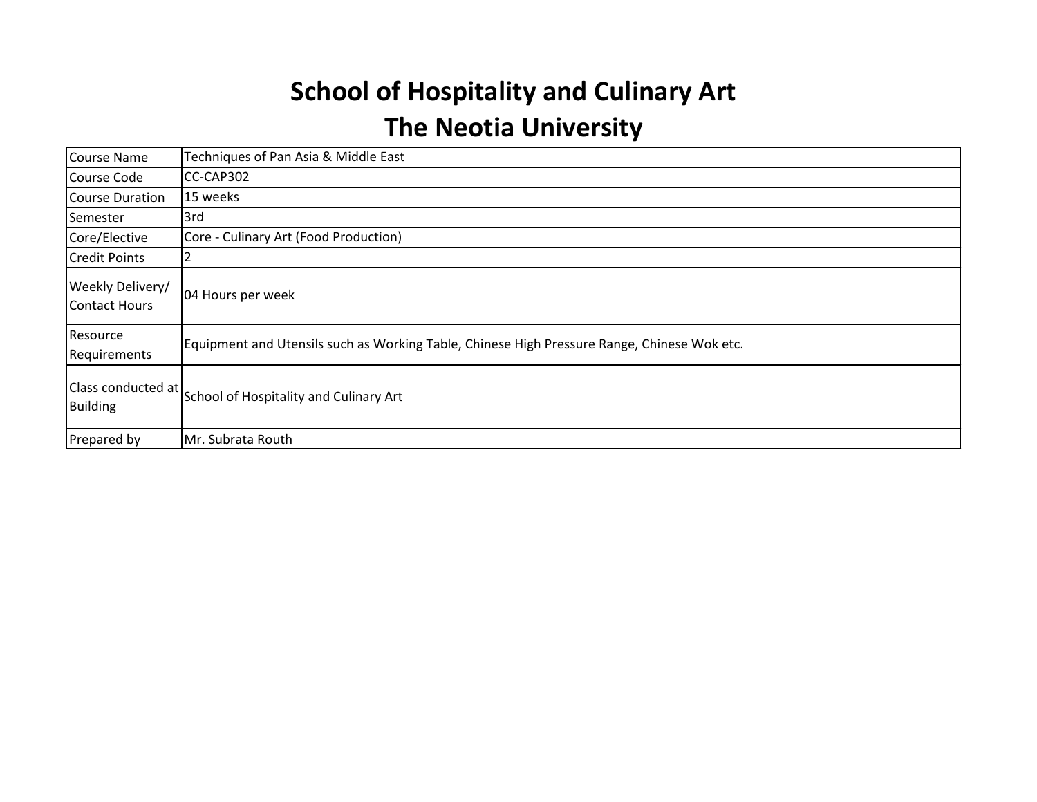# School of Hospitality and Culinary Art
# The Neotia University

| | |
|---|---|
| Course Name | Techniques of Pan Asia & Middle East |
| Course Code | CC-CAP302 |
| Course Duration | 15 weeks |
| Semester | 3rd |
| Core/Elective | Core - Culinary Art (Food Production) |
| Credit Points | 2 |
| Weekly Delivery/ Contact Hours | 04 Hours per week |
| Resource Requirements | Equipment and Utensils such as Working Table, Chinese High Pressure Range, Chinese Wok etc. |
| Class conducted at Building | School of Hospitality and Culinary Art |
| Prepared by | Mr. Subrata Routh |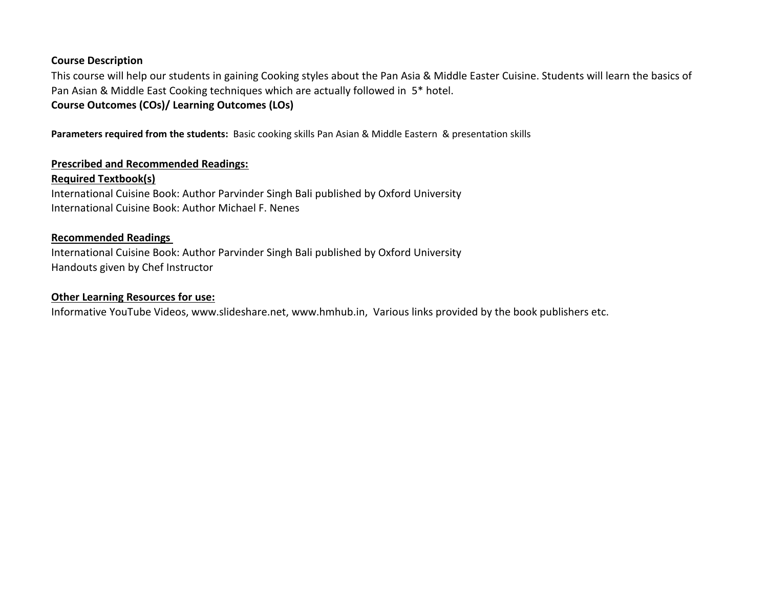**Course Description**

This course will help our students in gaining Cooking styles about the Pan Asia & Middle Easter Cuisine. Students will learn the basics of Pan Asian & Middle East Cooking techniques which are actually followed in 5* hotel.

**Course Outcomes (COs)/ Learning Outcomes (LOs)**

**Parameters required from the students:** Basic cooking skills Pan Asian & Middle Eastern & presentation skills

**<u>Prescribed and Recommended Readings:</u>**

**<u>Required Textbook(s)</u>**

International Cuisine Book: Author Parvinder Singh Bali published by Oxford University
International Cuisine Book: Author Michael F. Nenes

**<u>Recommended Readings</u>**

International Cuisine Book: Author Parvinder Singh Bali published by Oxford University
Handouts given by Chef Instructor

**<u>Other Learning Resources for use:</u>**

Informative YouTube Videos, www.slideshare.net, www.hmhub.in, Various links provided by the book publishers etc.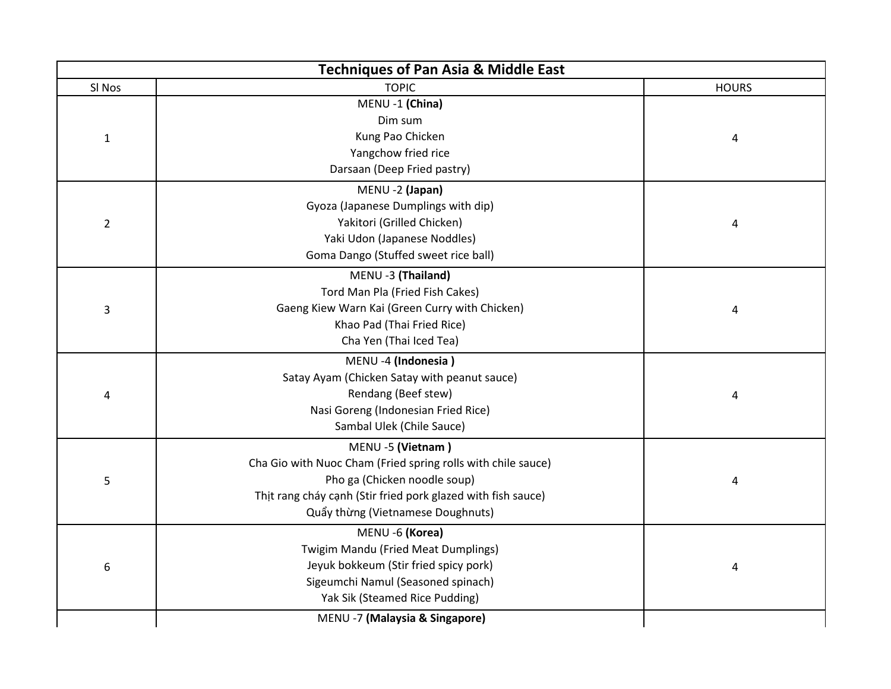| Techniques of Pan Asia & Middle East | | |
|---|---|---|
| Sl Nos | TOPIC | HOURS |
| 1 | MENU -1 **(China)**<br>Dim sum<br>Kung Pao Chicken<br>Yangchow fried rice<br>Darsaan (Deep Fried pastry) | 4 |
| 2 | MENU -2 **(Japan)**<br>Gyoza (Japanese Dumplings with dip)<br>Yakitori (Grilled Chicken)<br>Yaki Udon (Japanese Noddles)<br>Goma Dango (Stuffed sweet rice ball) | 4 |
| 3 | MENU -3 **(Thailand)**<br>Tord Man Pla (Fried Fish Cakes)<br>Gaeng Kiew Warn Kai (Green Curry with Chicken)<br>Khao Pad (Thai Fried Rice)<br>Cha Yen (Thai Iced Tea) | 4 |
| 4 | MENU -4 **(Indonesia )**<br>Satay Ayam (Chicken Satay with peanut sauce)<br>Rendang (Beef stew)<br>Nasi Goreng (Indonesian Fried Rice)<br>Sambal Ulek (Chile Sauce) | 4 |
| 5 | MENU -5 **(Vietnam )**<br>Cha Gio with Nuoc Cham (Fried spring rolls with chile sauce)<br>Pho ga (Chicken noodle soup)<br>Thịt rang cháy cạnh (Stir fried pork glazed with fish sauce)<br>Quẩy thừng (Vietnamese Doughnuts) | 4 |
| 6 | MENU -6 **(Korea)**<br>Twigim Mandu (Fried Meat Dumplings)<br>Jeyuk bokkeum (Stir fried spicy pork)<br>Sigeumchi Namul (Seasoned spinach)<br>Yak Sik (Steamed Rice Pudding) | 4 |
| | MENU -7 **(Malaysia & Singapore)** | |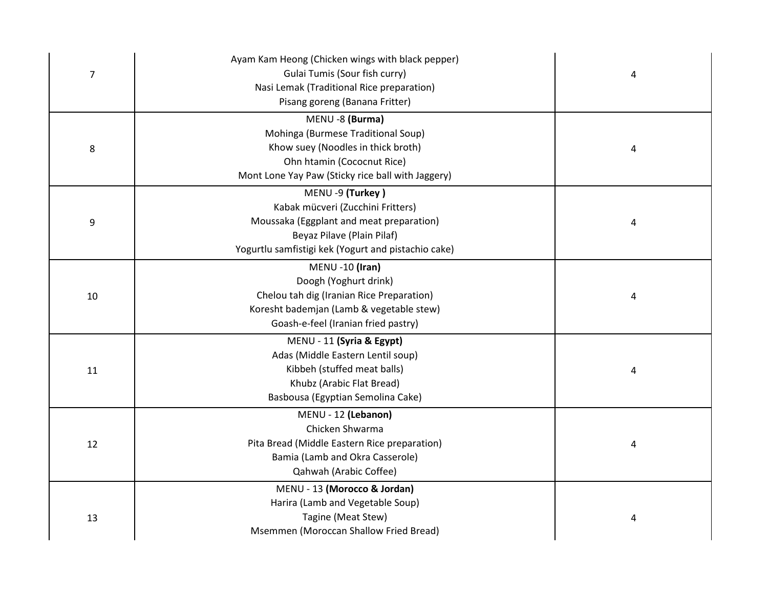| | | |
|---|---|---|
| 7 | Ayam Kam Heong (Chicken wings with black pepper)<br>Gulai Tumis (Sour fish curry)<br>Nasi Lemak (Traditional Rice preparation)<br>Pisang goreng (Banana Fritter) | 4 |
| 8 | MENU -8 **(Burma)**<br>Mohinga (Burmese Traditional Soup)<br>Khow suey (Noodles in thick broth)<br>Ohn htamin (Cococnut Rice)<br>Mont Lone Yay Paw (Sticky rice ball with Jaggery) | 4 |
| 9 | MENU -9 **(Turkey )**<br>Kabak mücveri (Zucchini Fritters)<br>Moussaka (Eggplant and meat preparation)<br>Beyaz Pilave (Plain Pilaf)<br>Yogurtlu samfistigi kek (Yogurt and pistachio cake) | 4 |
| 10 | MENU -10 **(Iran)**<br>Doogh (Yoghurt drink)<br>Chelou tah dig (Iranian Rice Preparation)<br>Koresht bademjan (Lamb & vegetable stew)<br>Goash-e-feel (Iranian fried pastry) | 4 |
| 11 | MENU - 11 **(Syria & Egypt)**<br>Adas (Middle Eastern Lentil soup)<br>Kibbeh (stuffed meat balls)<br>Khubz (Arabic Flat Bread)<br>Basbousa (Egyptian Semolina Cake) | 4 |
| 12 | MENU - 12 **(Lebanon)**<br>Chicken Shwarma<br>Pita Bread (Middle Eastern Rice preparation)<br>Bamia (Lamb and Okra Casserole)<br>Qahwah (Arabic Coffee) | 4 |
| 13 | MENU - 13 **(Morocco & Jordan)**<br>Harira (Lamb and Vegetable Soup)<br>Tagine (Meat Stew)<br>Msemmen (Moroccan Shallow Fried Bread) | 4 |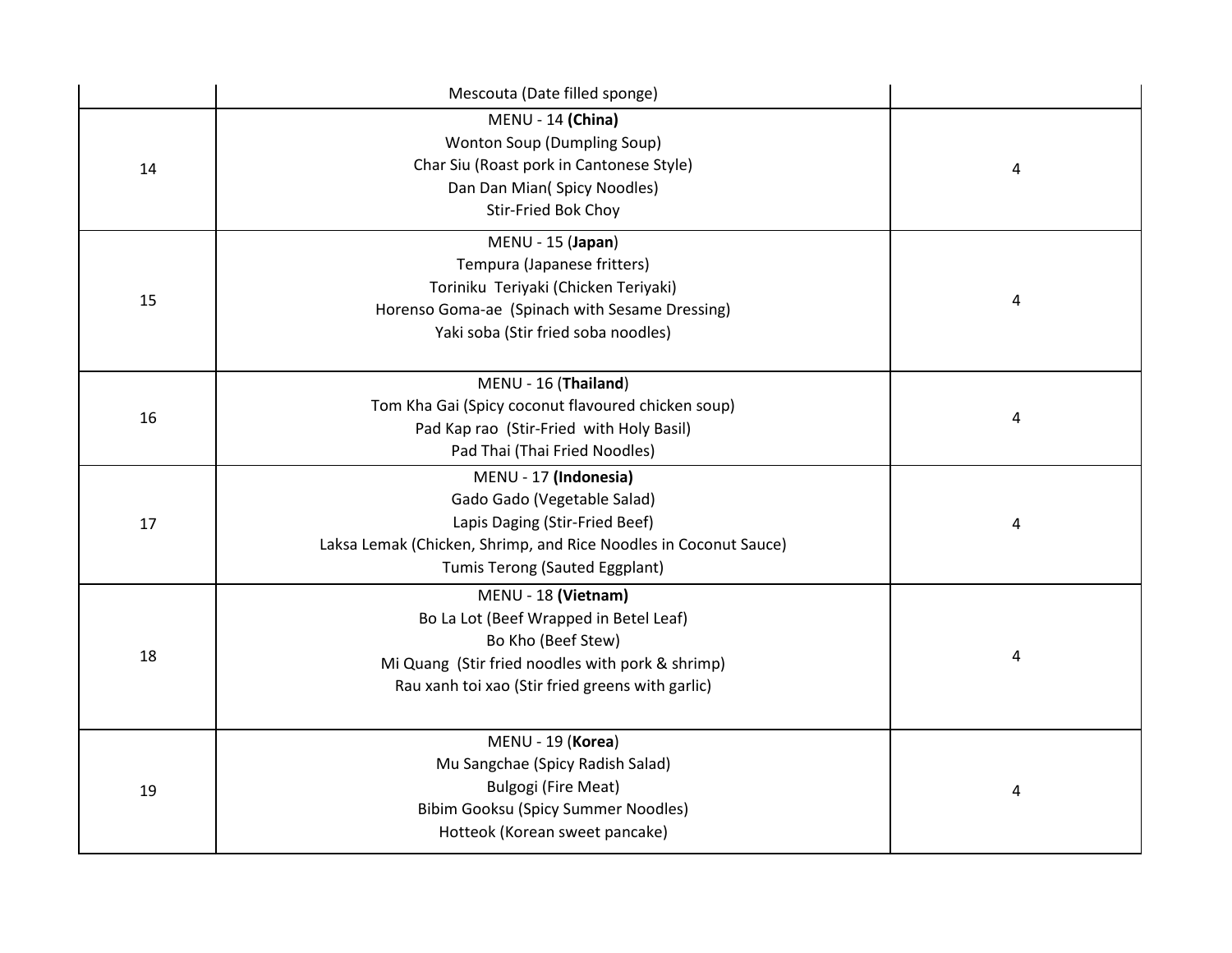| | | |
|---|---|---|
| | Mescouta (Date filled sponge) | |
| 14 | MENU - 14 **(China)**<br>Wonton Soup (Dumpling Soup)<br>Char Siu (Roast pork in Cantonese Style)<br>Dan Dan Mian( Spicy Noodles)<br>Stir-Fried Bok Choy | 4 |
| 15 | MENU - 15 (**Japan**)<br>Tempura (Japanese fritters)<br>Toriniku  Teriyaki (Chicken Teriyaki)<br>Horenso Goma-ae  (Spinach with Sesame Dressing)<br>Yaki soba (Stir fried soba noodles) | 4 |
| 16 | MENU - 16 (**Thailand**)<br>Tom Kha Gai (Spicy coconut flavoured chicken soup)<br>Pad Kap rao  (Stir-Fried  with Holy Basil)<br>Pad Thai (Thai Fried Noodles) | 4 |
| 17 | MENU - 17 **(Indonesia)**<br>Gado Gado (Vegetable Salad)<br>Lapis Daging (Stir-Fried Beef)<br>Laksa Lemak (Chicken, Shrimp, and Rice Noodles in Coconut Sauce)<br>Tumis Terong (Sauted Eggplant) | 4 |
| 18 | MENU - 18 **(Vietnam)**<br>Bo La Lot (Beef Wrapped in Betel Leaf)<br>Bo Kho (Beef Stew)<br>Mi Quang  (Stir fried noodles with pork & shrimp)<br>Rau xanh toi xao (Stir fried greens with garlic) | 4 |
| 19 | MENU - 19 (**Korea**)<br>Mu Sangchae (Spicy Radish Salad)<br>Bulgogi (Fire Meat)<br>Bibim Gooksu (Spicy Summer Noodles)<br>Hotteok (Korean sweet pancake) | 4 |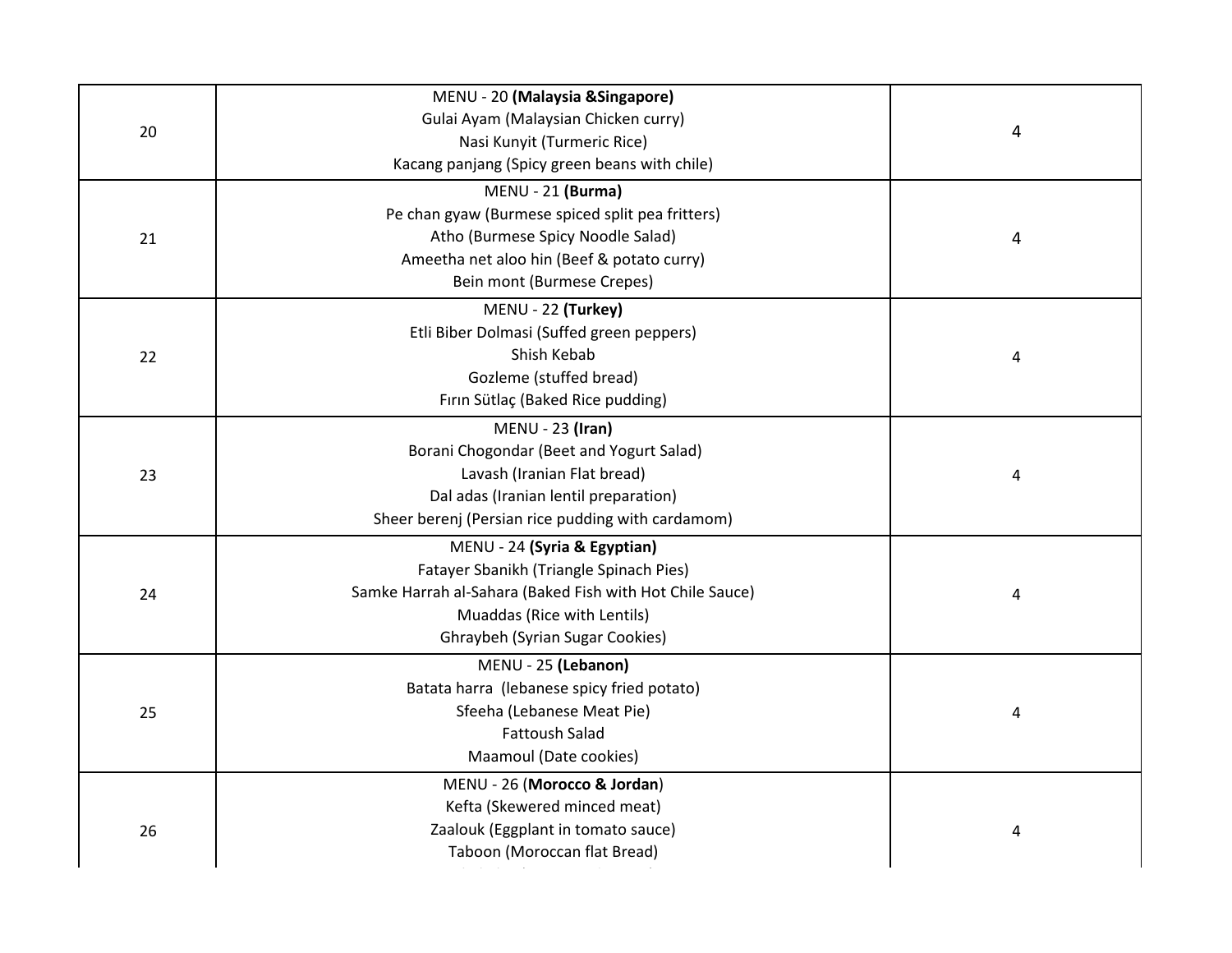| | | |
|---|---|---|
| 20 | MENU - 20 **(Malaysia &Singapore)**<br>Gulai Ayam (Malaysian Chicken curry)<br>Nasi Kunyit (Turmeric Rice)<br>Kacang panjang (Spicy green beans with chile) | 4 |
| 21 | MENU - 21 **(Burma)**<br>Pe chan gyaw (Burmese spiced split pea fritters)<br>Atho (Burmese Spicy Noodle Salad)<br>Ameetha net aloo hin (Beef & potato curry)<br>Bein mont (Burmese Crepes) | 4 |
| 22 | MENU - 22 **(Turkey)**<br>Etli Biber Dolmasi (Suffed green peppers)<br>Shish Kebab<br>Gozleme (stuffed bread)<br>Fırın Sütlaç (Baked Rice pudding) | 4 |
| 23 | MENU - 23 **(Iran)**<br>Borani Chogondar (Beet and Yogurt Salad)<br>Lavash (Iranian Flat bread)<br>Dal adas (Iranian lentil preparation)<br>Sheer berenj (Persian rice pudding with cardamom) | 4 |
| 24 | MENU - 24 **(Syria & Egyptian)**<br>Fatayer Sbanikh (Triangle Spinach Pies)<br>Samke Harrah al-Sahara (Baked Fish with Hot Chile Sauce)<br>Muaddas (Rice with Lentils)<br>Ghraybeh (Syrian Sugar Cookies) | 4 |
| 25 | MENU - 25 **(Lebanon)**<br>Batata harra (lebanese spicy fried potato)<br>Sfeeha (Lebanese Meat Pie)<br>Fattoush Salad<br>Maamoul (Date cookies) | 4 |
| 26 | MENU - 26 (**Morocco & Jordan**)<br>Kefta (Skewered minced meat)<br>Zaalouk (Eggplant in tomato sauce)<br>Taboon (Moroccan flat Bread) | 4 |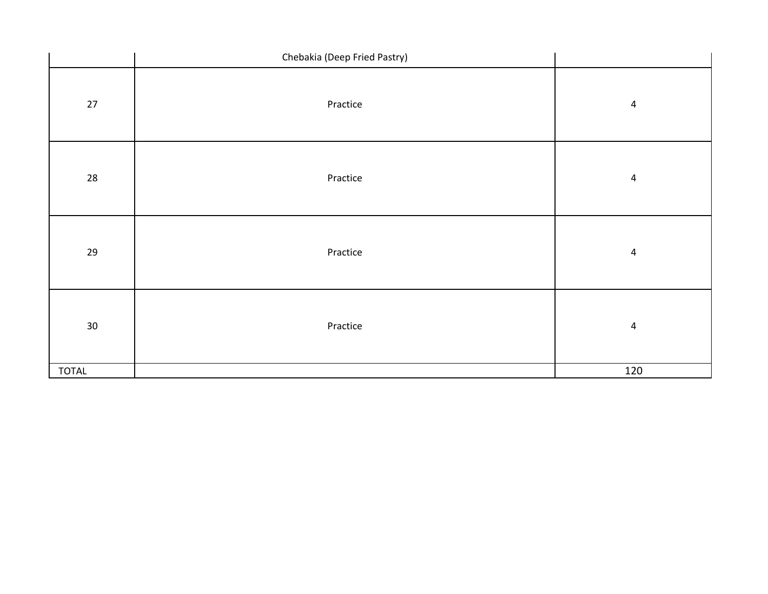| | | |
|---|---|---|
| | Chebakia (Deep Fried Pastry) | |
| 27 | Practice | 4 |
| 28 | Practice | 4 |
| 29 | Practice | 4 |
| 30 | Practice | 4 |
| TOTAL | | 120 |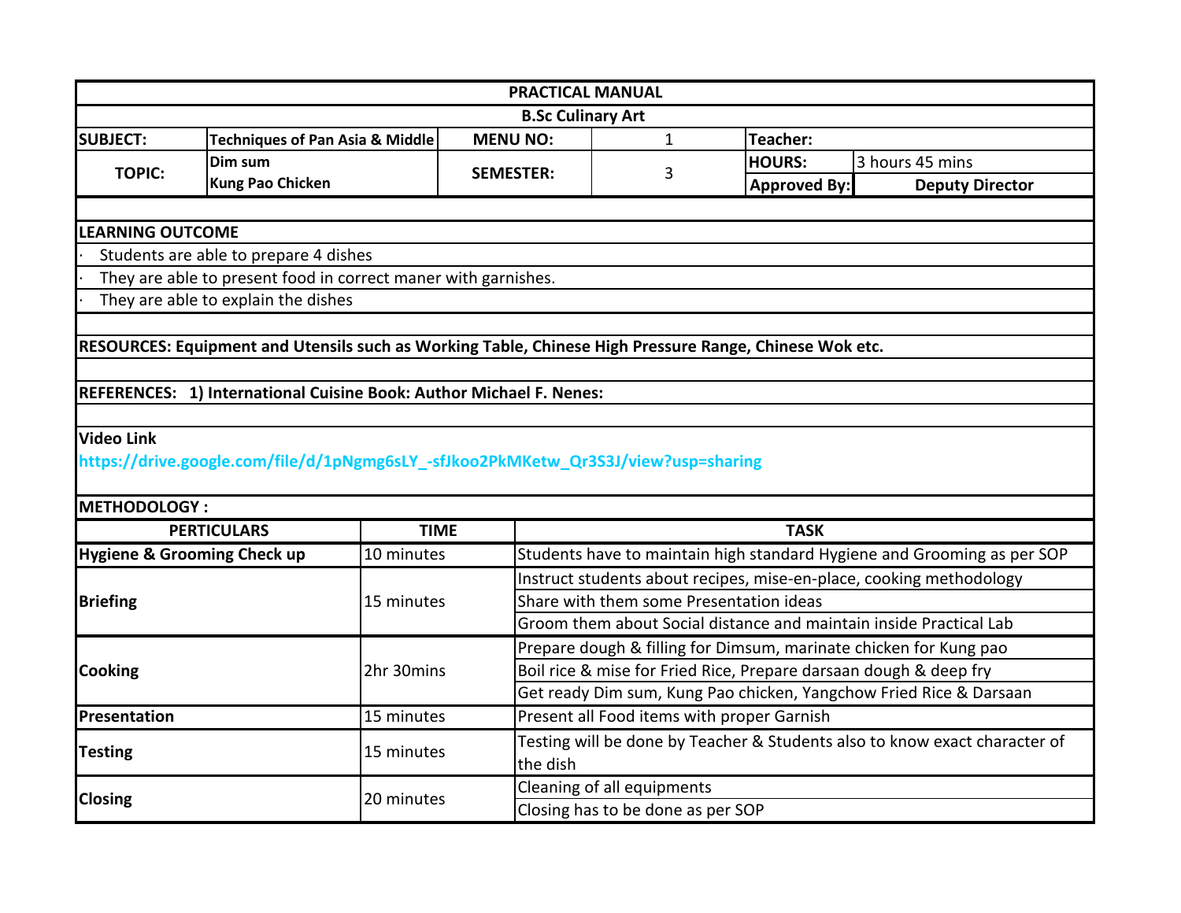# PRACTICAL MANUAL

## B.Sc Culinary Art

| SUBJECT: | Techniques of Pan Asia & Middle | MENU NO: | 1 | Teacher: | |
|---|---|---|---|---|---|
| TOPIC: | Dim sum<br>Kung Pao Chicken | SEMESTER: | 3 | HOURS: | 3 hours 45 mins |
| | | | | Approved By: | Deputy Director |

**LEARNING OUTCOME**

- Students are able to prepare 4 dishes
- They are able to present food in correct maner with garnishes.
- They are able to explain the dishes

**RESOURCES: Equipment and Utensils such as Working Table, Chinese High Pressure Range, Chinese Wok etc.**

**REFERENCES: 1) International Cuisine Book: Author Michael F. Nenes:**

**Video Link**

https://drive.google.com/file/d/1pNgmg6sLY_-sfJkoo2PkMKetw_Qr3S3J/view?usp=sharing

**METHODOLOGY :**

| PERTICULARS | TIME | TASK |
|---|---|---|
| **Hygiene & Grooming Check up** | 10 minutes | Students have to maintain high standard Hygiene and Grooming as per SOP |
| **Briefing** | 15 minutes | Instruct students about recipes, mise-en-place, cooking methodology |
| | | Share with them some Presentation ideas |
| | | Groom them about Social distance and maintain inside Practical Lab |
| **Cooking** | 2hr 30mins | Prepare dough & filling for Dimsum, marinate chicken for Kung pao |
| | | Boil rice & mise for Fried Rice, Prepare darsaan dough & deep fry |
| | | Get ready Dim sum, Kung Pao chicken, Yangchow Fried Rice & Darsaan |
| **Presentation** | 15 minutes | Present all Food items with proper Garnish |
| **Testing** | 15 minutes | Testing will be done by Teacher & Students also to know exact character of the dish |
| **Closing** | 20 minutes | Cleaning of all equipments |
| | | Closing has to be done as per SOP |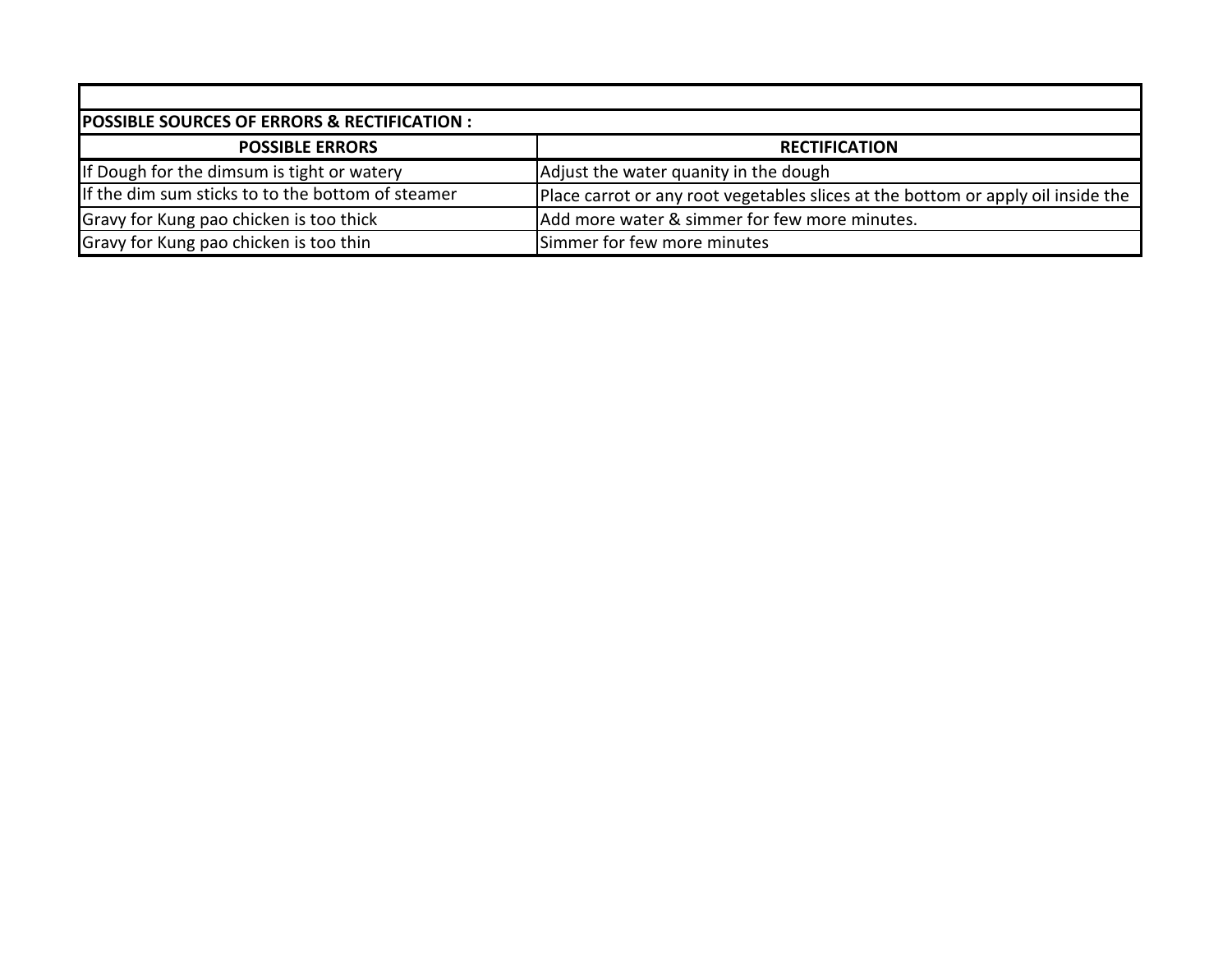**POSSIBLE SOURCES OF ERRORS & RECTIFICATION :**

| POSSIBLE ERRORS | RECTIFICATION |
|---|---|
| If Dough for the dimsum is tight or watery | Adjust the water quanity in the dough |
| If the dim sum sticks to to the bottom of steamer | Place carrot or any root vegetables slices at the bottom or apply oil inside the |
| Gravy for Kung pao chicken is too thick | Add more water & simmer for few more minutes. |
| Gravy for Kung pao chicken is too thin | Simmer for few more minutes |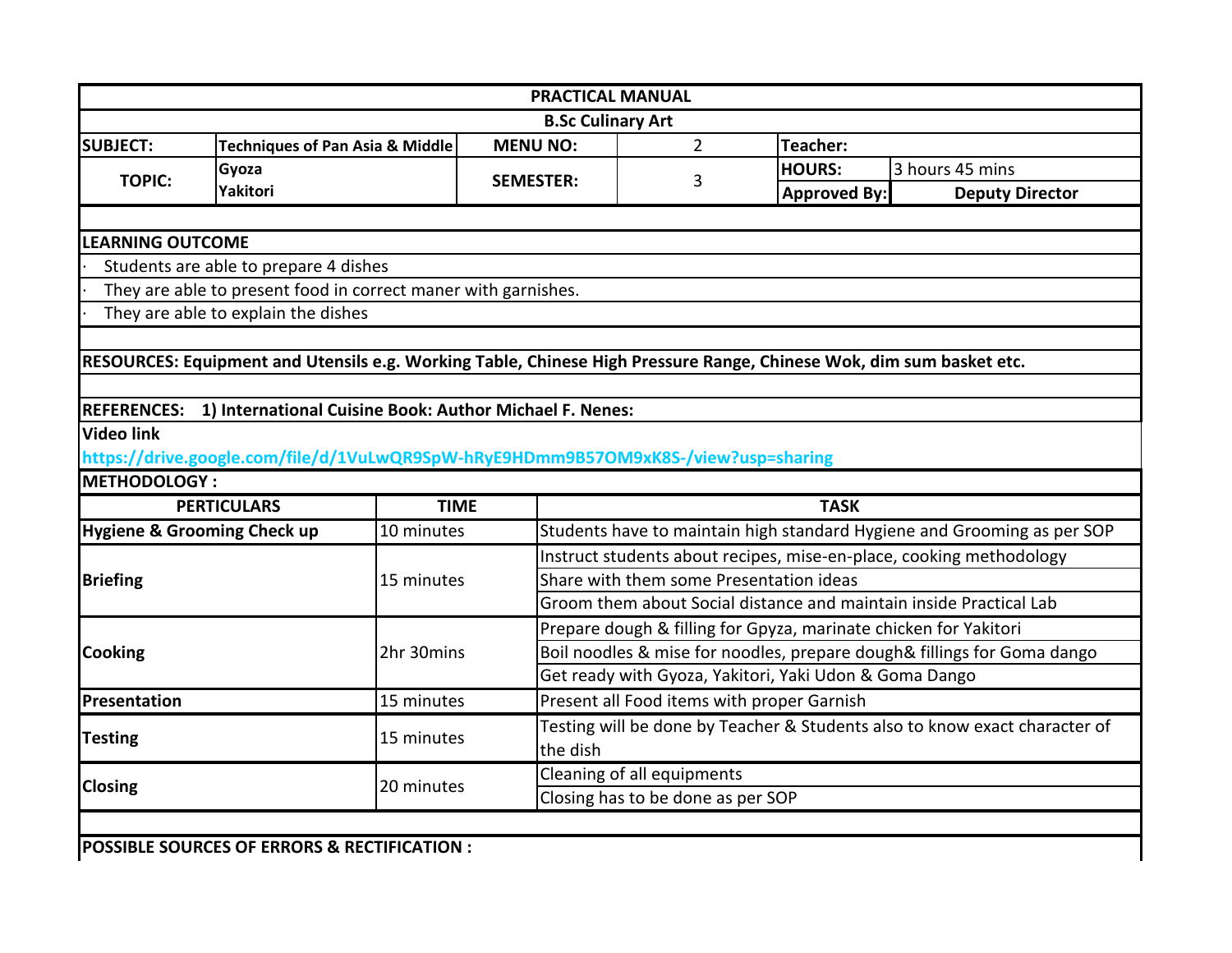# PRACTICAL MANUAL

## B.Sc Culinary Art

| SUBJECT: | Techniques of Pan Asia & Middle | MENU NO: | 2 | Teacher: | |
|---|---|---|---|---|---|
| TOPIC: | Gyoza<br>Yakitori | SEMESTER: | 3 | HOURS: | 3 hours 45 mins |
| | | | | Approved By: | Deputy Director |

**LEARNING OUTCOME**

- Students are able to prepare 4 dishes
- They are able to present food in correct maner with garnishes.
- They are able to explain the dishes

**RESOURCES: Equipment and Utensils e.g. Working Table, Chinese High Pressure Range, Chinese Wok, dim sum basket etc.**

**REFERENCES: 1) International Cuisine Book: Author Michael F. Nenes:**

**Video link**

https://drive.google.com/file/d/1VuLwQR9SpW-hRyE9HDmm9B57OM9xK8S-/view?usp=sharing

**METHODOLOGY :**

| PERTICULARS | TIME | TASK |
|---|---|---|
| **Hygiene & Grooming Check up** | 10 minutes | Students have to maintain high standard Hygiene and Grooming as per SOP |
| **Briefing** | 15 minutes | Instruct students about recipes, mise-en-place, cooking methodology |
| | | Share with them some Presentation ideas |
| | | Groom them about Social distance and maintain inside Practical Lab |
| **Cooking** | 2hr 30mins | Prepare dough & filling for Gpyza, marinate chicken for Yakitori |
| | | Boil noodles & mise for noodles, prepare dough& fillings for Goma dango |
| | | Get ready with Gyoza, Yakitori, Yaki Udon & Goma Dango |
| **Presentation** | 15 minutes | Present all Food items with proper Garnish |
| **Testing** | 15 minutes | Testing will be done by Teacher & Students also to know exact character of the dish |
| **Closing** | 20 minutes | Cleaning of all equipments |
| | | Closing has to be done as per SOP |

**POSSIBLE SOURCES OF ERRORS & RECTIFICATION :**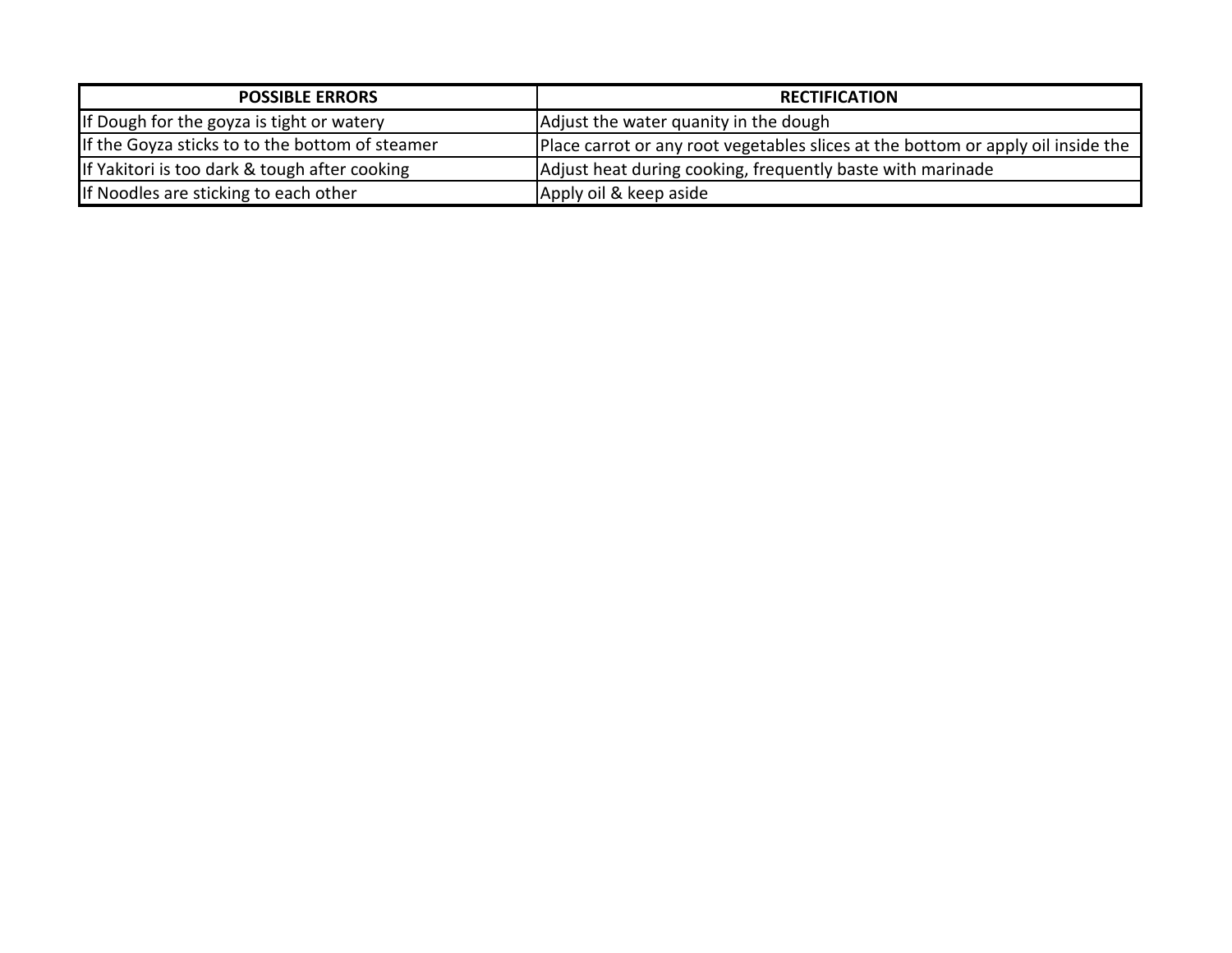| POSSIBLE ERRORS | RECTIFICATION |
| --- | --- |
| If Dough for the goyza is tight or watery | Adjust the water quanity in the dough |
| If the Goyza sticks to to the bottom of steamer | Place carrot or any root vegetables slices at the bottom or apply oil inside the |
| If Yakitori is too dark & tough after cooking | Adjust heat during cooking, frequently baste with marinade |
| If Noodles are sticking to each other | Apply oil & keep aside |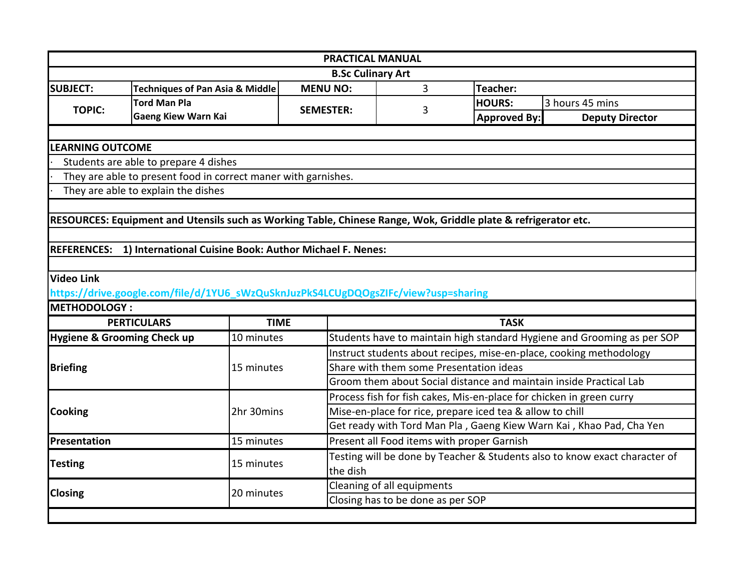# PRACTICAL MANUAL

## B.Sc Culinary Art

| SUBJECT: | Techniques of Pan Asia & Middle | MENU NO: | 3 | Teacher: | |
|---|---|---|---|---|---|
| TOPIC: | Tord Man Pla<br>Gaeng Kiew Warn Kai | SEMESTER: | 3 | HOURS: | 3 hours 45 mins |
| | | | | Approved By: | Deputy Director |

**LEARNING OUTCOME**

- Students are able to prepare 4 dishes
- They are able to present food in correct maner with garnishes.
- They are able to explain the dishes

**RESOURCES: Equipment and Utensils such as Working Table, Chinese Range, Wok, Griddle plate & refrigerator etc.**

**REFERENCES: 1) International Cuisine Book: Author Michael F. Nenes:**

**Video Link**

**https://drive.google.com/file/d/1YU6_sWzQuSknJuzPkS4LCUgDQOgsZIFc/view?usp=sharing**

**METHODOLOGY :**

| PERTICULARS | TIME | TASK |
|---|---|---|
| **Hygiene & Grooming Check up** | 10 minutes | Students have to maintain high standard Hygiene and Grooming as per SOP |
| **Briefing** | 15 minutes | Instruct students about recipes, mise-en-place, cooking methodology |
| | | Share with them some Presentation ideas |
| | | Groom them about Social distance and maintain inside Practical Lab |
| **Cooking** | 2hr 30mins | Process fish for fish cakes, Mis-en-place for chicken in green curry |
| | | Mise-en-place for rice, prepare iced tea & allow to chill |
| | | Get ready with Tord Man Pla , Gaeng Kiew Warn Kai , Khao Pad, Cha Yen |
| **Presentation** | 15 minutes | Present all Food items with proper Garnish |
| **Testing** | 15 minutes | Testing will be done by Teacher & Students also to know exact character of the dish |
| **Closing** | 20 minutes | Cleaning of all equipments |
| | | Closing has to be done as per SOP |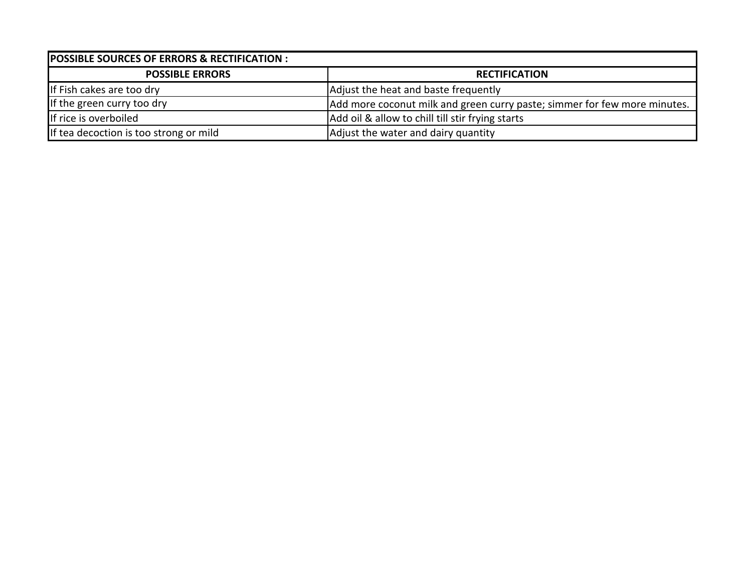| POSSIBLE SOURCES OF ERRORS & RECTIFICATION : | |
|---|---|
| **POSSIBLE ERRORS** | **RECTIFICATION** |
| If Fish cakes are too dry | Adjust the heat and baste frequently |
| If the green curry too dry | Add more coconut milk and green curry paste; simmer for few more minutes. |
| If rice is overboiled | Add oil & allow to chill till stir frying starts |
| If tea decoction is too strong or mild | Adjust the water and dairy quantity |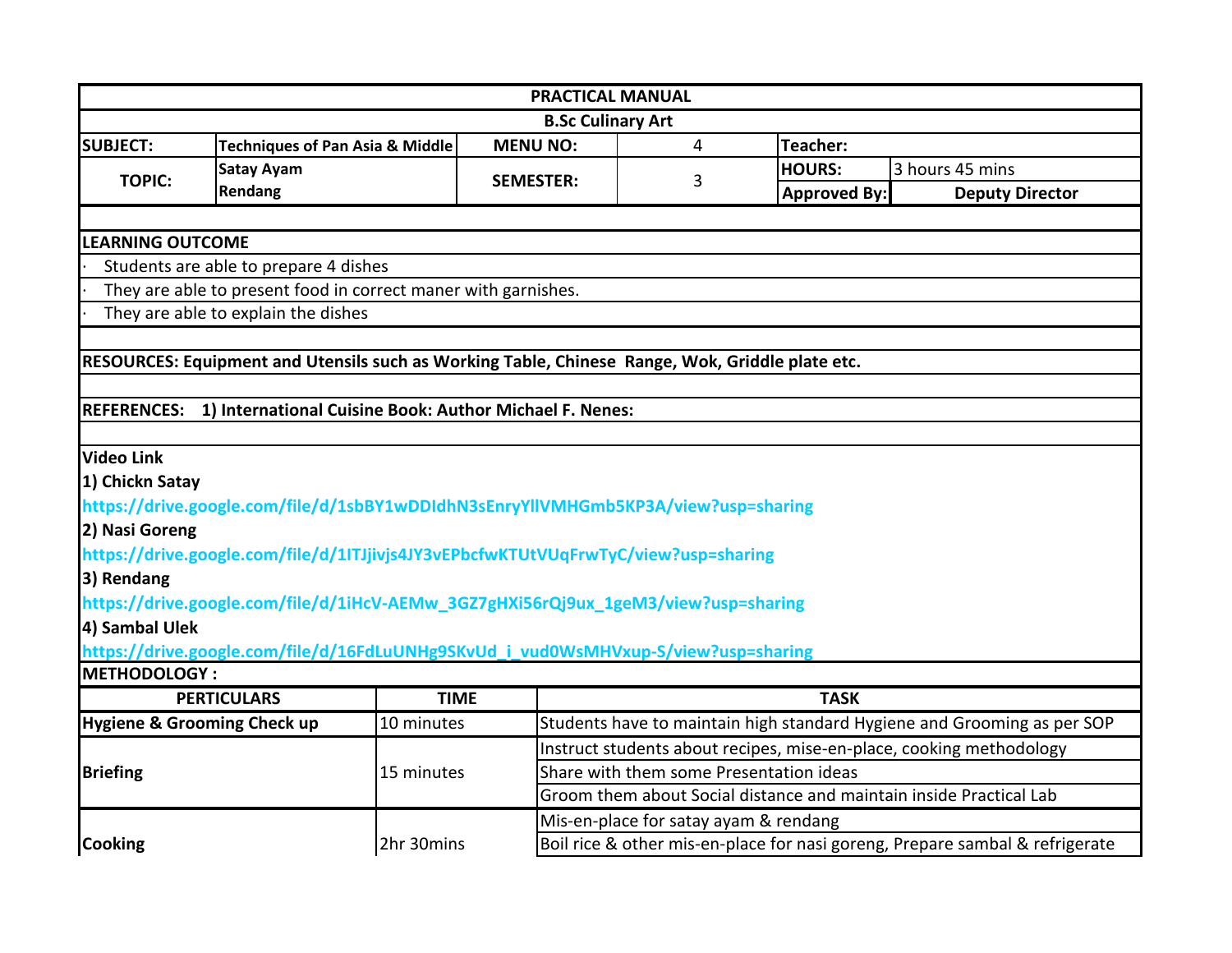| PRACTICAL MANUAL | | | | | |
|---|---|---|---|---|---|
| **B.Sc Culinary Art** | | | | | |
| **SUBJECT:** | **Techniques of Pan Asia & Middle** | **MENU NO:** | 4 | **Teacher:** | |
| **TOPIC:** | **Satay Ayam Rendang** | **SEMESTER:** | 3 | **HOURS:** | 3 hours 45 mins |
| | | | | **Approved By:** | **Deputy Director** |

**LEARNING OUTCOME**

- Students are able to prepare 4 dishes
- They are able to present food in correct maner with garnishes.
- They are able to explain the dishes

**RESOURCES: Equipment and Utensils such as Working Table, Chinese Range, Wok, Griddle plate etc.**

**REFERENCES: 1) International Cuisine Book: Author Michael F. Nenes:**

**Video Link**

**1) Chickn Satay**

https://drive.google.com/file/d/1sbBY1wDDIdhN3sEnryYllVMHGmb5KP3A/view?usp=sharing

**2) Nasi Goreng**

https://drive.google.com/file/d/1ITJjivjs4JY3vEPbcfwKTUtVUqFrwTyC/view?usp=sharing

**3) Rendang**

https://drive.google.com/file/d/1iHcV-AEMw_3GZ7gHXi56rQj9ux_1geM3/view?usp=sharing

**4) Sambal Ulek**

https://drive.google.com/file/d/16FdLuUNHg9SKvUd_i_vud0WsMHVxup-S/view?usp=sharing

**METHODOLOGY :**

| PERTICULARS | TIME | TASK |
|---|---|---|
| **Hygiene & Grooming Check up** | 10 minutes | Students have to maintain high standard Hygiene and Grooming as per SOP |
| **Briefing** | 15 minutes | Instruct students about recipes, mise-en-place, cooking methodology |
| | | Share with them some Presentation ideas |
| | | Groom them about Social distance and maintain inside Practical Lab |
| **Cooking** | 2hr 30mins | Mis-en-place for satay ayam & rendang |
| | | Boil rice & other mis-en-place for nasi goreng, Prepare sambal & refrigerate |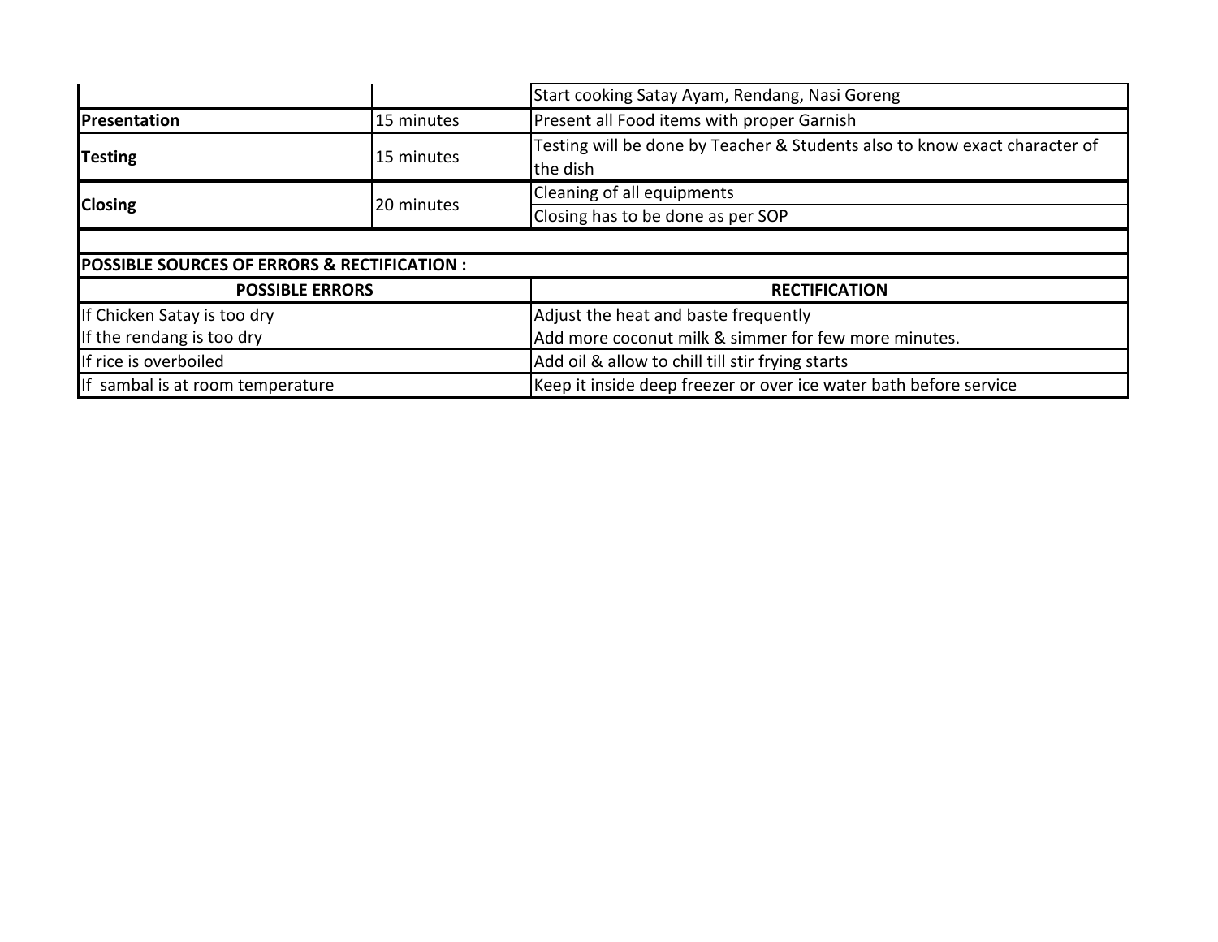| | | |
|---|---|---|
| | | Start cooking Satay Ayam, Rendang, Nasi Goreng |
| **Presentation** | 15 minutes | Present all Food items with proper Garnish |
| **Testing** | 15 minutes | Testing will be done by Teacher & Students also to know exact character of the dish |
| **Closing** | 20 minutes | Cleaning of all equipments |
| | | Closing has to be done as per SOP |

**POSSIBLE SOURCES OF ERRORS & RECTIFICATION :**

| POSSIBLE ERRORS | RECTIFICATION |
|---|---|
| If Chicken Satay is too dry | Adjust the heat and baste frequently |
| If the rendang is too dry | Add more coconut milk & simmer for few more minutes. |
| If rice is overboiled | Add oil & allow to chill till stir frying starts |
| If sambal is at room temperature | Keep it inside deep freezer or over ice water bath before service |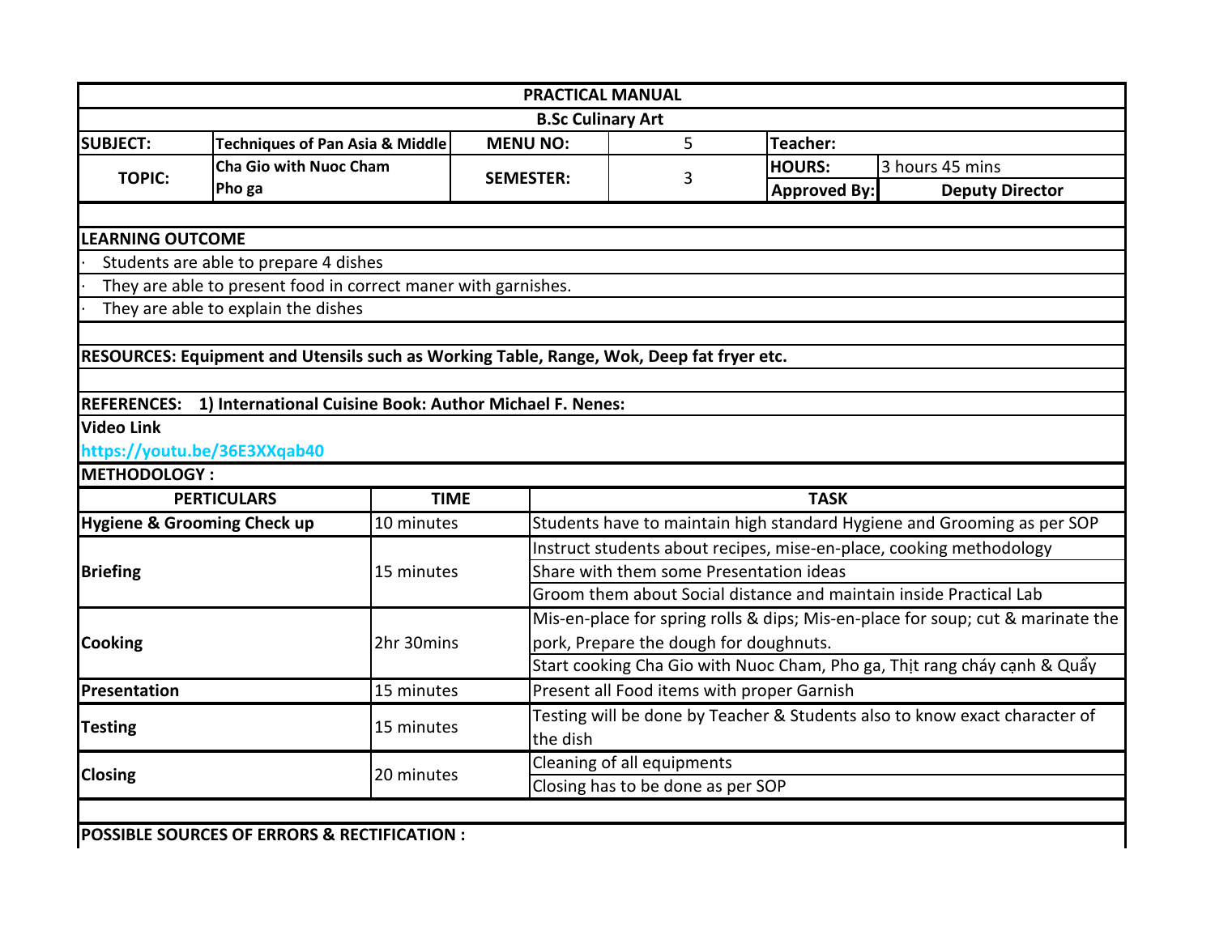| PRACTICAL MANUAL | | | | | |
|---|---|---|---|---|---|
| B.Sc Culinary Art | | | | | |
| **SUBJECT:** | **Techniques of Pan Asia & Middle** | **MENU NO:** | 5 | **Teacher:** | |
| **TOPIC:** | **Cha Gio with Nuoc Cham**<br>**Pho ga** | **SEMESTER:** | 3 | **HOURS:** | 3 hours 45 mins |
| | | | | **Approved By:** | **Deputy Director** |

**LEARNING OUTCOME**

- Students are able to prepare 4 dishes
- They are able to present food in correct maner with garnishes.
- They are able to explain the dishes

**RESOURCES: Equipment and Utensils such as Working Table, Range, Wok, Deep fat fryer etc.**

**REFERENCES: 1) International Cuisine Book: Author Michael F. Nenes:**

**Video Link**

https://youtu.be/36E3XXqab40

**METHODOLOGY :**

| PERTICULARS | TIME | TASK |
|---|---|---|
| **Hygiene & Grooming Check up** | 10 minutes | Students have to maintain high standard Hygiene and Grooming as per SOP |
| **Briefing** | 15 minutes | Instruct students about recipes, mise-en-place, cooking methodology |
| | | Share with them some Presentation ideas |
| | | Groom them about Social distance and maintain inside Practical Lab |
| **Cooking** | 2hr 30mins | Mis-en-place for spring rolls & dips; Mis-en-place for soup; cut & marinate the pork, Prepare the dough for doughnuts. |
| | | Start cooking Cha Gio with Nuoc Cham, Pho ga, Thịt rang cháy cạnh & Quẩy |
| **Presentation** | 15 minutes | Present all Food items with proper Garnish |
| **Testing** | 15 minutes | Testing will be done by Teacher & Students also to know exact character of the dish |
| **Closing** | 20 minutes | Cleaning of all equipments |
| | | Closing has to be done as per SOP |

**POSSIBLE SOURCES OF ERRORS & RECTIFICATION :**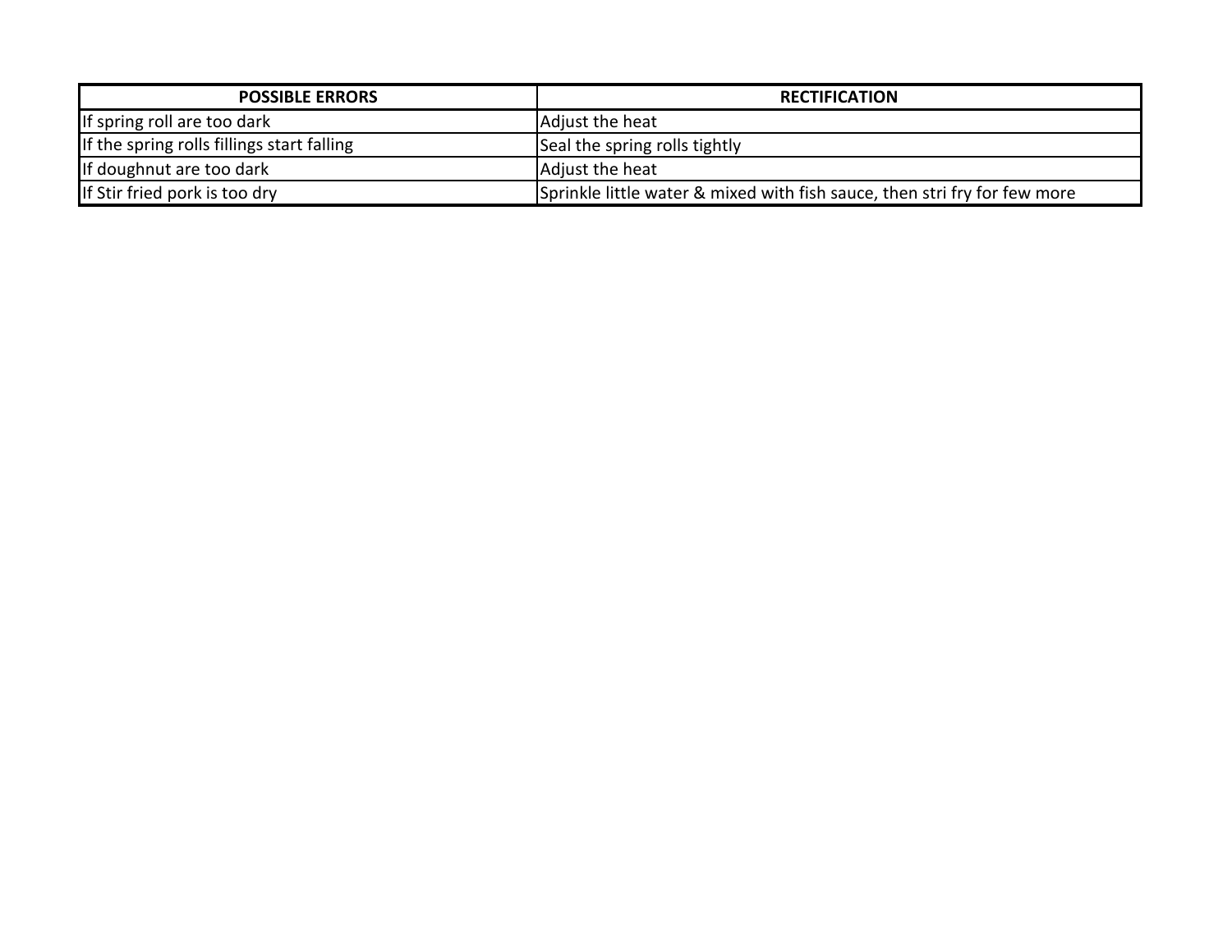| POSSIBLE ERRORS | RECTIFICATION |
|---|---|
| If spring roll are too dark | Adjust the heat |
| If the spring rolls fillings start falling | Seal the spring rolls tightly |
| If doughnut are too dark | Adjust the heat |
| If Stir fried pork is too dry | Sprinkle little water & mixed with fish sauce, then stri fry for few more |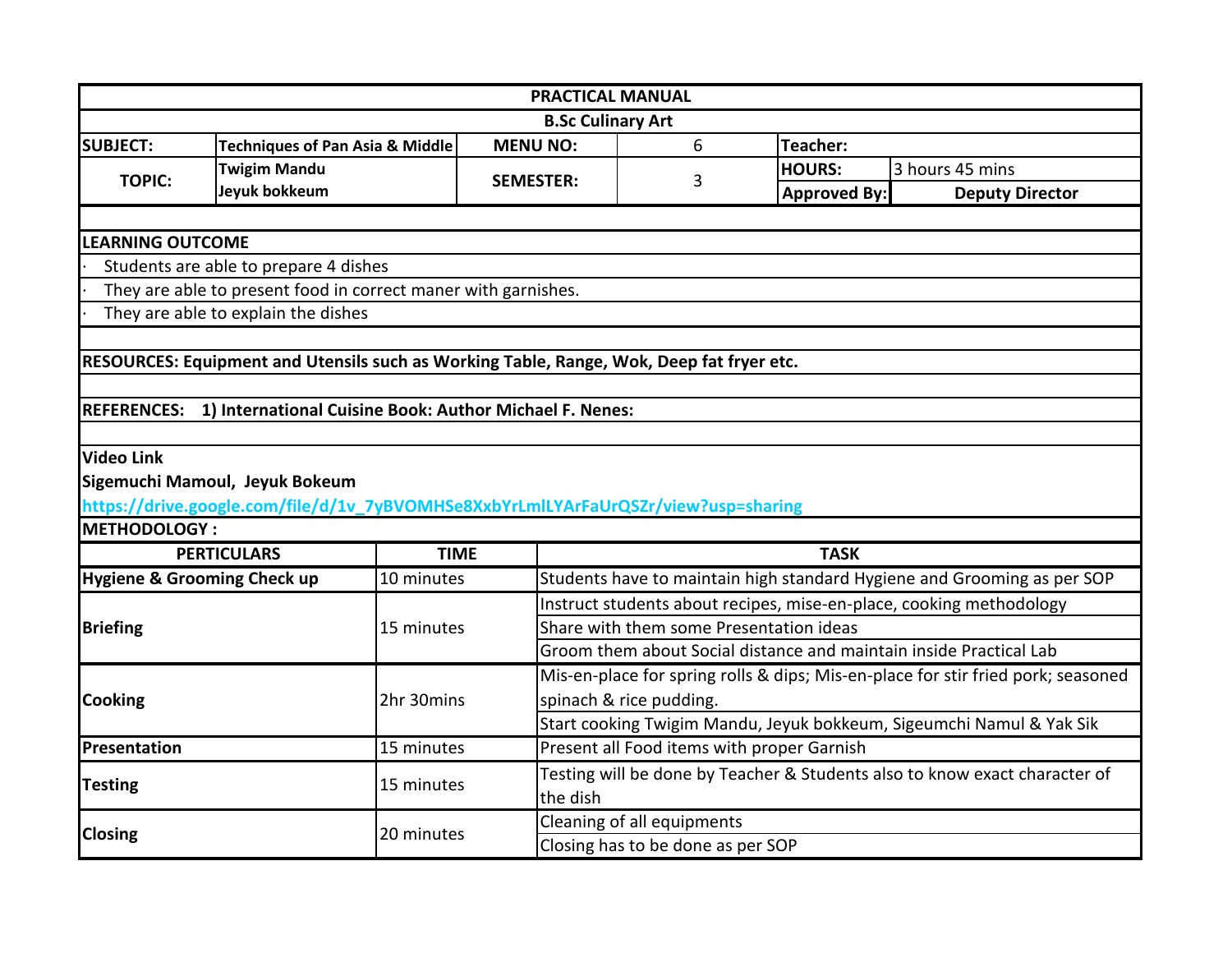| PRACTICAL MANUAL | | | | | |
|---|---|---|---|---|---|
| **B.Sc Culinary Art** | | | | | |
| **SUBJECT:** | **Techniques of Pan Asia & Middle** | **MENU NO:** | 6 | **Teacher:** | |
| **TOPIC:** | **Twigim Mandu**<br>**Jeyuk bokkeum** | **SEMESTER:** | 3 | **HOURS:** | 3 hours 45 mins |
| | | | | **Approved By:** | **Deputy Director** |

**LEARNING OUTCOME**

- Students are able to prepare 4 dishes
- They are able to present food in correct maner with garnishes.
- They are able to explain the dishes

**RESOURCES: Equipment and Utensils such as Working Table, Range, Wok, Deep fat fryer etc.**

**REFERENCES: 1) International Cuisine Book: Author Michael F. Nenes:**

**Video Link**

**Sigemuchi Mamoul, Jeyuk Bokeum**

https://drive.google.com/file/d/1v_7yBVOMHSe8XxbYrLmILYArFaUrQSZr/view?usp=sharing

**METHODOLOGY :**

| PERTICULARS | TIME | TASK |
|---|---|---|
| **Hygiene & Grooming Check up** | 10 minutes | Students have to maintain high standard Hygiene and Grooming as per SOP |
| **Briefing** | 15 minutes | Instruct students about recipes, mise-en-place, cooking methodology |
| | | Share with them some Presentation ideas |
| | | Groom them about Social distance and maintain inside Practical Lab |
| **Cooking** | 2hr 30mins | Mis-en-place for spring rolls & dips; Mis-en-place for stir fried pork; seasoned spinach & rice pudding. |
| | | Start cooking Twigim Mandu, Jeyuk bokkeum, Sigeumchi Namul & Yak Sik |
| **Presentation** | 15 minutes | Present all Food items with proper Garnish |
| **Testing** | 15 minutes | Testing will be done by Teacher & Students also to know exact character of the dish |
| **Closing** | 20 minutes | Cleaning of all equipments |
| | | Closing has to be done as per SOP |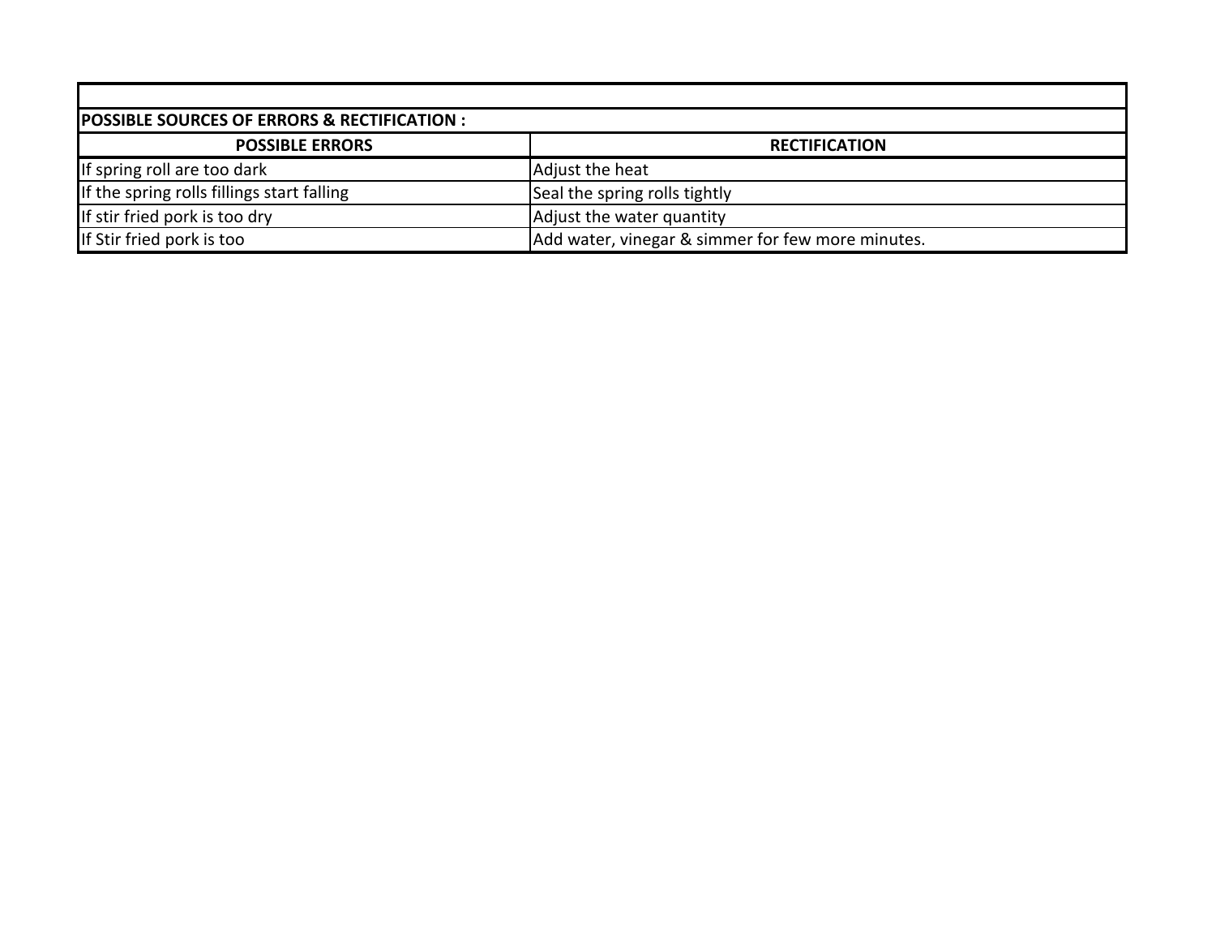**POSSIBLE SOURCES OF ERRORS & RECTIFICATION :**

| POSSIBLE ERRORS | RECTIFICATION |
|---|---|
| If spring roll are too dark | Adjust the heat |
| If the spring rolls fillings start falling | Seal the spring rolls tightly |
| If stir fried pork is too dry | Adjust the water quantity |
| If Stir fried pork is too | Add water, vinegar & simmer for few more minutes. |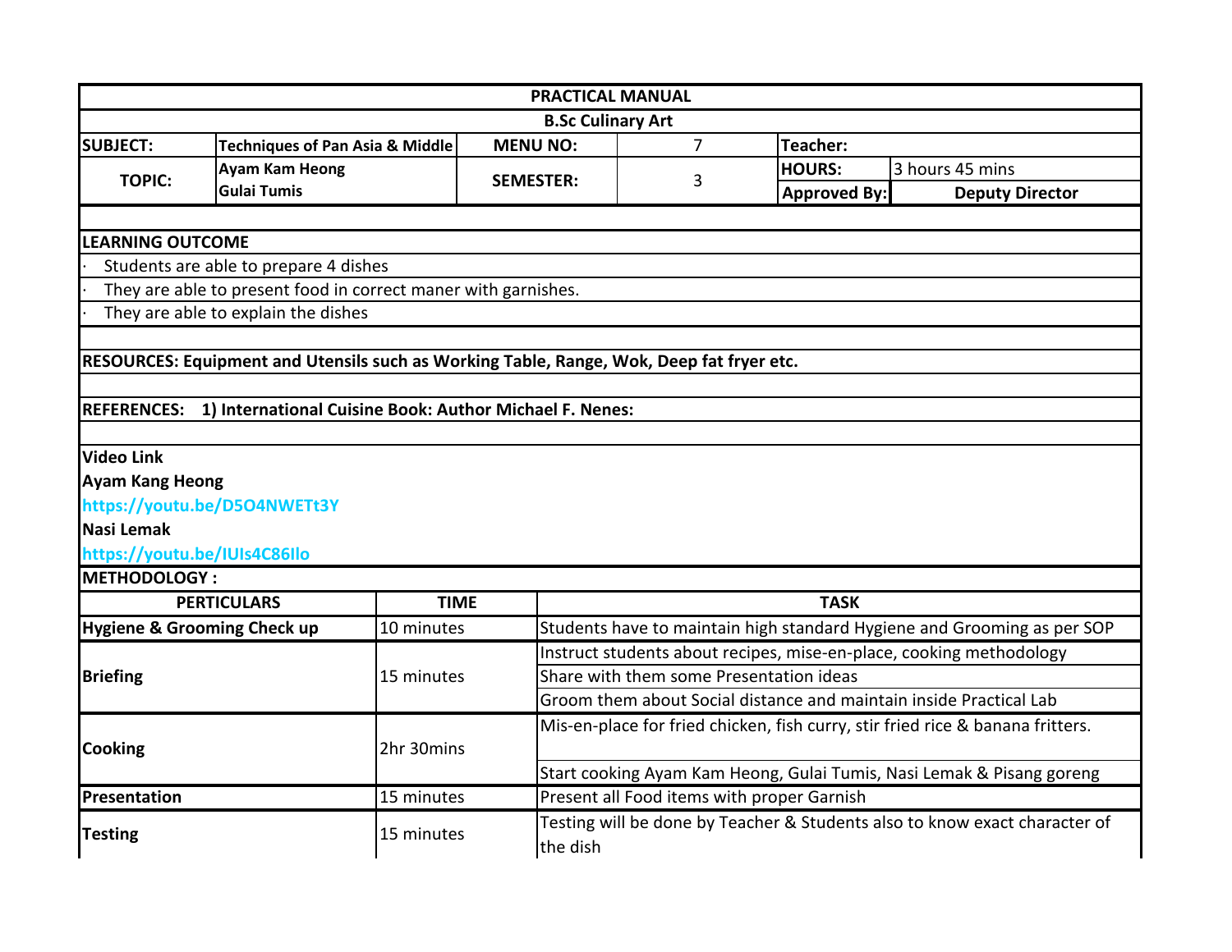| PRACTICAL MANUAL | | | | | |
|---|---|---|---|---|---|
| B.Sc Culinary Art | | | | | |
| **SUBJECT:** | **Techniques of Pan Asia & Middle** | **MENU NO:** | 7 | **Teacher:** | |
| **TOPIC:** | **Ayam Kam Heong**<br>**Gulai Tumis** | **SEMESTER:** | 3 | **HOURS:** | 3 hours 45 mins |
| | | | | **Approved By:** | **Deputy Director** |

**LEARNING OUTCOME**

- Students are able to prepare 4 dishes
- They are able to present food in correct maner with garnishes.
- They are able to explain the dishes

**RESOURCES: Equipment and Utensils such as Working Table, Range, Wok, Deep fat fryer etc.**

**REFERENCES: 1) International Cuisine Book: Author Michael F. Nenes:**

**Video Link**

**Ayam Kang Heong**

**https://youtu.be/D5O4NWETt3Y**

**Nasi Lemak**

**https://youtu.be/IUIs4C86Ilo**

**METHODOLOGY :**

| PERTICULARS | TIME | TASK |
|---|---|---|
| **Hygiene & Grooming Check up** | 10 minutes | Students have to maintain high standard Hygiene and Grooming as per SOP |
| **Briefing** | 15 minutes | Instruct students about recipes, mise-en-place, cooking methodology |
| | | Share with them some Presentation ideas |
| | | Groom them about Social distance and maintain inside Practical Lab |
| **Cooking** | 2hr 30mins | Mis-en-place for fried chicken, fish curry, stir fried rice & banana fritters. |
| | | Start cooking Ayam Kam Heong, Gulai Tumis, Nasi Lemak & Pisang goreng |
| **Presentation** | 15 minutes | Present all Food items with proper Garnish |
| **Testing** | 15 minutes | Testing will be done by Teacher & Students also to know exact character of the dish |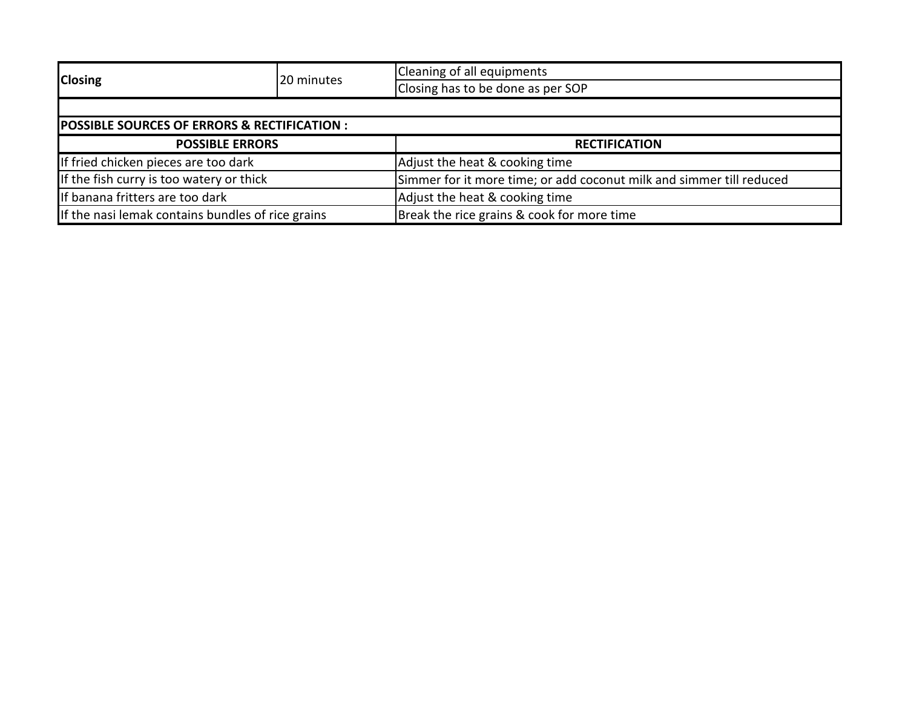| | | |
|---|---|---|
| **Closing** | 20 minutes | Cleaning of all equipments |
| | | Closing has to be done as per SOP |

**POSSIBLE SOURCES OF ERRORS & RECTIFICATION :**

| POSSIBLE ERRORS | RECTIFICATION |
|---|---|
| If fried chicken pieces are too dark | Adjust the heat & cooking time |
| If the fish curry is too watery or thick | Simmer for it more time; or add coconut milk and simmer till reduced |
| If banana fritters are too dark | Adjust the heat & cooking time |
| If the nasi lemak contains bundles of rice grains | Break the rice grains & cook for more time |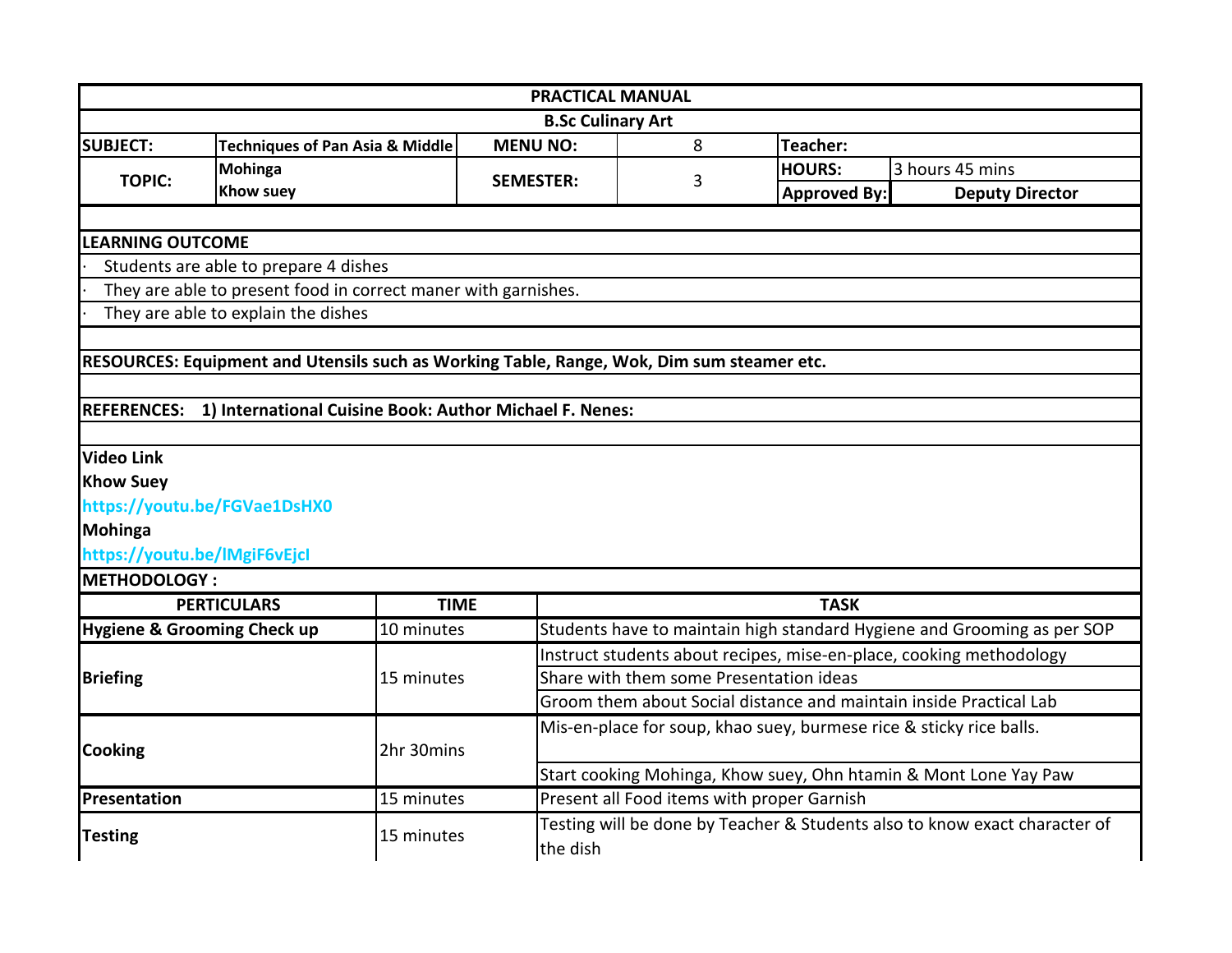| PRACTICAL MANUAL | | | | | |
|---|---|---|---|---|---|
| B.Sc Culinary Art | | | | | |
| **SUBJECT:** | **Techniques of Pan Asia & Middle** | **MENU NO:** | 8 | **Teacher:** | |
| **TOPIC:** | **Mohinga Khow suey** | **SEMESTER:** | 3 | **HOURS:** | 3 hours 45 mins |
| | | | | **Approved By:** | **Deputy Director** |

**LEARNING OUTCOME**

- Students are able to prepare 4 dishes
- They are able to present food in correct maner with garnishes.
- They are able to explain the dishes

**RESOURCES: Equipment and Utensils such as Working Table, Range, Wok, Dim sum steamer etc.**

**REFERENCES: 1) International Cuisine Book: Author Michael F. Nenes:**

**Video Link**

**Khow Suey**

https://youtu.be/FGVae1DsHX0

**Mohinga**

https://youtu.be/lMgiF6vEjcI

**METHODOLOGY :**

| PERTICULARS | TIME | TASK |
|---|---|---|
| **Hygiene & Grooming Check up** | 10 minutes | Students have to maintain high standard Hygiene and Grooming as per SOP |
| **Briefing** | 15 minutes | Instruct students about recipes, mise-en-place, cooking methodology |
| | | Share with them some Presentation ideas |
| | | Groom them about Social distance and maintain inside Practical Lab |
| **Cooking** | 2hr 30mins | Mis-en-place for soup, khao suey, burmese rice & sticky rice balls. |
| | | Start cooking Mohinga, Khow suey, Ohn htamin & Mont Lone Yay Paw |
| **Presentation** | 15 minutes | Present all Food items with proper Garnish |
| **Testing** | 15 minutes | Testing will be done by Teacher & Students also to know exact character of the dish |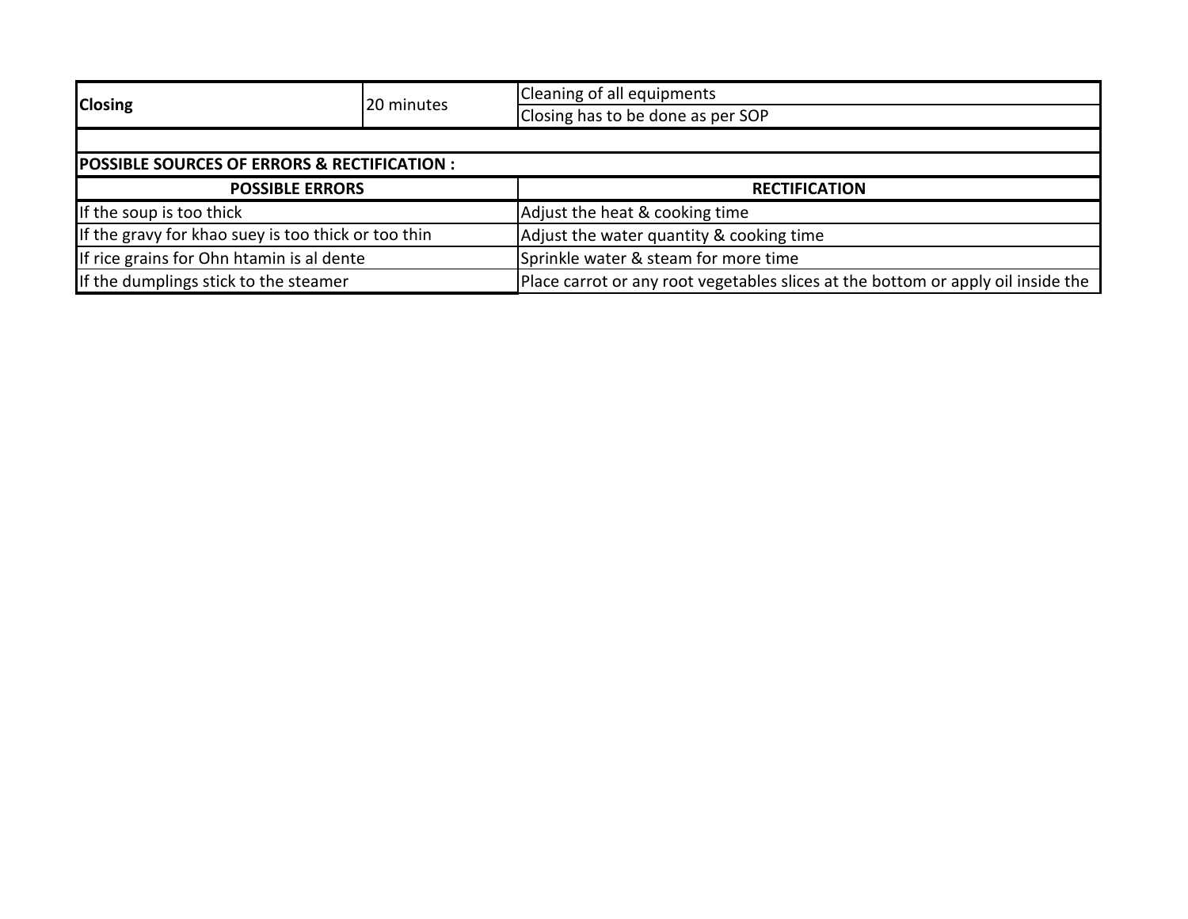| Closing | 20 minutes | Cleaning of all equipments |
| --- | --- | --- |
| | | Closing has to be done as per SOP |

**POSSIBLE SOURCES OF ERRORS & RECTIFICATION :**

| POSSIBLE ERRORS | RECTIFICATION |
| --- | --- |
| If the soup is too thick | Adjust the heat & cooking time |
| If the gravy for khao suey is too thick or too thin | Adjust the water quantity & cooking time |
| If rice grains for Ohn htamin is al dente | Sprinkle water & steam for more time |
| If the dumplings stick to the steamer | Place carrot or any root vegetables slices at the bottom or apply oil inside the |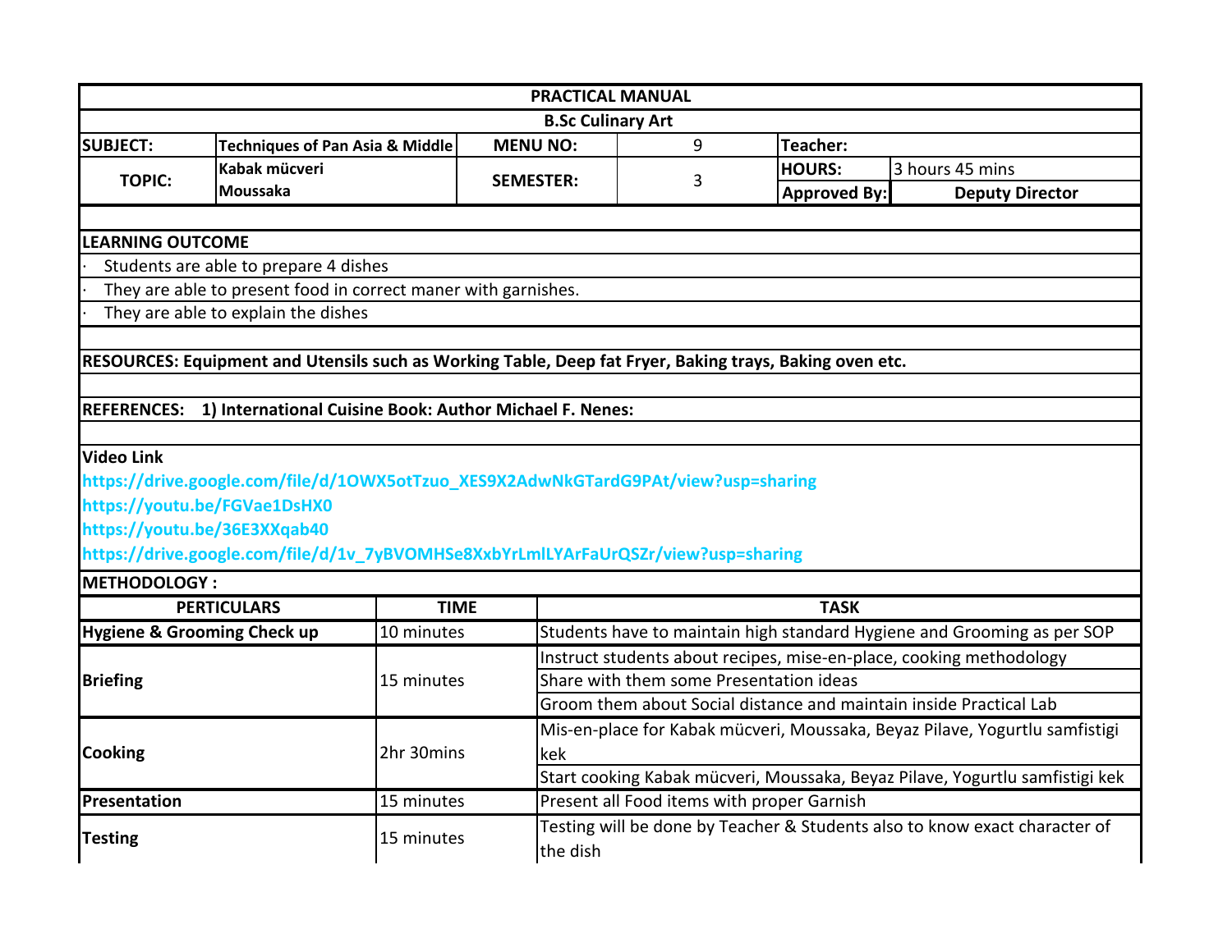| PRACTICAL MANUAL | | | | | |
|---|---|---|---|---|---|
| **B.Sc Culinary Art** | | | | | |
| **SUBJECT:** | **Techniques of Pan Asia & Middle** | **MENU NO:** | 9 | **Teacher:** | |
| **TOPIC:** | **Kabak mücveri**<br>**Moussaka** | **SEMESTER:** | 3 | **HOURS:** | 3 hours 45 mins |
| | | | | **Approved By:** | **Deputy Director** |

**LEARNING OUTCOME**

- Students are able to prepare 4 dishes
- They are able to present food in correct maner with garnishes.
- They are able to explain the dishes

**RESOURCES: Equipment and Utensils such as Working Table, Deep fat Fryer, Baking trays, Baking oven etc.**

**REFERENCES: 1) International Cuisine Book: Author Michael F. Nenes:**

**Video Link**

https://drive.google.com/file/d/1OWX5otTzuo_XES9X2AdwNkGTardG9PAt/view?usp=sharing
https://youtu.be/FGVae1DsHX0
https://youtu.be/36E3XXqab40
https://drive.google.com/file/d/1v_7yBVOMHSe8XxbYrLmlLYArFaUrQSZr/view?usp=sharing

**METHODOLOGY :**

| PERTICULARS | TIME | TASK |
|---|---|---|
| **Hygiene & Grooming Check up** | 10 minutes | Students have to maintain high standard Hygiene and Grooming as per SOP |
| **Briefing** | 15 minutes | Instruct students about recipes, mise-en-place, cooking methodology |
| | | Share with them some Presentation ideas |
| | | Groom them about Social distance and maintain inside Practical Lab |
| **Cooking** | 2hr 30mins | Mis-en-place for Kabak mücveri, Moussaka, Beyaz Pilave, Yogurtlu samfistigi kek |
| | | Start cooking Kabak mücveri, Moussaka, Beyaz Pilave, Yogurtlu samfistigi kek |
| **Presentation** | 15 minutes | Present all Food items with proper Garnish |
| **Testing** | 15 minutes | Testing will be done by Teacher & Students also to know exact character of the dish |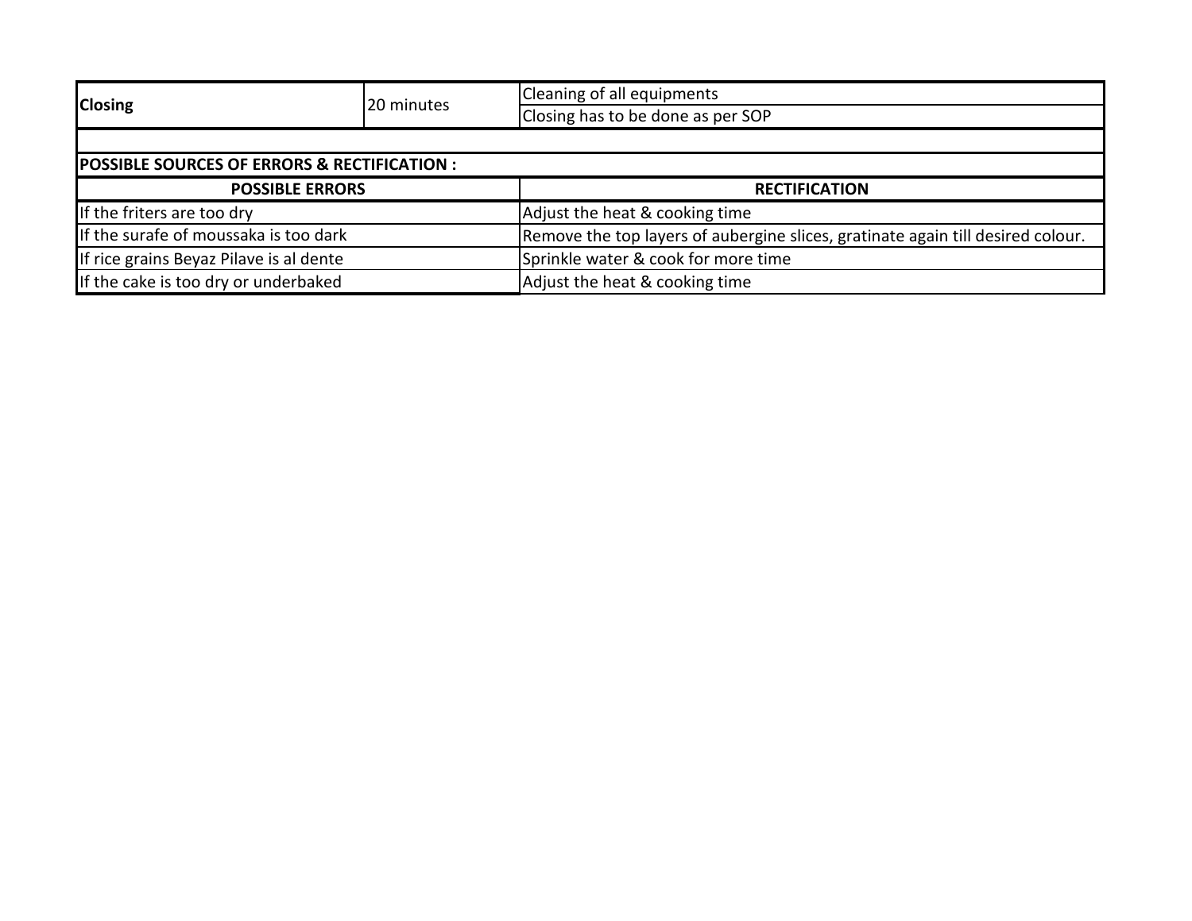| Closing | 20 minutes | Cleaning of all equipments |
|---|---|---|
| | | Closing has to be done as per SOP |

**POSSIBLE SOURCES OF ERRORS & RECTIFICATION :**

| POSSIBLE ERRORS | RECTIFICATION |
|---|---|
| If the friters are too dry | Adjust the heat & cooking time |
| If the surafe of moussaka is too dark | Remove the top layers of aubergine slices, gratinate again till desired colour. |
| If rice grains Beyaz Pilave is al dente | Sprinkle water & cook for more time |
| If the cake is too dry or underbaked | Adjust the heat & cooking time |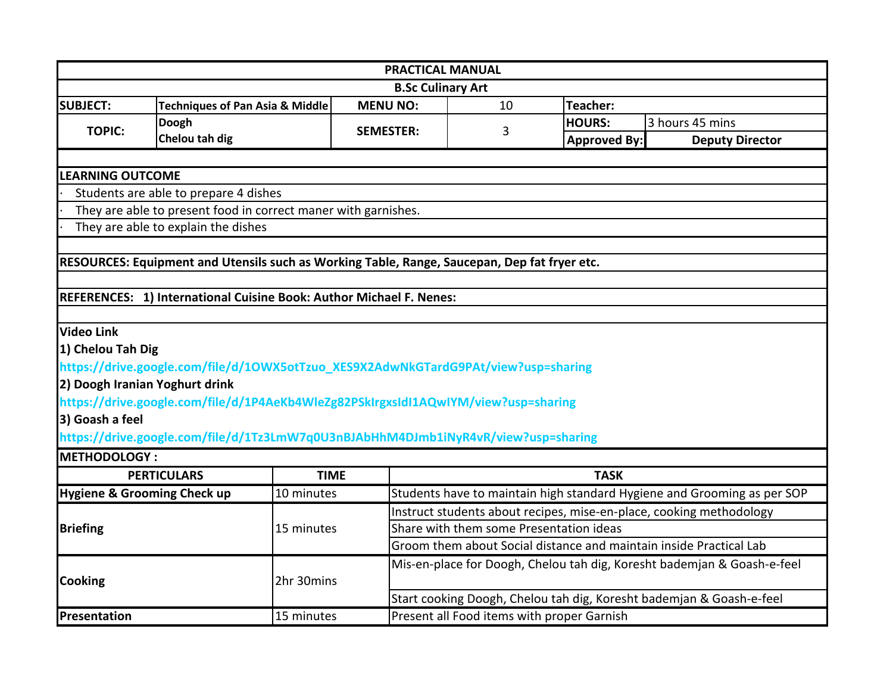# PRACTICAL MANUAL

## B.Sc Culinary Art

| SUBJECT: | Techniques of Pan Asia & Middle | MENU NO: | 10 | Teacher: | |
|---|---|---|---|---|---|
| TOPIC: | Doogh<br>Chelou tah dig | SEMESTER: | 3 | HOURS: | 3 hours 45 mins |
| | | | | Approved By: | Deputy Director |

**LEARNING OUTCOME**

- Students are able to prepare 4 dishes
- They are able to present food in correct maner with garnishes.
- They are able to explain the dishes

**RESOURCES: Equipment and Utensils such as Working Table, Range, Saucepan, Dep fat fryer etc.**

**REFERENCES: 1) International Cuisine Book: Author Michael F. Nenes:**

**Video Link**

**1) Chelou Tah Dig**

https://drive.google.com/file/d/1OWX5otTzuo_XES9X2AdwNkGTardG9PAt/view?usp=sharing

**2) Doogh Iranian Yoghurt drink**

https://drive.google.com/file/d/1P4AeKb4WleZg82PSkIrgxsIdI1AQwIYM/view?usp=sharing

**3) Goash a feel**

https://drive.google.com/file/d/1Tz3LmW7q0U3nBJAbHhM4DJmb1iNyR4vR/view?usp=sharing

**METHODOLOGY :**

| PERTICULARS | TIME | TASK |
|---|---|---|
| **Hygiene & Grooming Check up** | 10 minutes | Students have to maintain high standard Hygiene and Grooming as per SOP |
| **Briefing** | 15 minutes | Instruct students about recipes, mise-en-place, cooking methodology |
| | | Share with them some Presentation ideas |
| | | Groom them about Social distance and maintain inside Practical Lab |
| **Cooking** | 2hr 30mins | Mis-en-place for Doogh, Chelou tah dig, Koresht bademjan & Goash-e-feel |
| | | Start cooking Doogh, Chelou tah dig, Koresht bademjan & Goash-e-feel |
| **Presentation** | 15 minutes | Present all Food items with proper Garnish |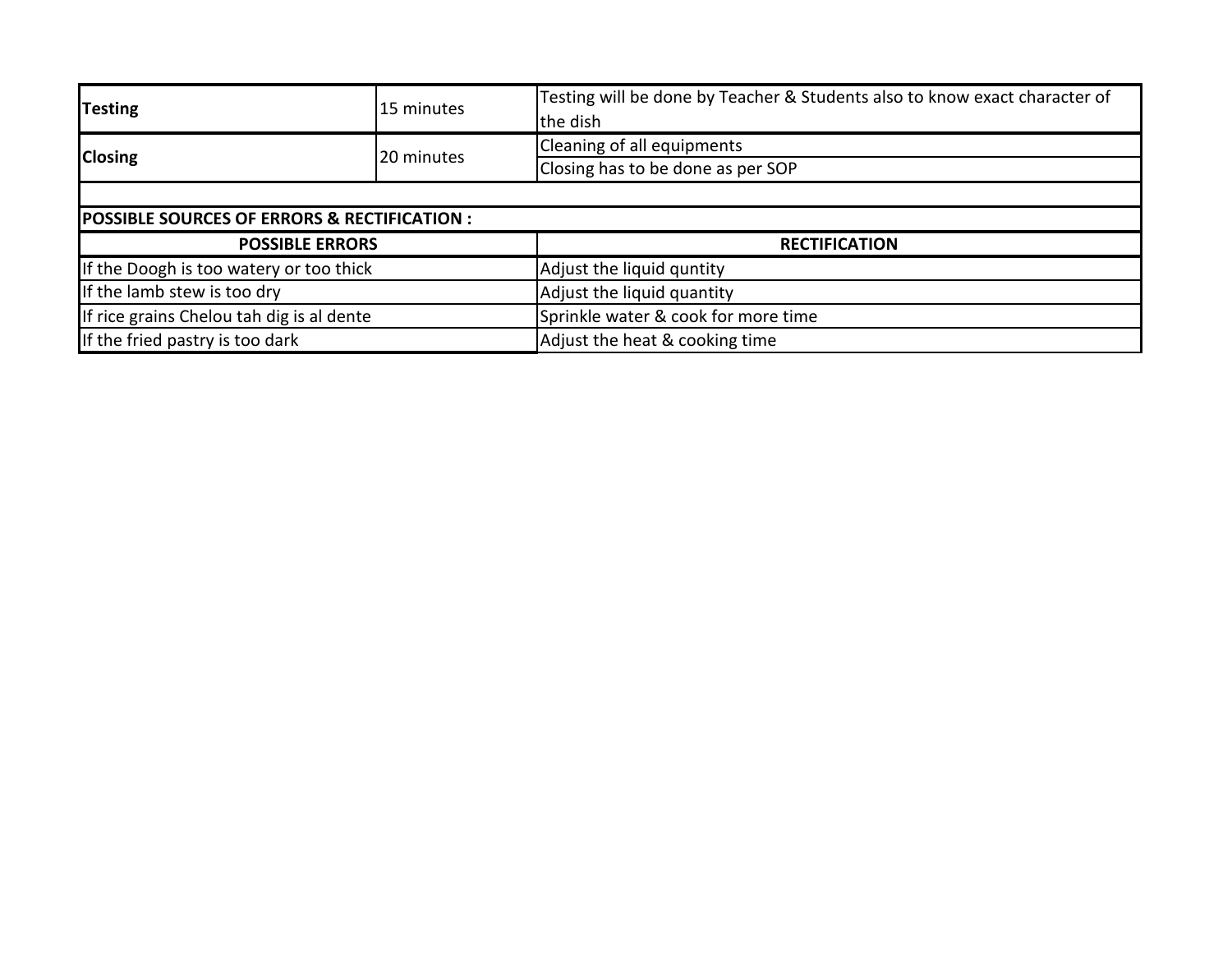| | | |
|---|---|---|
| **Testing** | 15 minutes | Testing will be done by Teacher & Students also to know exact character of the dish |
| **Closing** | 20 minutes | Cleaning of all equipments |
| | | Closing has to be done as per SOP |

**POSSIBLE SOURCES OF ERRORS & RECTIFICATION :**

| POSSIBLE ERRORS | RECTIFICATION |
|---|---|
| If the Doogh is too watery or too thick | Adjust the liquid quntity |
| If the lamb stew is too dry | Adjust the liquid quantity |
| If rice grains Chelou tah dig is al dente | Sprinkle water & cook for more time |
| If the fried pastry is too dark | Adjust the heat & cooking time |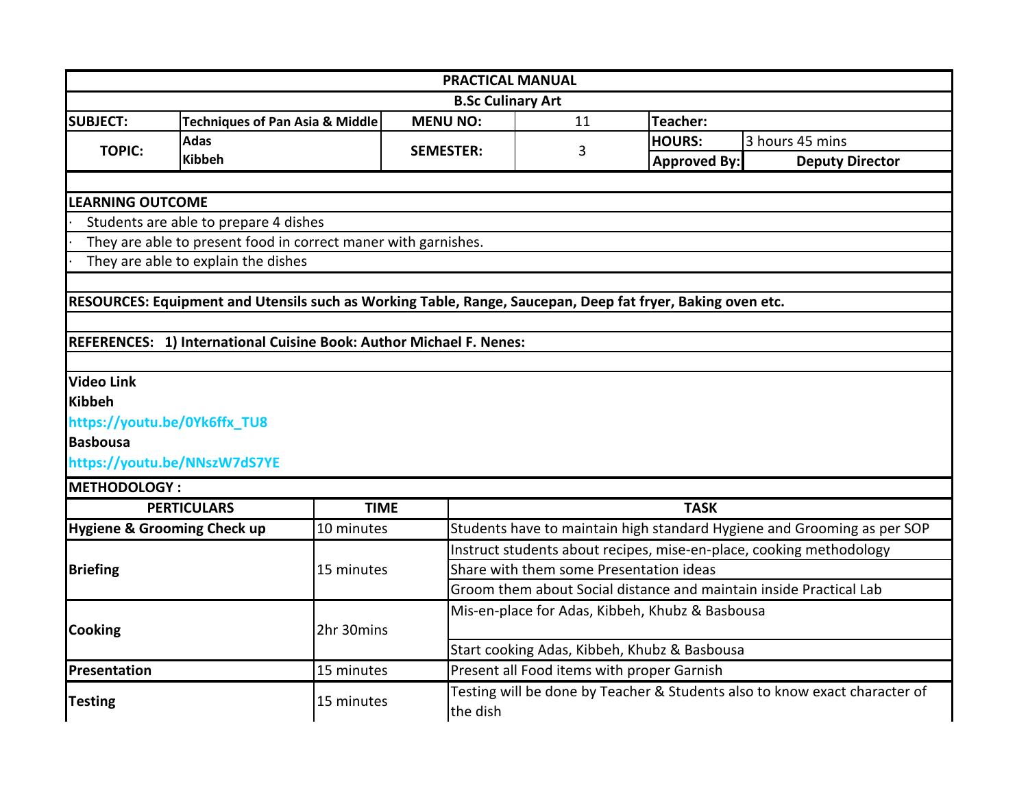# PRACTICAL MANUAL

## B.Sc Culinary Art

| SUBJECT: | Techniques of Pan Asia & Middle | MENU NO: | 11 | Teacher: | |
|---|---|---|---|---|---|
| TOPIC: | Adas<br>Kibbeh | SEMESTER: | 3 | HOURS: | 3 hours 45 mins |
| | | | | Approved By: | Deputy Director |

**LEARNING OUTCOME**

- Students are able to prepare 4 dishes
- They are able to present food in correct maner with garnishes.
- They are able to explain the dishes

**RESOURCES: Equipment and Utensils such as Working Table, Range, Saucepan, Deep fat fryer, Baking oven etc.**

**REFERENCES: 1) International Cuisine Book: Author Michael F. Nenes:**

**Video Link**

**Kibbeh**

https://youtu.be/0Yk6ffx_TU8

**Basbousa**

https://youtu.be/NNszW7dS7YE

**METHODOLOGY :**

| PERTICULARS | TIME | TASK |
|---|---|---|
| **Hygiene & Grooming Check up** | 10 minutes | Students have to maintain high standard Hygiene and Grooming as per SOP |
| **Briefing** | 15 minutes | Instruct students about recipes, mise-en-place, cooking methodology |
| | | Share with them some Presentation ideas |
| | | Groom them about Social distance and maintain inside Practical Lab |
| **Cooking** | 2hr 30mins | Mis-en-place for Adas, Kibbeh, Khubz & Basbousa |
| | | Start cooking Adas, Kibbeh, Khubz & Basbousa |
| **Presentation** | 15 minutes | Present all Food items with proper Garnish |
| **Testing** | 15 minutes | Testing will be done by Teacher & Students also to know exact character of the dish |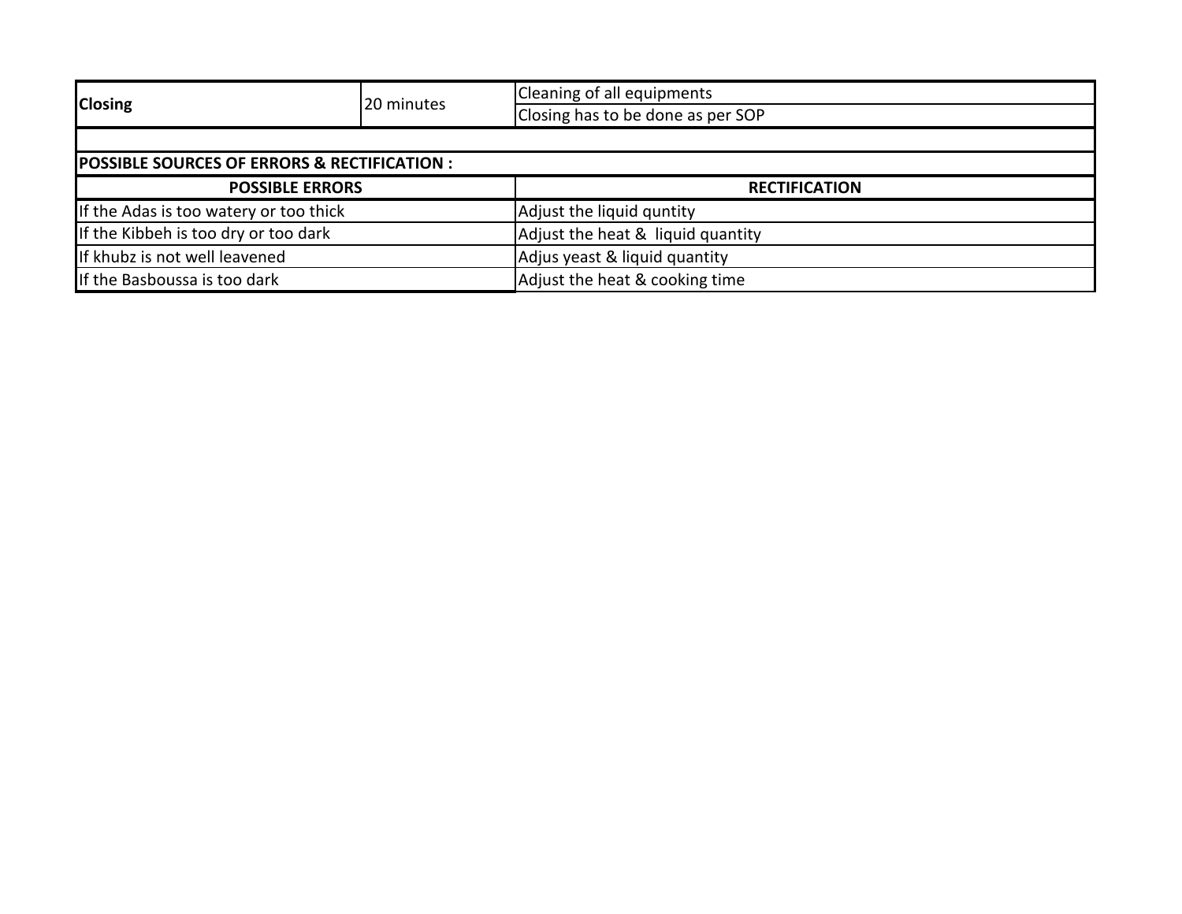| Closing | 20 minutes | Cleaning of all equipments |
|---|---|---|
| | | Closing has to be done as per SOP |

**POSSIBLE SOURCES OF ERRORS & RECTIFICATION :**

| POSSIBLE ERRORS | RECTIFICATION |
|---|---|
| If the Adas is too watery or too thick | Adjust the liquid quntity |
| If the Kibbeh is too dry or too dark | Adjust the heat &  liquid quantity |
| If khubz is not well leavened | Adjus yeast & liquid quantity |
| If the Basboussa is too dark | Adjust the heat & cooking time |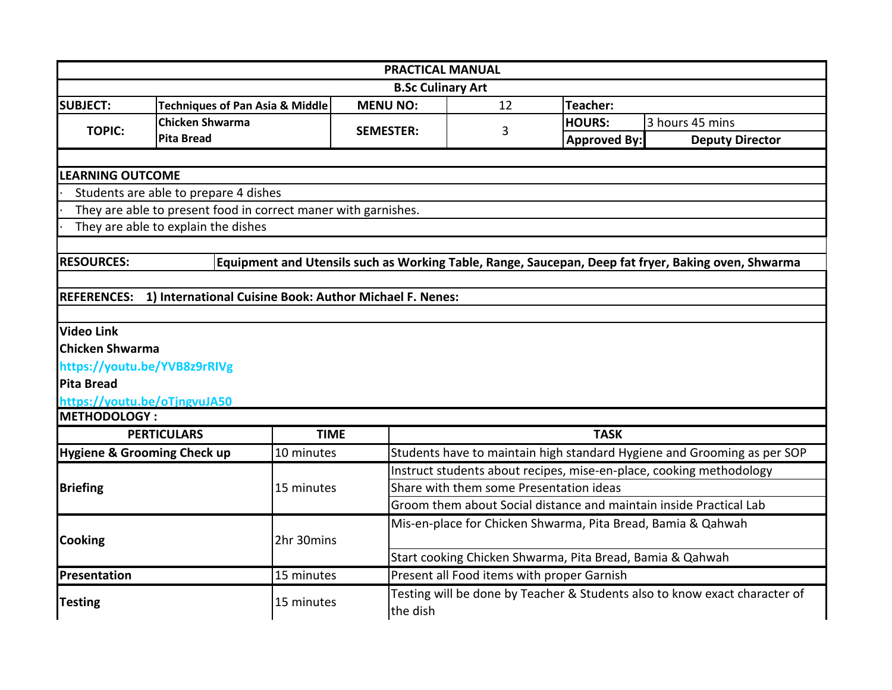# PRACTICAL MANUAL

## B.Sc Culinary Art

| SUBJECT: | Techniques of Pan Asia & Middle | MENU NO: | 12 | Teacher: | |
|---|---|---|---|---|---|
| TOPIC: | Chicken Shwarma<br>Pita Bread | SEMESTER: | 3 | HOURS: | 3 hours 45 mins |
| | | | | Approved By: | Deputy Director |

**LEARNING OUTCOME**

- Students are able to prepare 4 dishes
- They are able to present food in correct maner with garnishes.
- They are able to explain the dishes

**RESOURCES:** **Equipment and Utensils such as Working Table, Range, Saucepan, Deep fat fryer, Baking oven, Shwarma**

**REFERENCES:** **1) International Cuisine Book: Author Michael F. Nenes:**

**Video Link**

**Chicken Shwarma**

**https://youtu.be/YVB8z9rRIVg**

**Pita Bread**

**https://youtu.be/oTjngvuJA50**

**METHODOLOGY :**

| PERTICULARS | TIME | TASK |
|---|---|---|
| **Hygiene & Grooming Check up** | 10 minutes | Students have to maintain high standard Hygiene and Grooming as per SOP |
| **Briefing** | 15 minutes | Instruct students about recipes, mise-en-place, cooking methodology |
| | | Share with them some Presentation ideas |
| | | Groom them about Social distance and maintain inside Practical Lab |
| **Cooking** | 2hr 30mins | Mis-en-place for Chicken Shwarma, Pita Bread, Bamia & Qahwah |
| | | Start cooking Chicken Shwarma, Pita Bread, Bamia & Qahwah |
| **Presentation** | 15 minutes | Present all Food items with proper Garnish |
| **Testing** | 15 minutes | Testing will be done by Teacher & Students also to know exact character of the dish |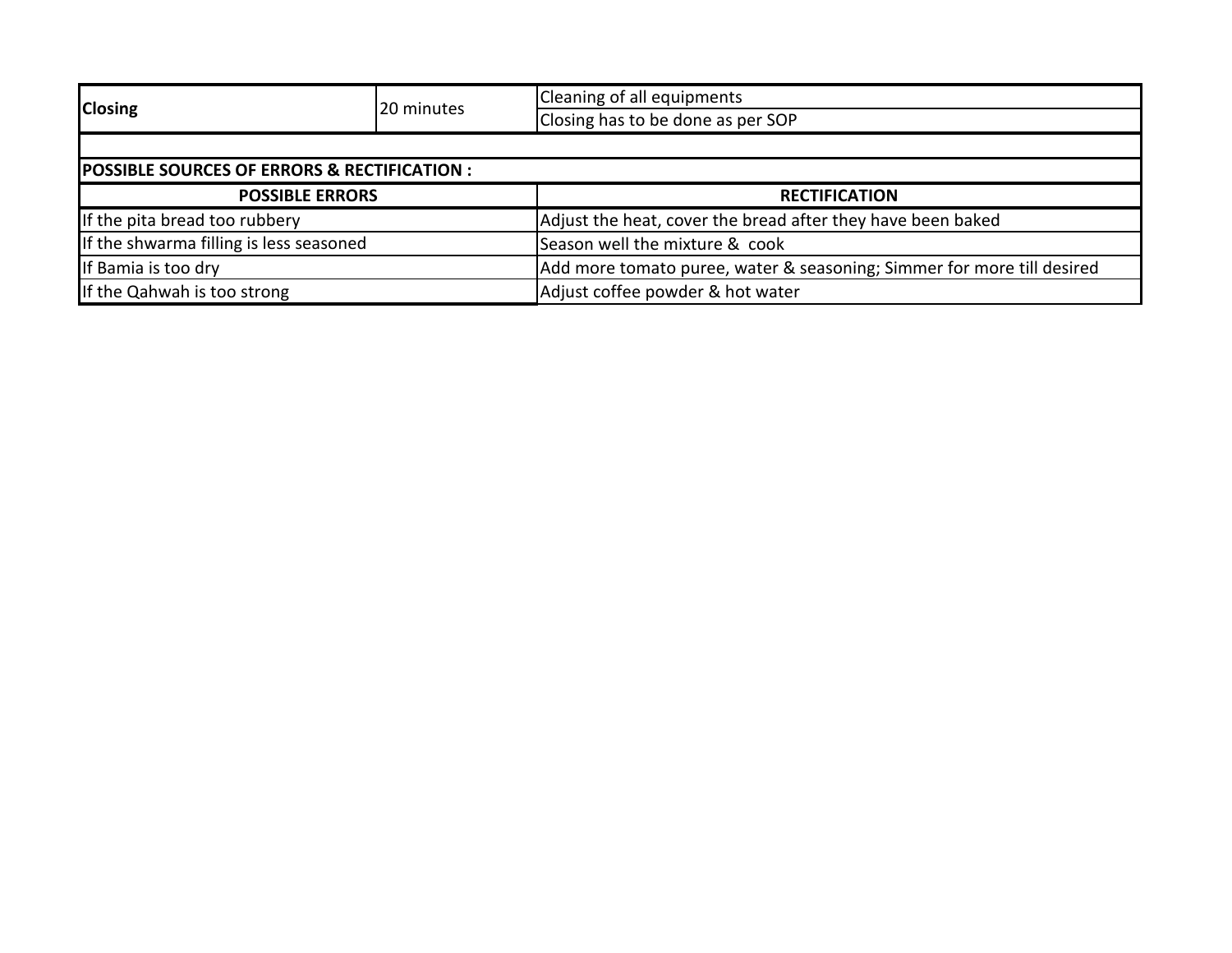| **Closing** | 20 minutes | Cleaning of all equipments |
|---|---|---|
| | | Closing has to be done as per SOP |

**POSSIBLE SOURCES OF ERRORS & RECTIFICATION :**

| **POSSIBLE ERRORS** | **RECTIFICATION** |
|---|---|
| If the pita bread too rubbery | Adjust the heat, cover the bread after they have been baked |
| If the shwarma filling is less seasoned | Season well the mixture & cook |
| If Bamia is too dry | Add more tomato puree, water & seasoning; Simmer for more till desired |
| If the Qahwah is too strong | Adjust coffee powder & hot water |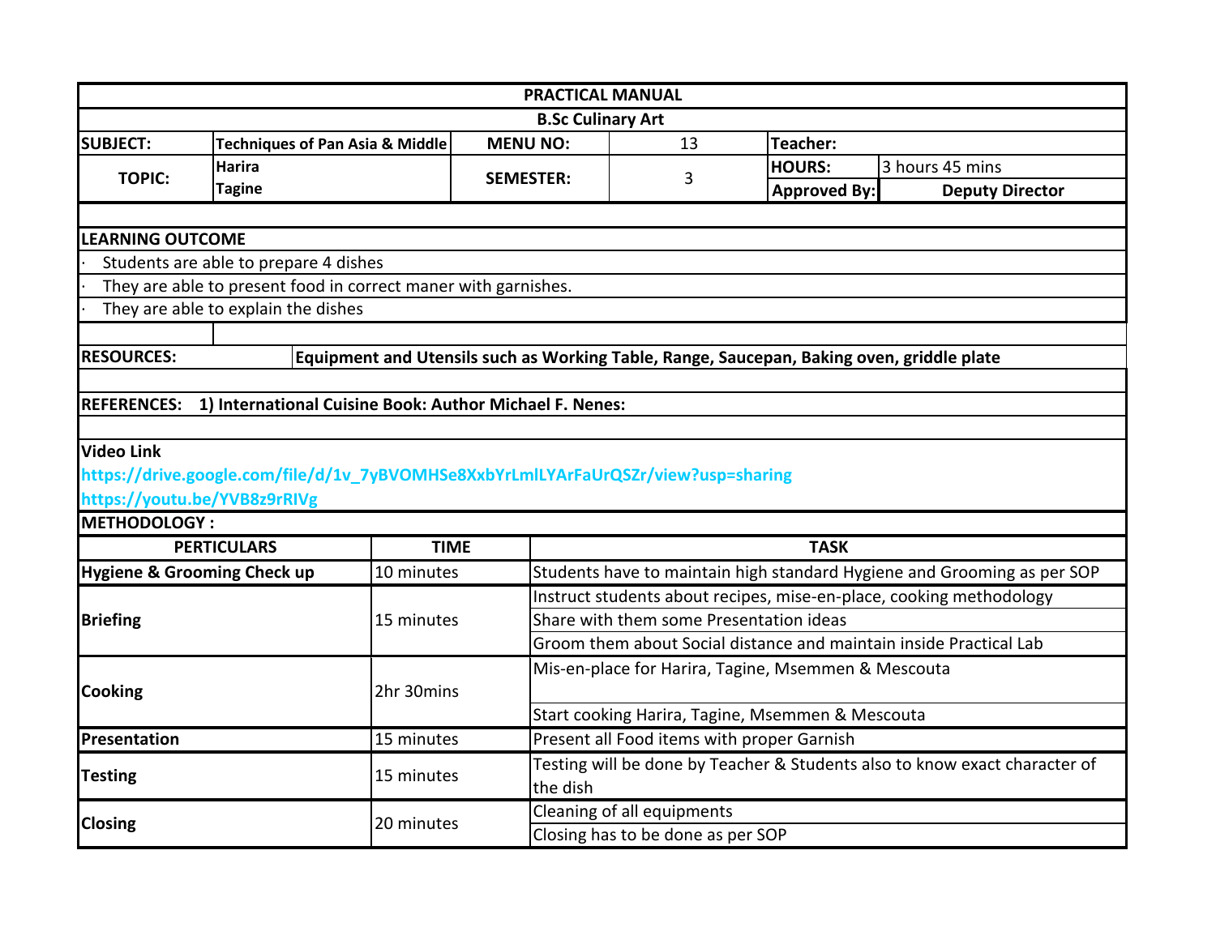# PRACTICAL MANUAL

## B.Sc Culinary Art

| SUBJECT: | Techniques of Pan Asia & Middle | MENU NO: | 13 | Teacher: | |
|---|---|---|---|---|---|
| TOPIC: | Harira<br>Tagine | SEMESTER: | 3 | HOURS: | 3 hours 45 mins |
| | | | | Approved By: | Deputy Director |

**LEARNING OUTCOME**

- Students are able to prepare 4 dishes
- They are able to present food in correct maner with garnishes.
- They are able to explain the dishes

**RESOURCES:** **Equipment and Utensils such as Working Table, Range, Saucepan, Baking oven, griddle plate**

**REFERENCES:** **1) International Cuisine Book: Author Michael F. Nenes:**

**Video Link**

https://drive.google.com/file/d/1v_7yBVOMHSe8XxbYrLmlLYArFaUrQSZr/view?usp=sharing

https://youtu.be/YVB8z9rRIVg

**METHODOLOGY :**

| PERTICULARS | TIME | TASK |
|---|---|---|
| **Hygiene & Grooming Check up** | 10 minutes | Students have to maintain high standard Hygiene and Grooming as per SOP |
| **Briefing** | 15 minutes | Instruct students about recipes, mise-en-place, cooking methodology |
| | | Share with them some Presentation ideas |
| | | Groom them about Social distance and maintain inside Practical Lab |
| **Cooking** | 2hr 30mins | Mis-en-place for Harira, Tagine, Msemmen & Mescouta |
| | | Start cooking Harira, Tagine, Msemmen & Mescouta |
| **Presentation** | 15 minutes | Present all Food items with proper Garnish |
| **Testing** | 15 minutes | Testing will be done by Teacher & Students also to know exact character of the dish |
| **Closing** | 20 minutes | Cleaning of all equipments |
| | | Closing has to be done as per SOP |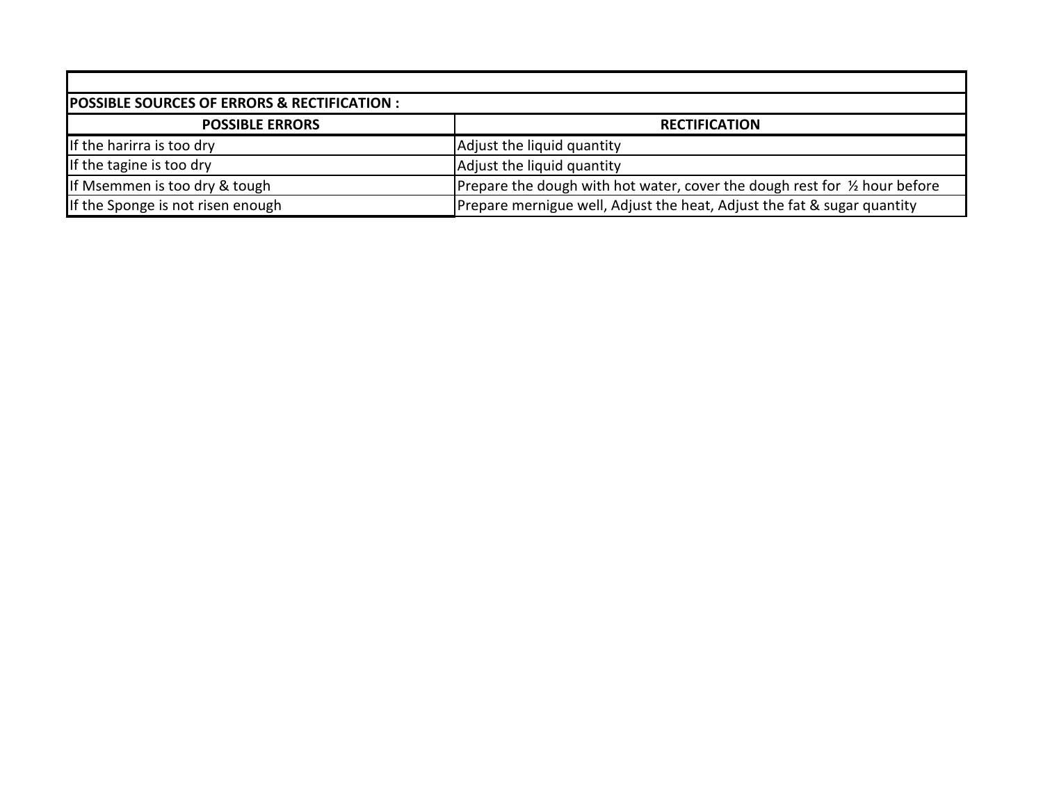**POSSIBLE SOURCES OF ERRORS & RECTIFICATION :**

| POSSIBLE ERRORS | RECTIFICATION |
|---|---|
| If the harirra is too dry | Adjust the liquid quantity |
| If the tagine is too dry | Adjust the liquid quantity |
| If Msemmen is too dry & tough | Prepare the dough with hot water, cover the dough rest for ½ hour before |
| If the Sponge is not risen enough | Prepare mernigue well, Adjust the heat, Adjust the fat & sugar quantity |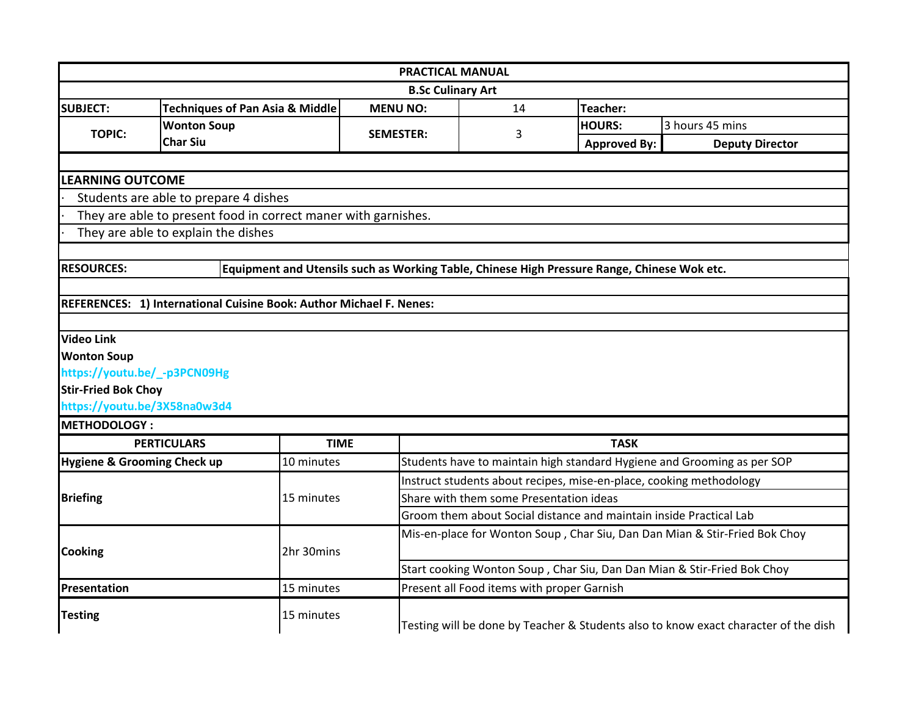## PRACTICAL MANUAL

### B.Sc Culinary Art

| SUBJECT: | Techniques of Pan Asia & Middle | MENU NO: | 14 | Teacher: | |
|---|---|---|---|---|---|
| TOPIC: | Wonton Soup<br>Char Siu | SEMESTER: | 3 | HOURS: | 3 hours 45 mins |
| | | | | Approved By: | Deputy Director |

**LEARNING OUTCOME**

- Students are able to prepare 4 dishes
- They are able to present food in correct maner with garnishes.
- They are able to explain the dishes

**RESOURCES:** Equipment and Utensils such as Working Table, Chinese High Pressure Range, Chinese Wok etc.

**REFERENCES: 1) International Cuisine Book: Author Michael F. Nenes:**

**Video Link**

**Wonton Soup**

https://youtu.be/_-p3PCN09Hg

**Stir-Fried Bok Choy**

https://youtu.be/3X58na0w3d4

**METHODOLOGY :**

| PERTICULARS | TIME | TASK |
|---|---|---|
| Hygiene & Grooming Check up | 10 minutes | Students have to maintain high standard Hygiene and Grooming as per SOP |
| Briefing | 15 minutes | Instruct students about recipes, mise-en-place, cooking methodology |
| | | Share with them some Presentation ideas |
| | | Groom them about Social distance and maintain inside Practical Lab |
| Cooking | 2hr 30mins | Mis-en-place for Wonton Soup , Char Siu, Dan Dan Mian & Stir-Fried Bok Choy |
| | | Start cooking Wonton Soup , Char Siu, Dan Dan Mian & Stir-Fried Bok Choy |
| Presentation | 15 minutes | Present all Food items with proper Garnish |
| Testing | 15 minutes | Testing will be done by Teacher & Students also to know exact character of the dish |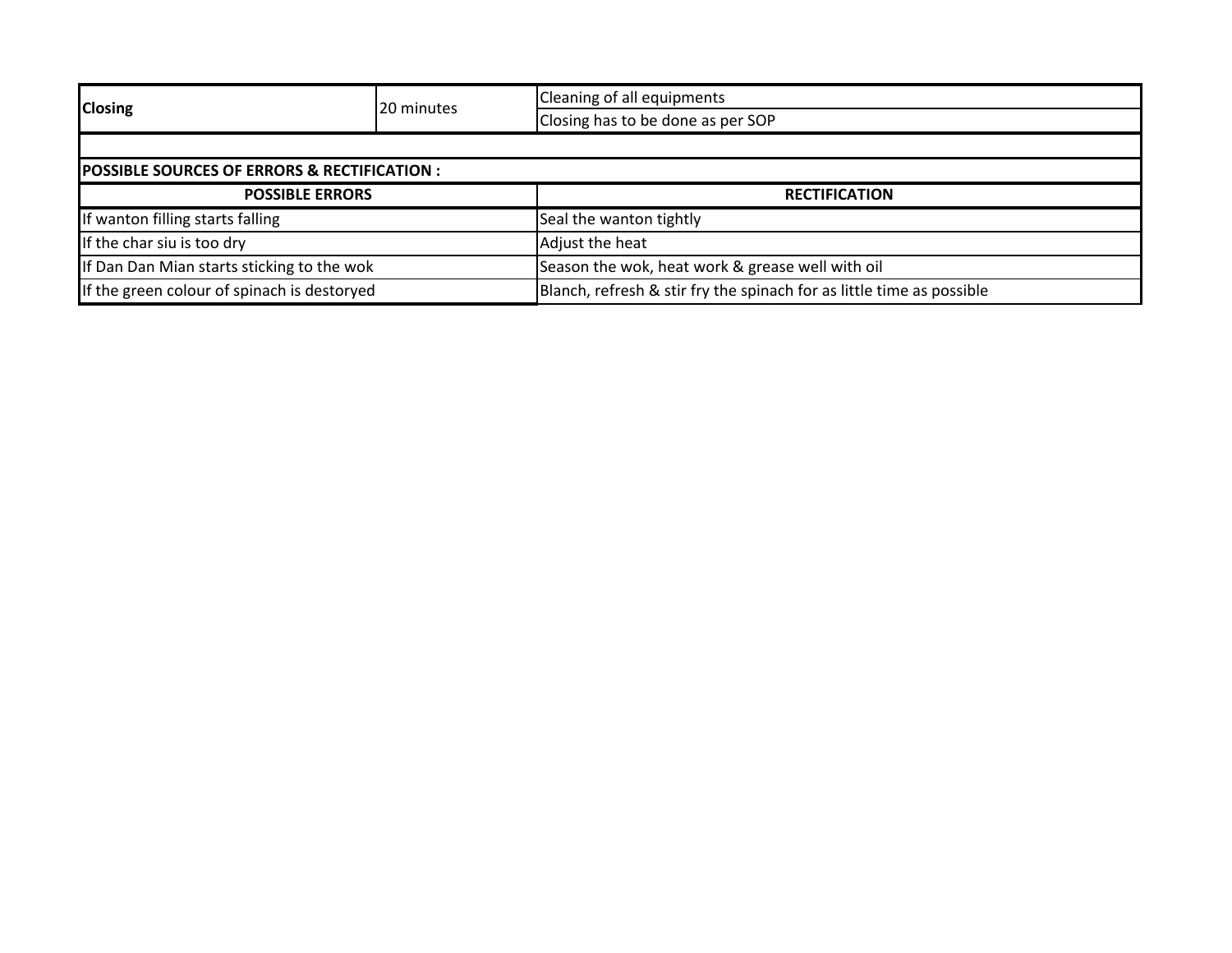| **Closing** | 20 minutes | Cleaning of all equipments |
|---|---|---|
| | | Closing has to be done as per SOP |

**POSSIBLE SOURCES OF ERRORS & RECTIFICATION :**

| POSSIBLE ERRORS | RECTIFICATION |
|---|---|
| If wanton filling starts falling | Seal the wanton tightly |
| If the char siu is too dry | Adjust the heat |
| If Dan Dan Mian starts sticking to the wok | Season the wok, heat work & grease well with oil |
| If the green colour of spinach is destoryed | Blanch, refresh & stir fry the spinach for as little time as possible |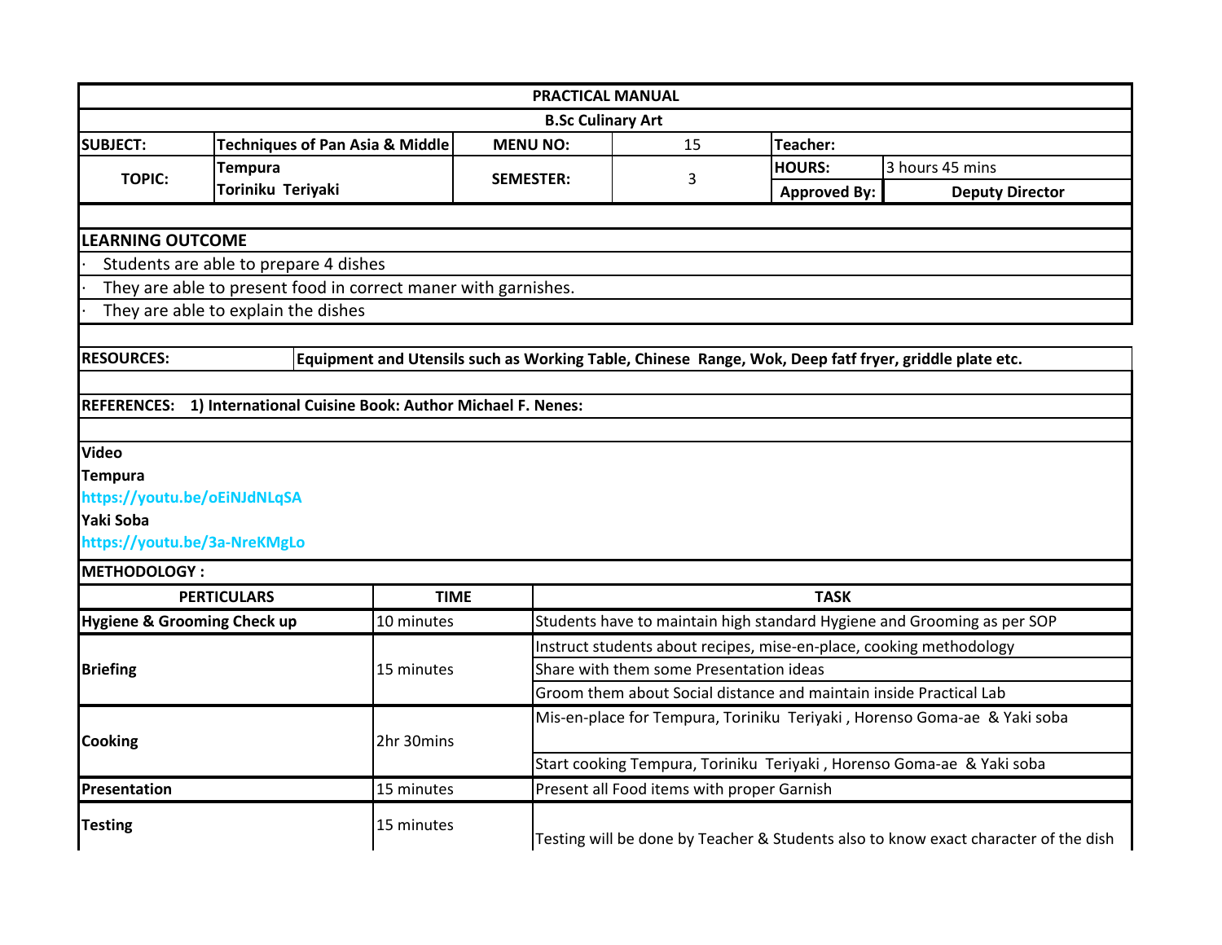# PRACTICAL MANUAL

## B.Sc Culinary Art

| SUBJECT: | Techniques of Pan Asia & Middle | MENU NO: | 15 | Teacher: | |
|---|---|---|---|---|---|
| TOPIC: | Tempura<br>Toriniku Teriyaki | SEMESTER: | 3 | HOURS: | 3 hours 45 mins |
| | | | | Approved By: | Deputy Director |

**LEARNING OUTCOME**

- Students are able to prepare 4 dishes
- They are able to present food in correct maner with garnishes.
- They are able to explain the dishes

**RESOURCES:** **Equipment and Utensils such as Working Table, Chinese Range, Wok, Deep fatf fryer, griddle plate etc.**

**REFERENCES: 1) International Cuisine Book: Author Michael F. Nenes:**

**Video**

**Tempura**

**https://youtu.be/oEiNJdNLqSA**

**Yaki Soba**

**https://youtu.be/3a-NreKMgLo**

**METHODOLOGY :**

| PERTICULARS | TIME | TASK |
|---|---|---|
| **Hygiene & Grooming Check up** | 10 minutes | Students have to maintain high standard Hygiene and Grooming as per SOP |
| **Briefing** | 15 minutes | Instruct students about recipes, mise-en-place, cooking methodology |
| | | Share with them some Presentation ideas |
| | | Groom them about Social distance and maintain inside Practical Lab |
| **Cooking** | 2hr 30mins | Mis-en-place for Tempura, Toriniku Teriyaki , Horenso Goma-ae & Yaki soba |
| | | Start cooking Tempura, Toriniku Teriyaki , Horenso Goma-ae & Yaki soba |
| **Presentation** | 15 minutes | Present all Food items with proper Garnish |
| **Testing** | 15 minutes | Testing will be done by Teacher & Students also to know exact character of the dish |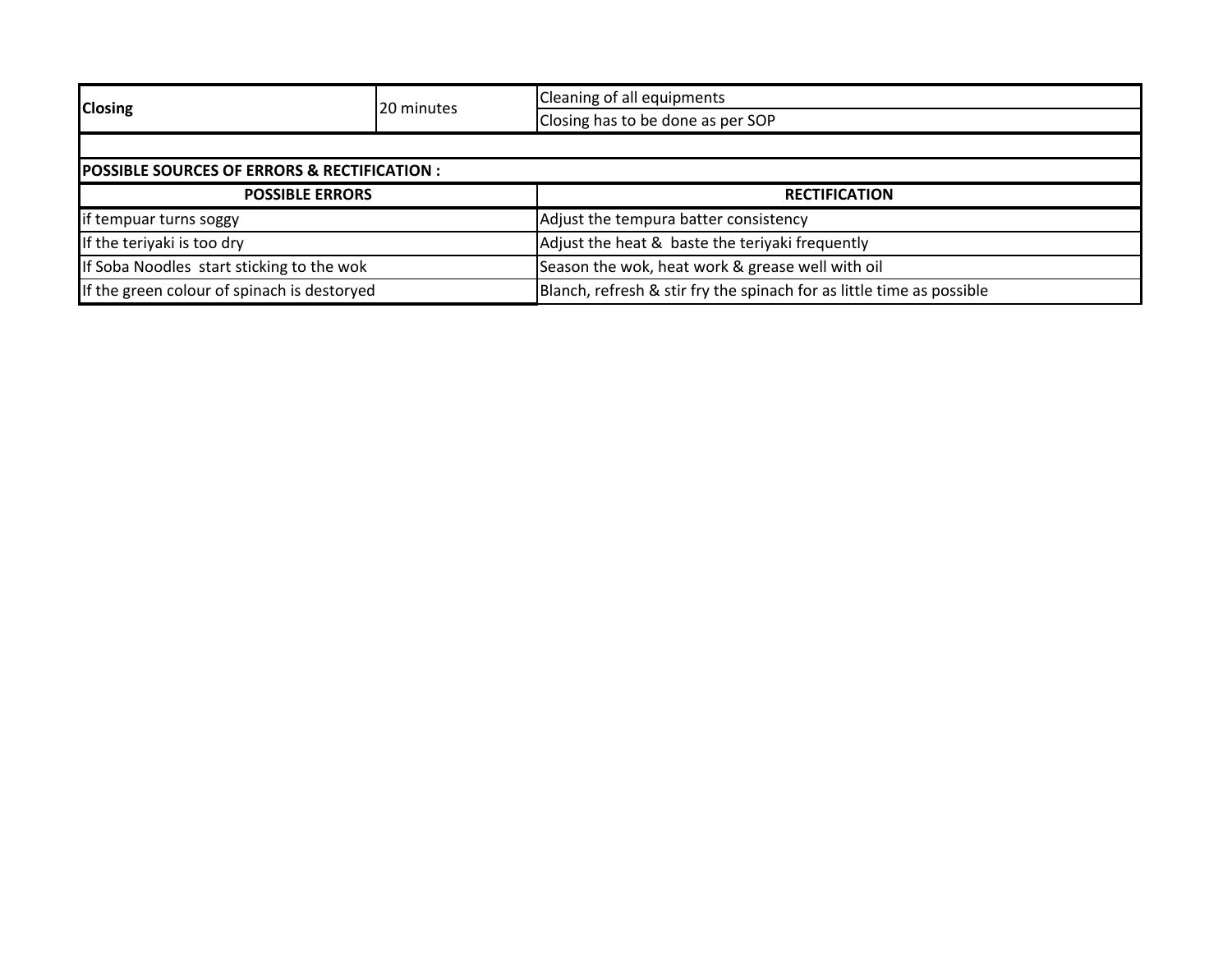| Closing | 20 minutes | Cleaning of all equipments |
|---|---|---|
| | | Closing has to be done as per SOP |

**POSSIBLE SOURCES OF ERRORS & RECTIFICATION :**

| POSSIBLE ERRORS | RECTIFICATION |
|---|---|
| if tempuar turns soggy | Adjust the tempura batter consistency |
| If the teriyaki is too dry | Adjust the heat & baste the teriyaki frequently |
| If Soba Noodles start sticking to the wok | Season the wok, heat work & grease well with oil |
| If the green colour of spinach is destoryed | Blanch, refresh & stir fry the spinach for as little time as possible |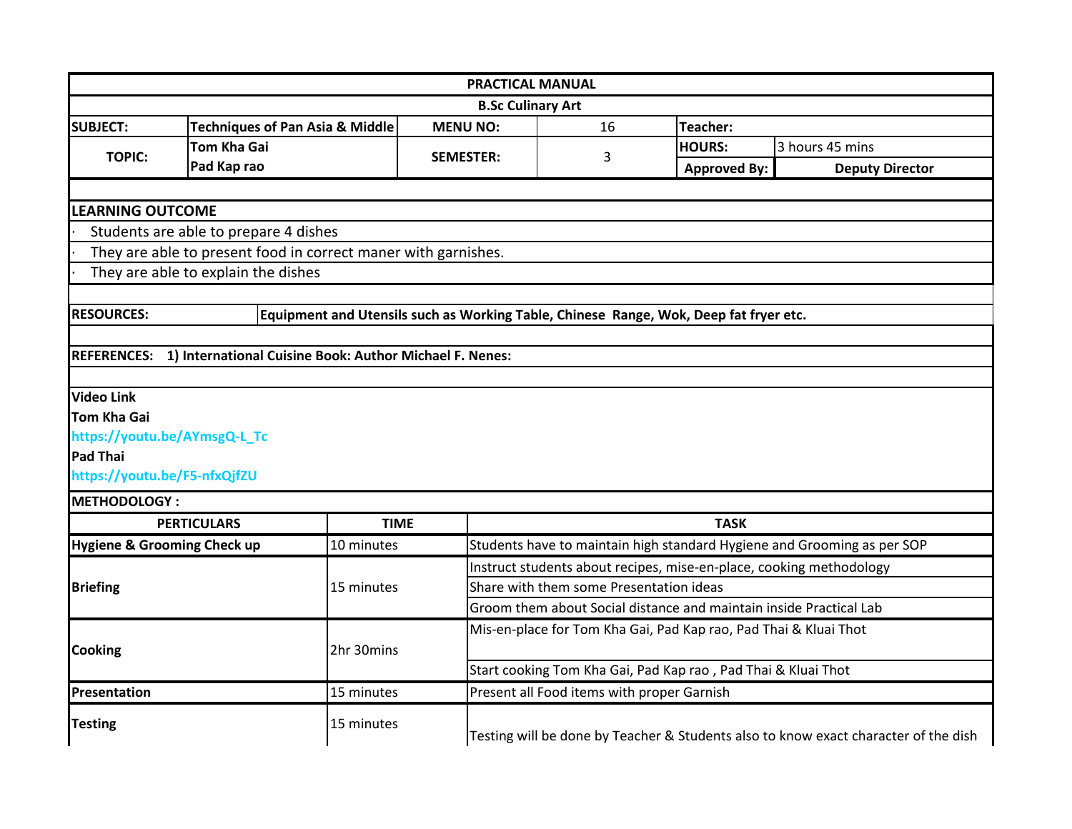# PRACTICAL MANUAL

## B.Sc Culinary Art

| SUBJECT: | Techniques of Pan Asia & Middle | MENU NO: | 16 | Teacher: | |
|---|---|---|---|---|---|
| TOPIC: | Tom Kha Gai<br>Pad Kap rao | SEMESTER: | 3 | HOURS: | 3 hours 45 mins |
| | | | | Approved By: | Deputy Director |

**LEARNING OUTCOME**

- Students are able to prepare 4 dishes
- They are able to present food in correct maner with garnishes.
- They are able to explain the dishes

**RESOURCES:** **Equipment and Utensils such as Working Table, Chinese Range, Wok, Deep fat fryer etc.**

**REFERENCES: 1) International Cuisine Book: Author Michael F. Nenes:**

**Video Link**

**Tom Kha Gai**

https://youtu.be/AYmsgQ-L_Tc

**Pad Thai**

https://youtu.be/F5-nfxQjfZU

**METHODOLOGY :**

| PERTICULARS | TIME | TASK |
|---|---|---|
| **Hygiene & Grooming Check up** | 10 minutes | Students have to maintain high standard Hygiene and Grooming as per SOP |
| **Briefing** | 15 minutes | Instruct students about recipes, mise-en-place, cooking methodology |
| | | Share with them some Presentation ideas |
| | | Groom them about Social distance and maintain inside Practical Lab |
| **Cooking** | 2hr 30mins | Mis-en-place for Tom Kha Gai, Pad Kap rao, Pad Thai & Kluai Thot |
| | | Start cooking Tom Kha Gai, Pad Kap rao , Pad Thai & Kluai Thot |
| **Presentation** | 15 minutes | Present all Food items with proper Garnish |
| **Testing** | 15 minutes | Testing will be done by Teacher & Students also to know exact character of the dish |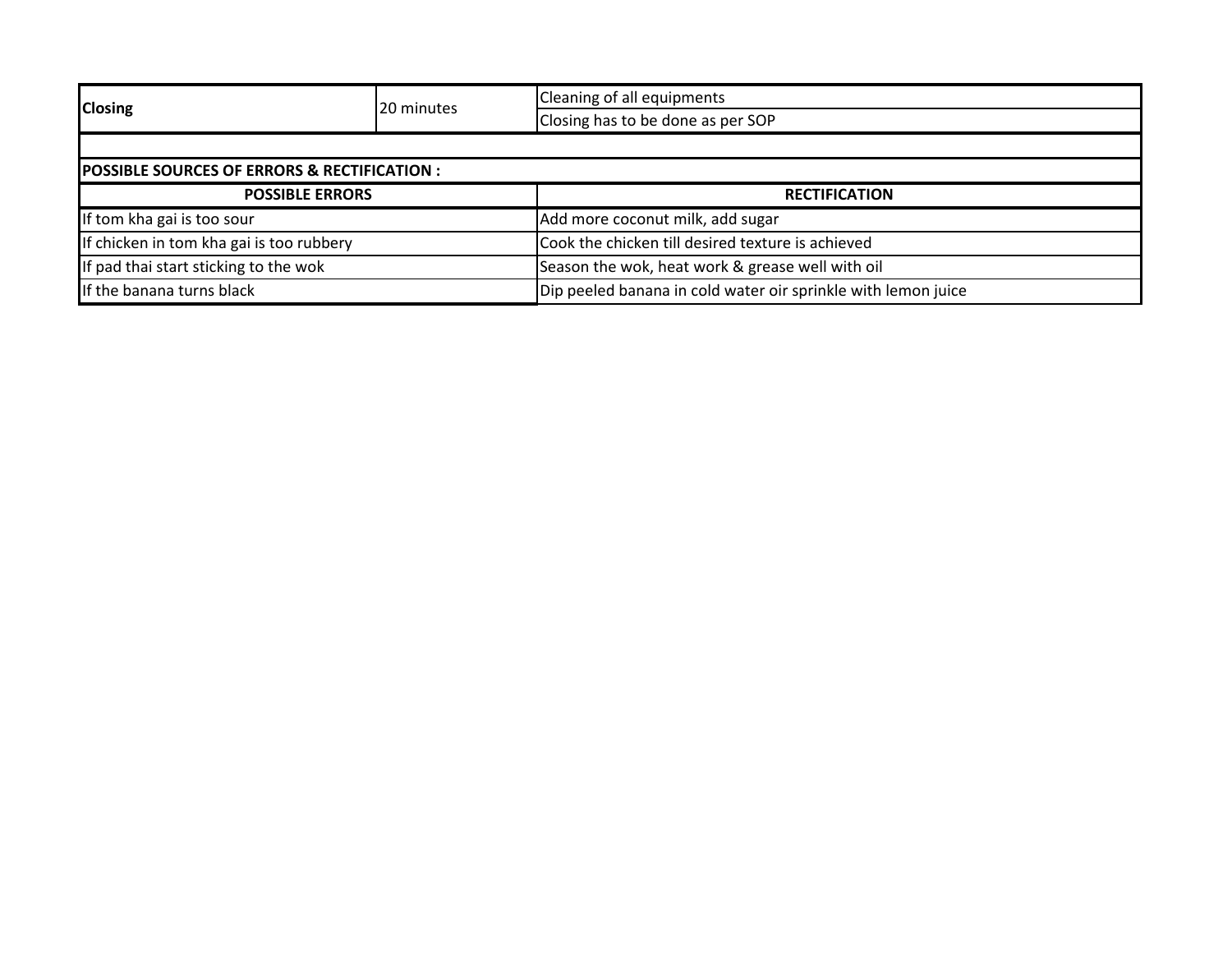| Closing | 20 minutes | Cleaning of all equipments |
|---|---|---|
| | | Closing has to be done as per SOP |

**POSSIBLE SOURCES OF ERRORS & RECTIFICATION :**

| POSSIBLE ERRORS | RECTIFICATION |
|---|---|
| If tom kha gai is too sour | Add more coconut milk, add sugar |
| If chicken in tom kha gai is too rubbery | Cook the chicken till desired texture is achieved |
| If pad thai start sticking to the wok | Season the wok, heat work & grease well with oil |
| If the banana turns black | Dip peeled banana in cold water oir sprinkle with lemon juice |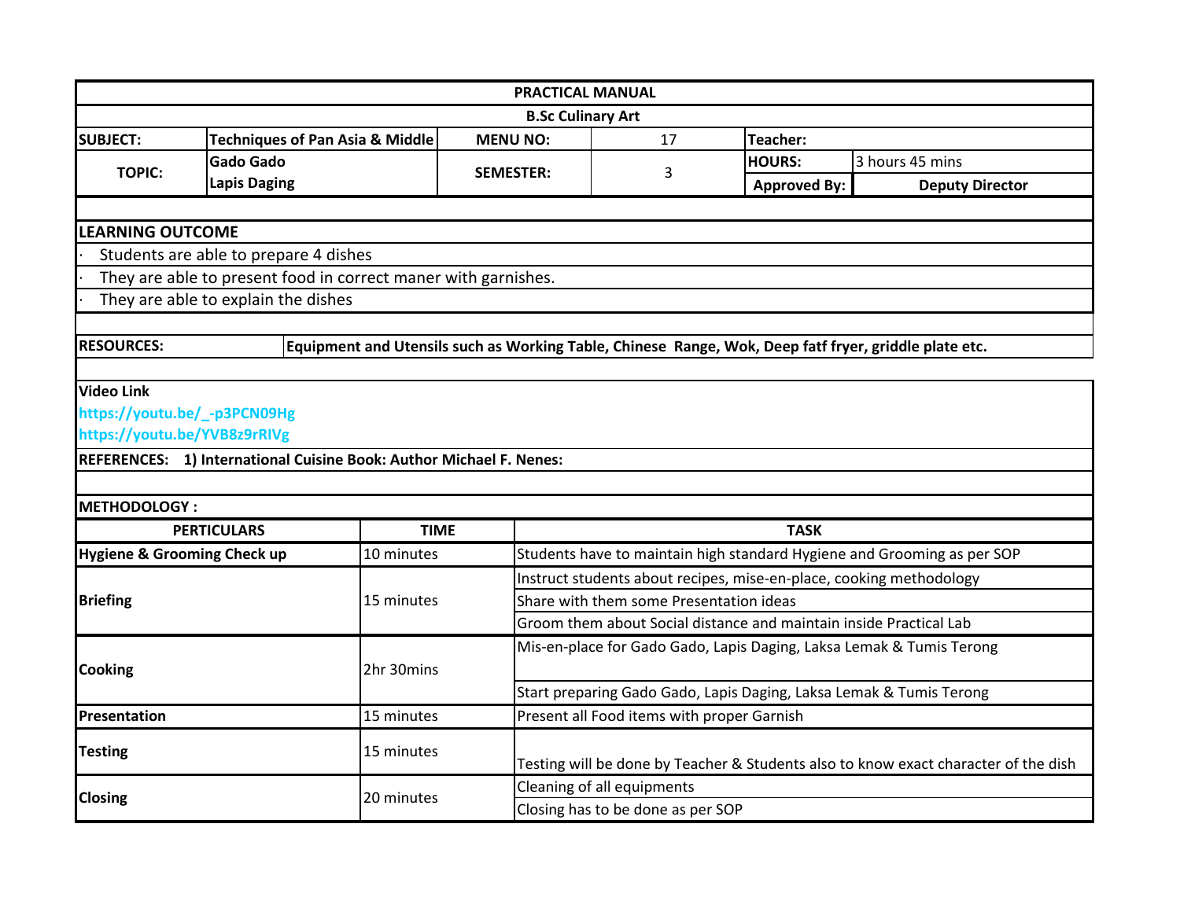# PRACTICAL MANUAL

## B.Sc Culinary Art

| SUBJECT: | Techniques of Pan Asia & Middle | MENU NO: | 17 | Teacher: | |
|---|---|---|---|---|---|
| TOPIC: | Gado Gado<br>Lapis Daging | SEMESTER: | 3 | HOURS: | 3 hours 45 mins |
| | | | | Approved By: | Deputy Director |

**LEARNING OUTCOME**

- Students are able to prepare 4 dishes
- They are able to present food in correct maner with garnishes.
- They are able to explain the dishes

**RESOURCES:** Equipment and Utensils such as Working Table, Chinese Range, Wok, Deep fatf fryer, griddle plate etc.

**Video Link**

https://youtu.be/_-p3PCN09Hg

https://youtu.be/YVB8z9rRIVg

**REFERENCES:** 1) International Cuisine Book: Author Michael F. Nenes:

**METHODOLOGY :**

| PERTICULARS | TIME | TASK |
|---|---|---|
| Hygiene & Grooming Check up | 10 minutes | Students have to maintain high standard Hygiene and Grooming as per SOP |
| Briefing | 15 minutes | Instruct students about recipes, mise-en-place, cooking methodology |
| | | Share with them some Presentation ideas |
| | | Groom them about Social distance and maintain inside Practical Lab |
| Cooking | 2hr 30mins | Mis-en-place for Gado Gado, Lapis Daging, Laksa Lemak & Tumis Terong |
| | | Start preparing Gado Gado, Lapis Daging, Laksa Lemak & Tumis Terong |
| Presentation | 15 minutes | Present all Food items with proper Garnish |
| Testing | 15 minutes | Testing will be done by Teacher & Students also to know exact character of the dish |
| Closing | 20 minutes | Cleaning of all equipments |
| | | Closing has to be done as per SOP |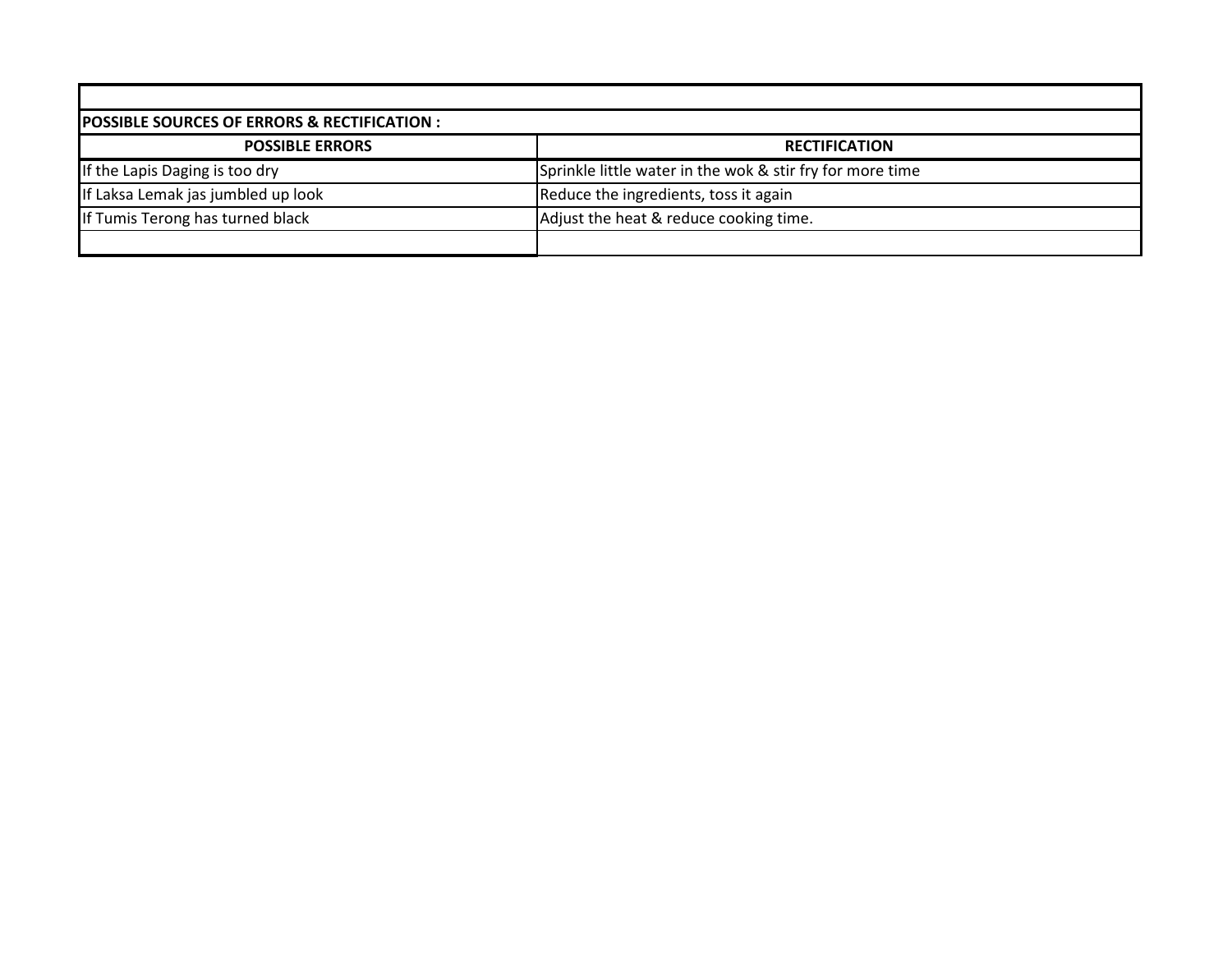**POSSIBLE SOURCES OF ERRORS & RECTIFICATION :**

| POSSIBLE ERRORS | RECTIFICATION |
|---|---|
| If the Lapis Daging is too dry | Sprinkle little water in the wok & stir fry for more time |
| If Laksa Lemak jas jumbled up look | Reduce the ingredients, toss it again |
| If Tumis Terong has turned black | Adjust the heat & reduce cooking time. |
| | |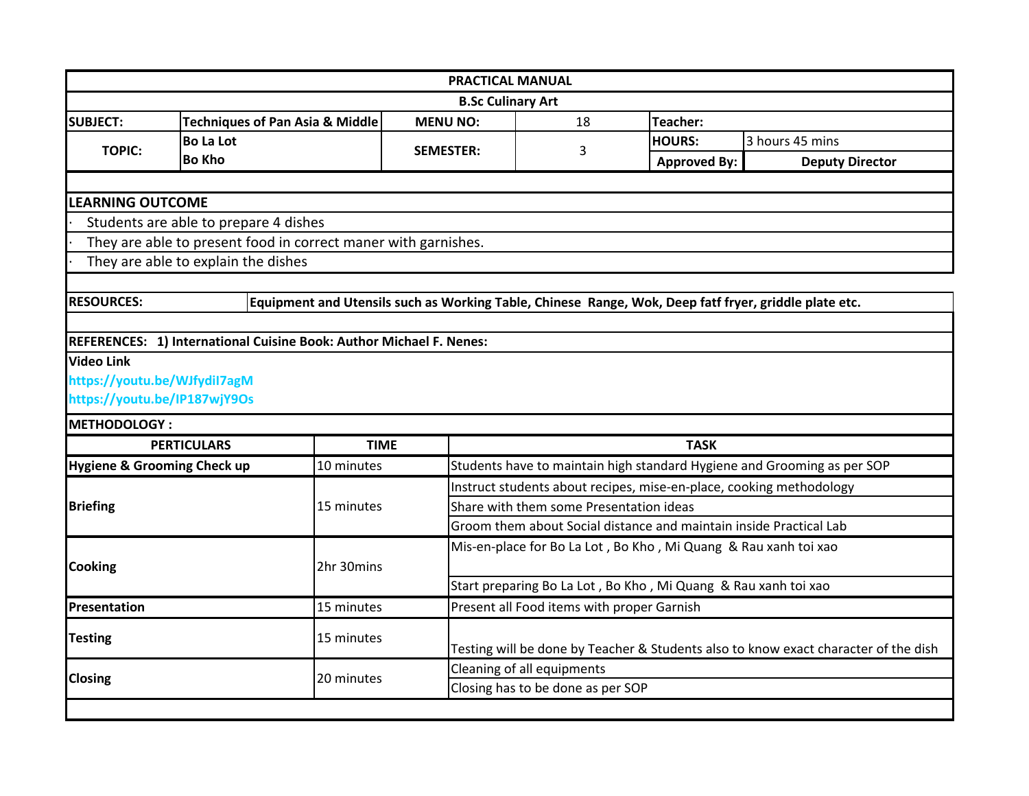# PRACTICAL MANUAL

## B.Sc Culinary Art

| SUBJECT: | Techniques of Pan Asia & Middle | MENU NO: | 18 | Teacher: | |
|---|---|---|---|---|---|
| TOPIC: | Bo La Lot<br>Bo Kho | SEMESTER: | 3 | HOURS: | 3 hours 45 mins |
| | | | | Approved By: | Deputy Director |

**LEARNING OUTCOME**

- Students are able to prepare 4 dishes
- They are able to present food in correct maner with garnishes.
- They are able to explain the dishes

**RESOURCES:** **Equipment and Utensils such as Working Table, Chinese Range, Wok, Deep fatf fryer, griddle plate etc.**

**REFERENCES: 1) International Cuisine Book: Author Michael F. Nenes:**

**Video Link**

https://youtu.be/WJfydiI7agM

https://youtu.be/IP187wjY9Os

**METHODOLOGY :**

| PERTICULARS | TIME | TASK |
|---|---|---|
| **Hygiene & Grooming Check up** | 10 minutes | Students have to maintain high standard Hygiene and Grooming as per SOP |
| **Briefing** | 15 minutes | Instruct students about recipes, mise-en-place, cooking methodology |
| | | Share with them some Presentation ideas |
| | | Groom them about Social distance and maintain inside Practical Lab |
| **Cooking** | 2hr 30mins | Mis-en-place for Bo La Lot , Bo Kho , Mi Quang & Rau xanh toi xao |
| | | Start preparing Bo La Lot , Bo Kho , Mi Quang & Rau xanh toi xao |
| **Presentation** | 15 minutes | Present all Food items with proper Garnish |
| **Testing** | 15 minutes | Testing will be done by Teacher & Students also to know exact character of the dish |
| **Closing** | 20 minutes | Cleaning of all equipments |
| | | Closing has to be done as per SOP |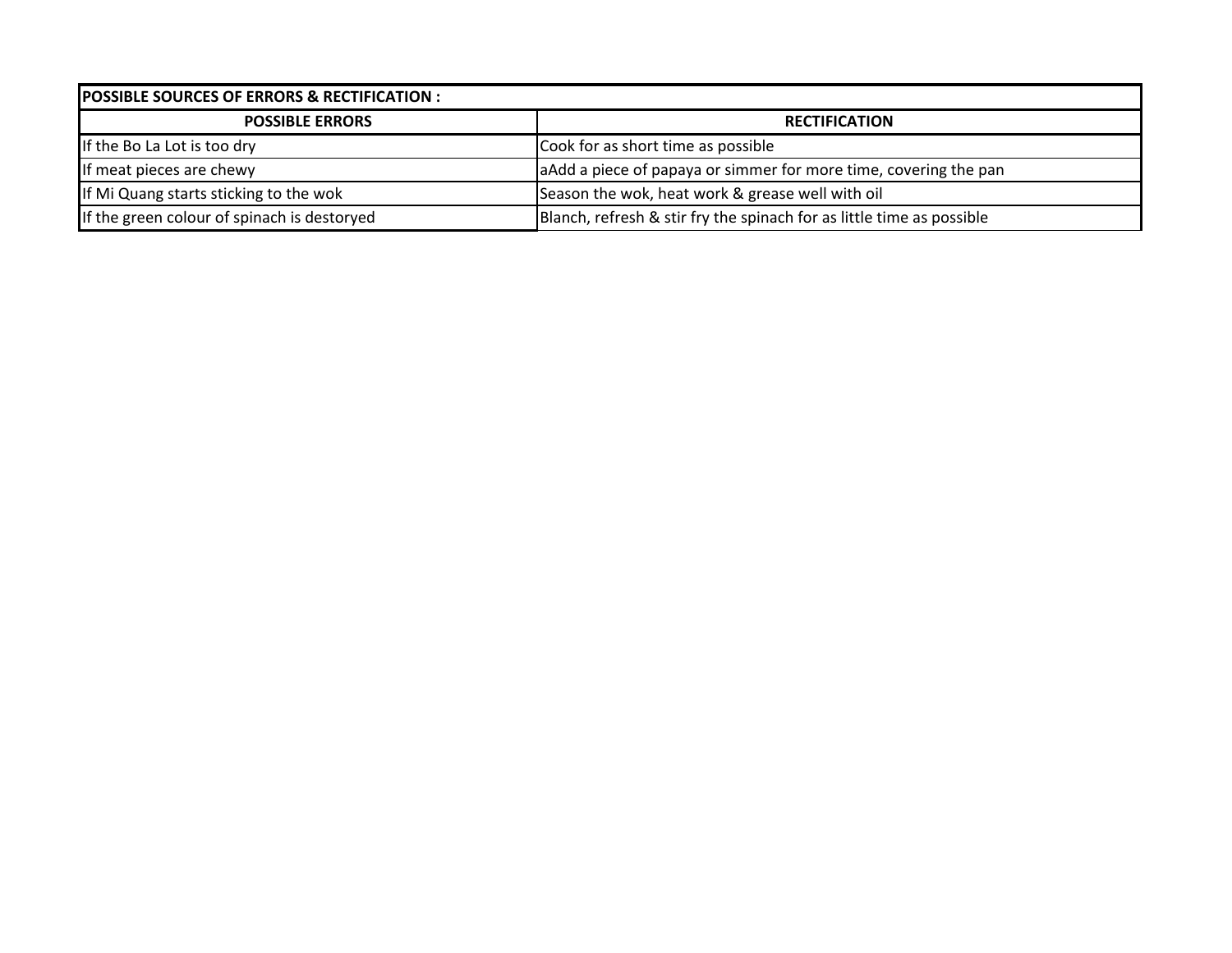| POSSIBLE SOURCES OF ERRORS & RECTIFICATION : | |
|---|---|
| **POSSIBLE ERRORS** | **RECTIFICATION** |
| If the Bo La Lot is too dry | Cook for as short time as possible |
| If meat pieces are chewy | aAdd a piece of papaya or simmer for more time, covering the pan |
| If Mi Quang starts sticking to the wok | Season the wok, heat work & grease well with oil |
| If the green colour of spinach is destoryed | Blanch, refresh & stir fry the spinach for as little time as possible |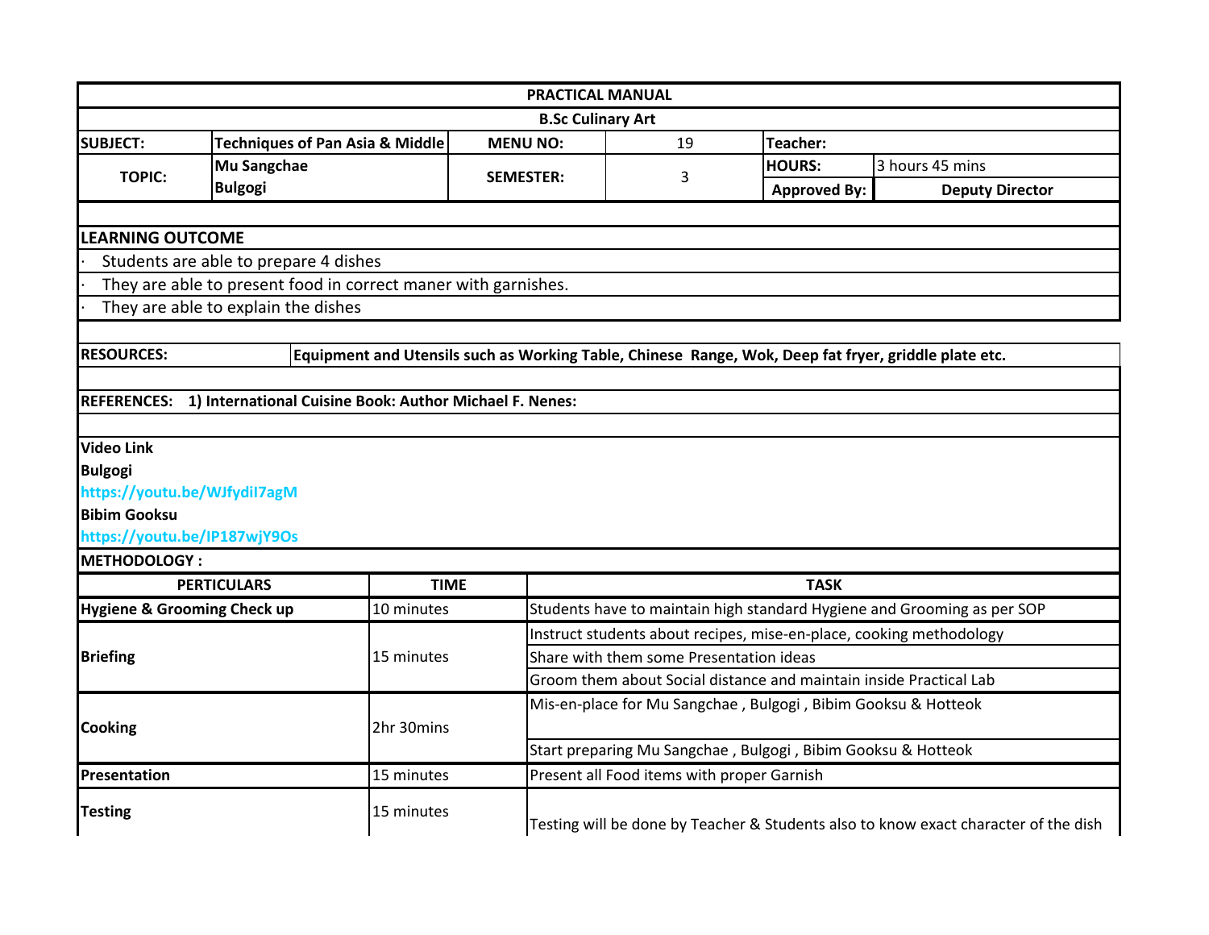# PRACTICAL MANUAL

## B.Sc Culinary Art

| SUBJECT: | Techniques of Pan Asia & Middle | MENU NO: | 19 | Teacher: | |
|---|---|---|---|---|---|
| TOPIC: | Mu Sangchae<br>Bulgogi | SEMESTER: | 3 | HOURS: | 3 hours 45 mins |
| | | | | Approved By: | Deputy Director |

**LEARNING OUTCOME**

- Students are able to prepare 4 dishes
- They are able to present food in correct maner with garnishes.
- They are able to explain the dishes

**RESOURCES:** **Equipment and Utensils such as Working Table, Chinese Range, Wok, Deep fat fryer, griddle plate etc.**

**REFERENCES: 1) International Cuisine Book: Author Michael F. Nenes:**

**Video Link**

**Bulgogi**

**https://youtu.be/WJfydiI7agM**

**Bibim Gooksu**

**https://youtu.be/IP187wjY9Os**

**METHODOLOGY :**

| PARTICULARS | TIME | TASK |
|---|---|---|
| **Hygiene & Grooming Check up** | 10 minutes | Students have to maintain high standard Hygiene and Grooming as per SOP |
| **Briefing** | 15 minutes | Instruct students about recipes, mise-en-place, cooking methodology |
| | | Share with them some Presentation ideas |
| | | Groom them about Social distance and maintain inside Practical Lab |
| **Cooking** | 2hr 30mins | Mis-en-place for Mu Sangchae , Bulgogi , Bibim Gooksu & Hotteok |
| | | Start preparing Mu Sangchae , Bulgogi , Bibim Gooksu & Hotteok |
| **Presentation** | 15 minutes | Present all Food items with proper Garnish |
| **Testing** | 15 minutes | Testing will be done by Teacher & Students also to know exact character of the dish |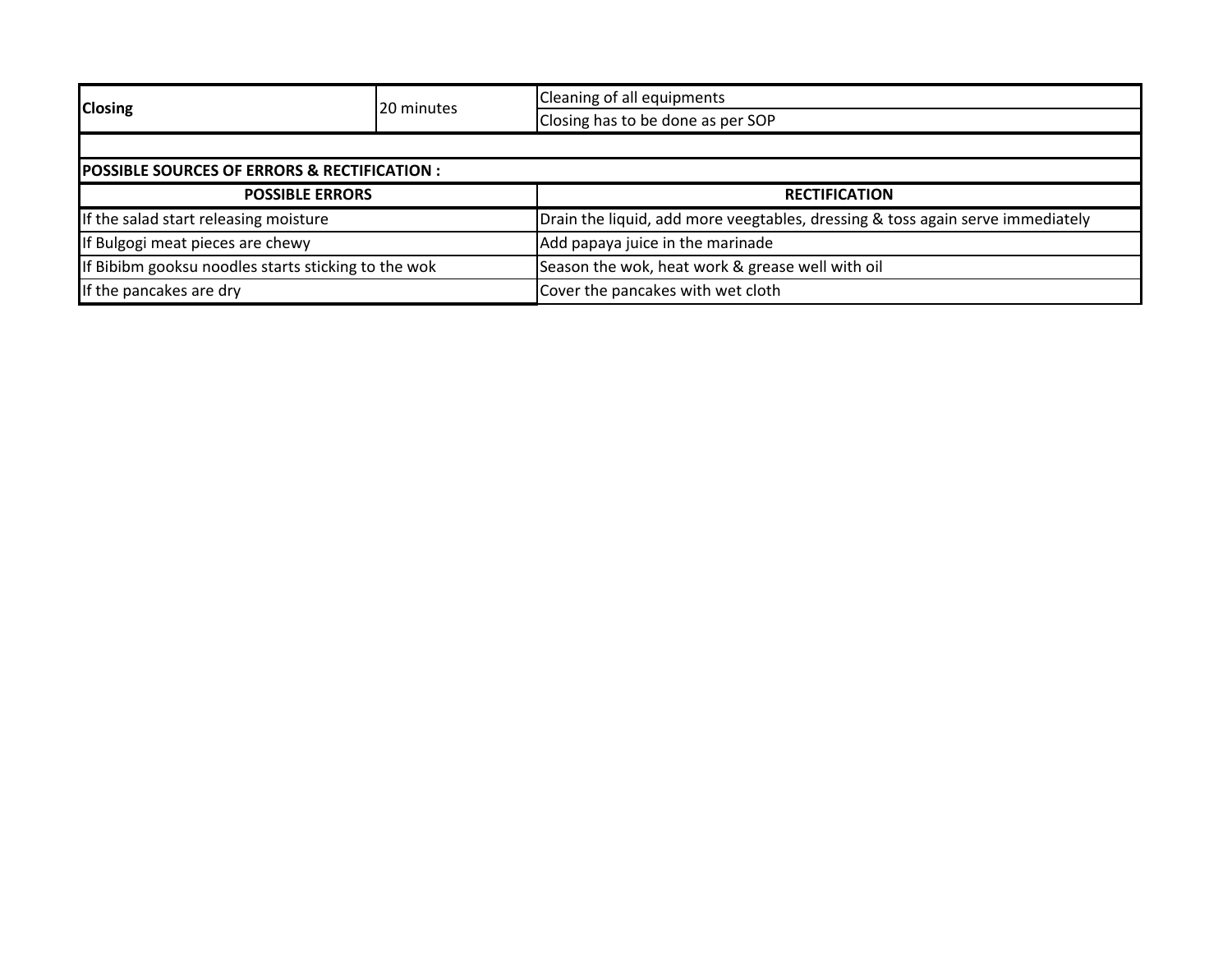| Closing | 20 minutes | Cleaning of all equipments |
|---|---|---|
| | | Closing has to be done as per SOP |

**POSSIBLE SOURCES OF ERRORS & RECTIFICATION :**

| POSSIBLE ERRORS | RECTIFICATION |
|---|---|
| If the salad start releasing moisture | Drain the liquid, add more veegtables, dressing & toss again serve immediately |
| If Bulgogi meat pieces are chewy | Add papaya juice in the marinade |
| If Bibibm gooksu noodles starts sticking to the wok | Season the wok, heat work & grease well with oil |
| If the pancakes are dry | Cover the pancakes with wet cloth |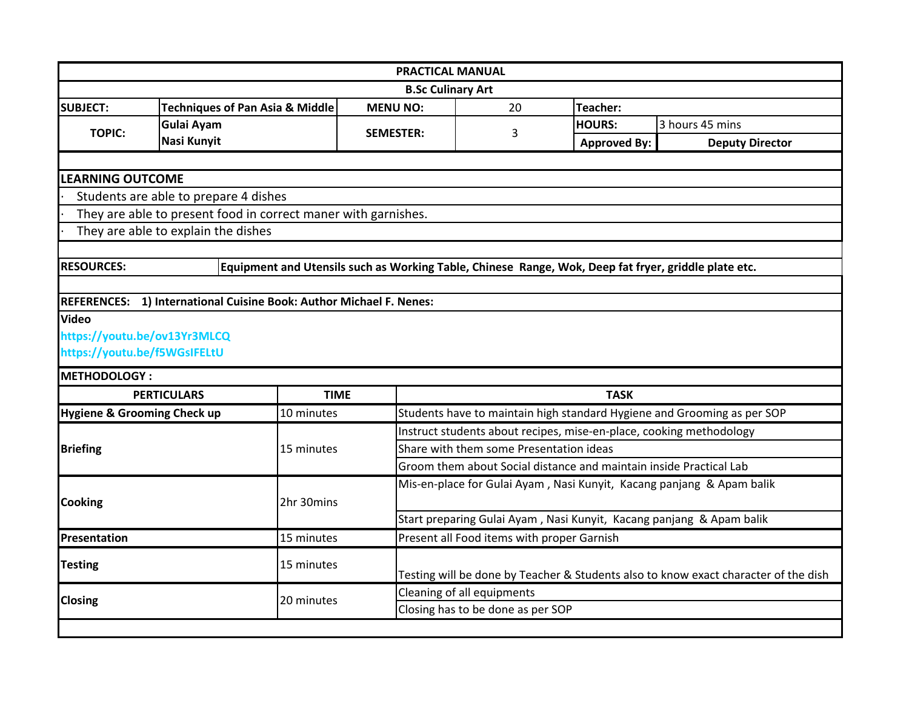# PRACTICAL MANUAL

## B.Sc Culinary Art

| SUBJECT: | Techniques of Pan Asia & Middle | MENU NO: | 20 | Teacher: | |
|---|---|---|---|---|---|
| TOPIC: | Gulai Ayam<br>Nasi Kunyit | SEMESTER: | 3 | HOURS: | 3 hours 45 mins |
| | | | | Approved By: | Deputy Director |

**LEARNING OUTCOME**

- Students are able to prepare 4 dishes
- They are able to present food in correct maner with garnishes.
- They are able to explain the dishes

**RESOURCES:** **Equipment and Utensils such as Working Table, Chinese Range, Wok, Deep fat fryer, griddle plate etc.**

**REFERENCES: 1) International Cuisine Book: Author Michael F. Nenes:**

**Video**

https://youtu.be/ov13Yr3MLCQ

https://youtu.be/f5WGsIFELtU

**METHODOLOGY :**

| PERTICULARS | TIME | TASK |
|---|---|---|
| **Hygiene & Grooming Check up** | 10 minutes | Students have to maintain high standard Hygiene and Grooming as per SOP |
| **Briefing** | 15 minutes | Instruct students about recipes, mise-en-place, cooking methodology |
| | | Share with them some Presentation ideas |
| | | Groom them about Social distance and maintain inside Practical Lab |
| **Cooking** | 2hr 30mins | Mis-en-place for Gulai Ayam , Nasi Kunyit, Kacang panjang & Apam balik |
| | | Start preparing Gulai Ayam , Nasi Kunyit, Kacang panjang & Apam balik |
| **Presentation** | 15 minutes | Present all Food items with proper Garnish |
| **Testing** | 15 minutes | Testing will be done by Teacher & Students also to know exact character of the dish |
| **Closing** | 20 minutes | Cleaning of all equipments |
| | | Closing has to be done as per SOP |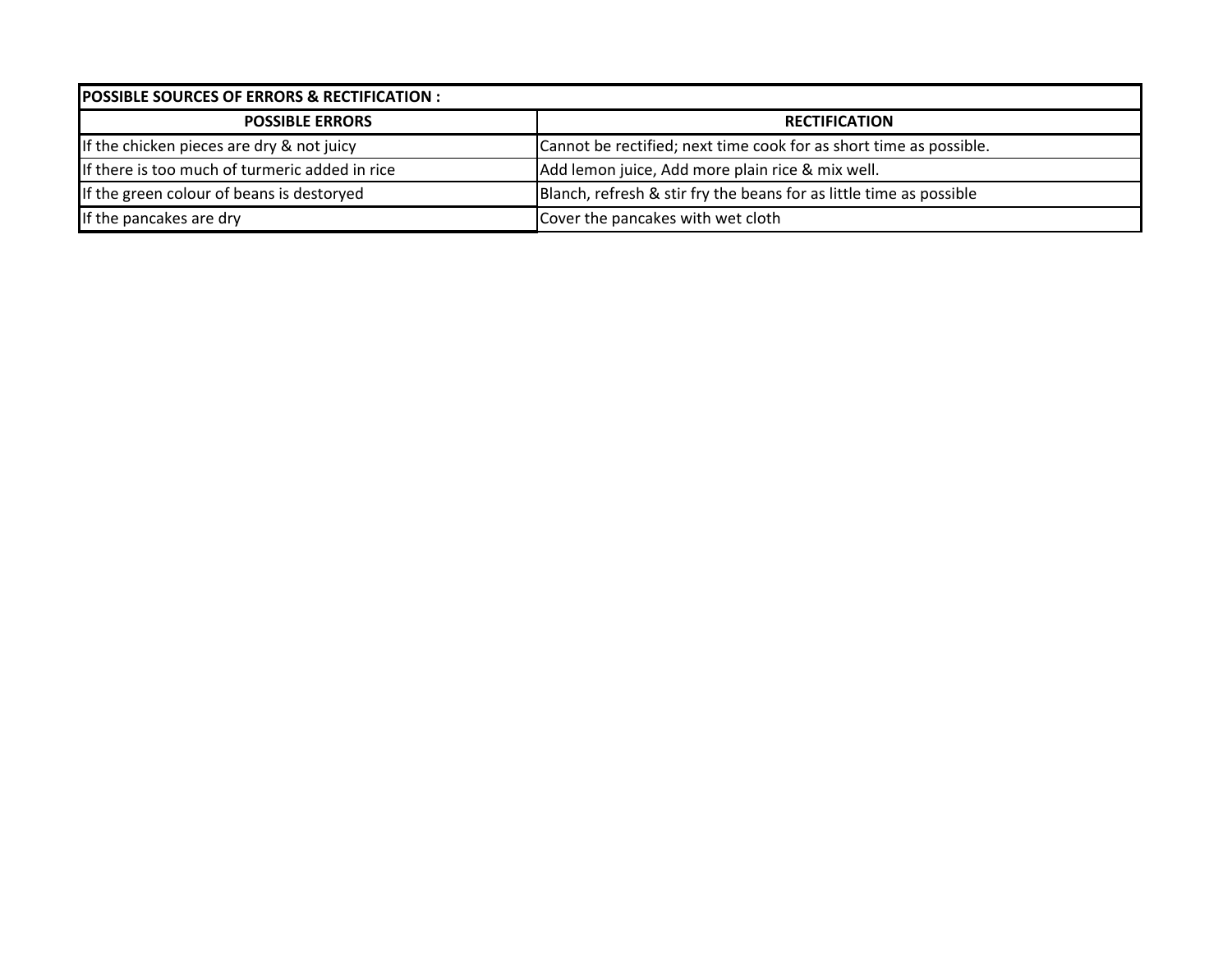| POSSIBLE SOURCES OF ERRORS & RECTIFICATION : | |
|---|---|
| **POSSIBLE ERRORS** | **RECTIFICATION** |
| If the chicken pieces are dry & not juicy | Cannot be rectified; next time cook for as short time as possible. |
| If there is too much of turmeric added in rice | Add lemon juice, Add more plain rice & mix well. |
| If the green colour of beans is destoryed | Blanch, refresh & stir fry the beans for as little time as possible |
| If the pancakes are dry | Cover the pancakes with wet cloth |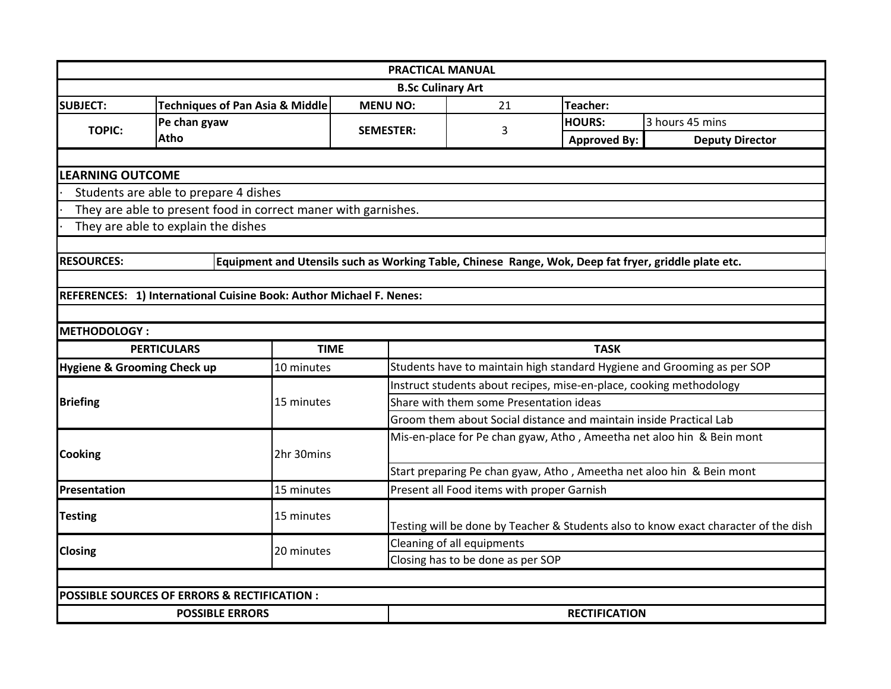# PRACTICAL MANUAL

## B.Sc Culinary Art

| SUBJECT: | Techniques of Pan Asia & Middle | MENU NO: | 21 | Teacher: | |
|---|---|---|---|---|---|
| TOPIC: | Pe chan gyaw<br>Atho | SEMESTER: | 3 | HOURS: | 3 hours 45 mins |
| | | | | Approved By: | Deputy Director |

**LEARNING OUTCOME**

- Students are able to prepare 4 dishes
- They are able to present food in correct maner with garnishes.
- They are able to explain the dishes

**RESOURCES:** Equipment and Utensils such as Working Table, Chinese Range, Wok, Deep fat fryer, griddle plate etc.

**REFERENCES:** 1) International Cuisine Book: Author Michael F. Nenes:

**METHODOLOGY :**

| PERTICULARS | TIME | TASK |
|---|---|---|
| Hygiene & Grooming Check up | 10 minutes | Students have to maintain high standard Hygiene and Grooming as per SOP |
| Briefing | 15 minutes | Instruct students about recipes, mise-en-place, cooking methodology |
| | | Share with them some Presentation ideas |
| | | Groom them about Social distance and maintain inside Practical Lab |
| Cooking | 2hr 30mins | Mis-en-place for Pe chan gyaw, Atho , Ameetha net aloo hin & Bein mont |
| | | Start preparing Pe chan gyaw, Atho , Ameetha net aloo hin & Bein mont |
| Presentation | 15 minutes | Present all Food items with proper Garnish |
| Testing | 15 minutes | Testing will be done by Teacher & Students also to know exact character of the dish |
| Closing | 20 minutes | Cleaning of all equipments |
| | | Closing has to be done as per SOP |

**POSSIBLE SOURCES OF ERRORS & RECTIFICATION :**

| POSSIBLE ERRORS | RECTIFICATION |
|---|---|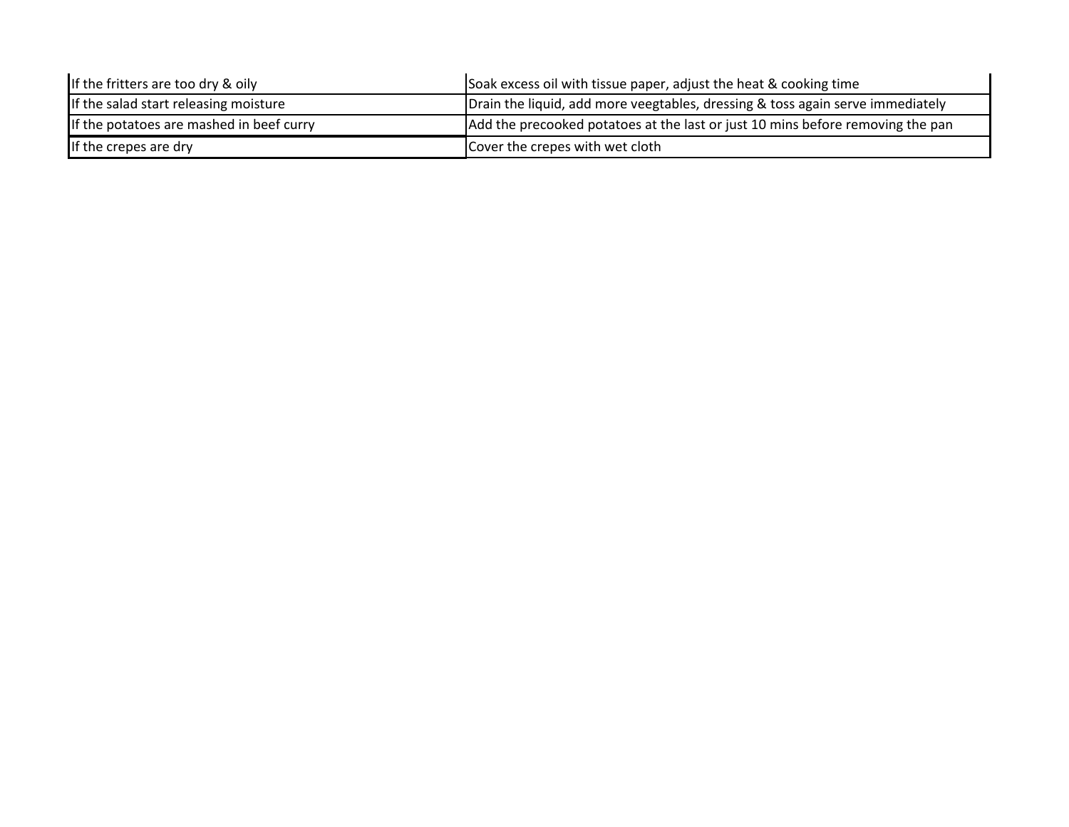| | |
|---|---|
| If the fritters are too dry & oily | Soak excess oil with tissue paper, adjust the heat & cooking time |
| If the salad start releasing moisture | Drain the liquid, add more veegtables, dressing & toss again serve immediately |
| If the potatoes are mashed in beef curry | Add the precooked potatoes at the last or just 10 mins before removing the pan |
| If the crepes are dry | Cover the crepes with wet cloth |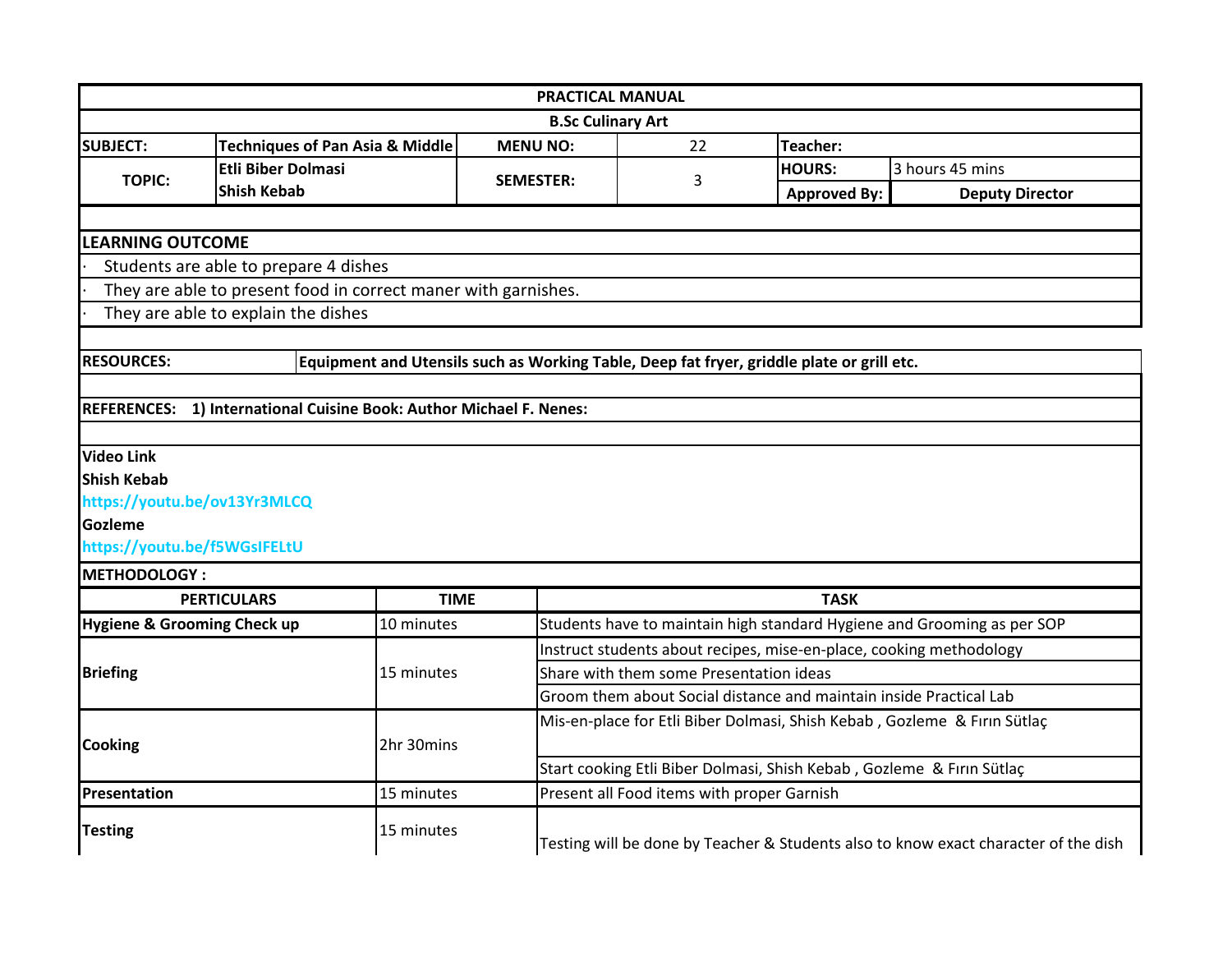| PRACTICAL MANUAL | | | | | |
|---|---|---|---|---|---|
| B.Sc Culinary Art | | | | | |
| **SUBJECT:** | **Techniques of Pan Asia & Middle** | **MENU NO:** | 22 | **Teacher:** | |
| **TOPIC:** | **Etli Biber Dolmasi**<br>**Shish Kebab** | **SEMESTER:** | 3 | **HOURS:** | 3 hours 45 mins |
| | | | | **Approved By:** | **Deputy Director** |

**LEARNING OUTCOME**

- Students are able to prepare 4 dishes
- They are able to present food in correct maner with garnishes.
- They are able to explain the dishes

**RESOURCES:** **Equipment and Utensils such as Working Table, Deep fat fryer, griddle plate or grill etc.**

**REFERENCES: 1) International Cuisine Book: Author Michael F. Nenes:**

**Video Link**

**Shish Kebab**

**https://youtu.be/ov13Yr3MLCQ**

**Gozleme**

**https://youtu.be/f5WGsIFELtU**

**METHODOLOGY :**

| PERTICULARS | TIME | TASK |
|---|---|---|
| **Hygiene & Grooming Check up** | 10 minutes | Students have to maintain high standard Hygiene and Grooming as per SOP |
| **Briefing** | 15 minutes | Instruct students about recipes, mise-en-place, cooking methodology |
| | | Share with them some Presentation ideas |
| | | Groom them about Social distance and maintain inside Practical Lab |
| **Cooking** | 2hr 30mins | Mis-en-place for Etli Biber Dolmasi, Shish Kebab , Gozleme & Fırın Sütlaç |
| | | Start cooking Etli Biber Dolmasi, Shish Kebab , Gozleme & Fırın Sütlaç |
| **Presentation** | 15 minutes | Present all Food items with proper Garnish |
| **Testing** | 15 minutes | Testing will be done by Teacher & Students also to know exact character of the dish |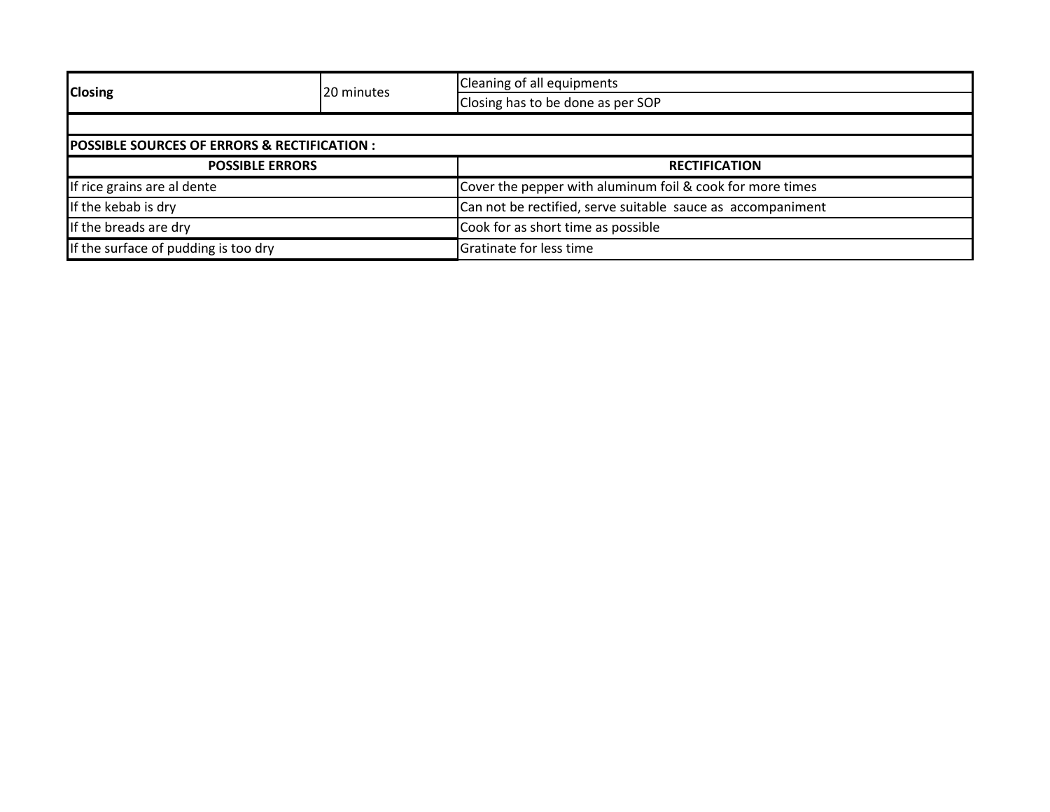| | | |
|---|---|---|
| **Closing** | 20 minutes | Cleaning of all equipments |
| | | Closing has to be done as per SOP |

**POSSIBLE SOURCES OF ERRORS & RECTIFICATION :**

| POSSIBLE ERRORS | RECTIFICATION |
|---|---|
| If rice grains are al dente | Cover the pepper with aluminum foil & cook for more times |
| If the kebab is dry | Can not be rectified, serve suitable sauce as accompaniment |
| If the breads are dry | Cook for as short time as possible |
| If the surface of pudding is too dry | Gratinate for less time |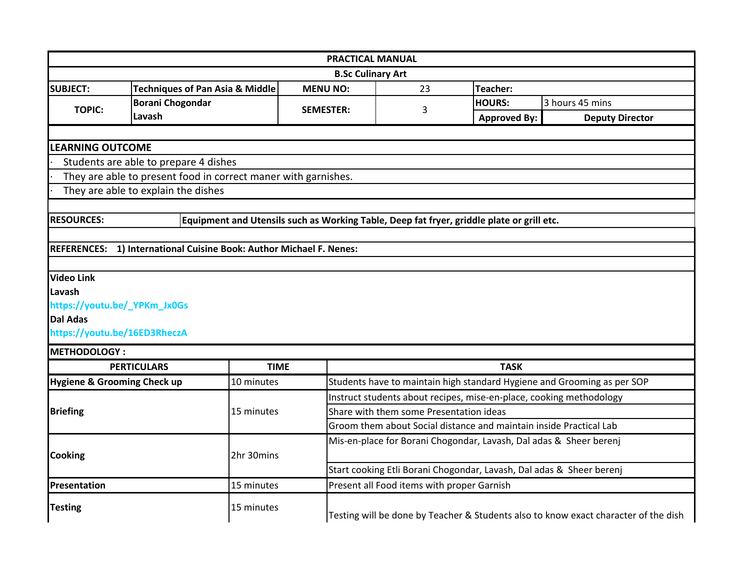| PRACTICAL MANUAL | | | | | |
|---|---|---|---|---|---|
| B.Sc Culinary Art | | | | | |
| **SUBJECT:** | **Techniques of Pan Asia & Middle** | **MENU NO:** | 23 | **Teacher:** | |
| **TOPIC:** | **Borani Chogondar Lavash** | **SEMESTER:** | 3 | **HOURS:** | 3 hours 45 mins |
| | | | | **Approved By:** | **Deputy Director** |

**LEARNING OUTCOME**

- Students are able to prepare 4 dishes
- They are able to present food in correct maner with garnishes.
- They are able to explain the dishes

**RESOURCES:** **Equipment and Utensils such as Working Table, Deep fat fryer, griddle plate or grill etc.**

**REFERENCES: 1) International Cuisine Book: Author Michael F. Nenes:**

**Video Link**

**Lavash**

https://youtu.be/_YPKm_Jx0Gs

**Dal Adas**

https://youtu.be/16ED3RheczA

**METHODOLOGY :**

| PERTICULARS | TIME | TASK |
|---|---|---|
| **Hygiene & Grooming Check up** | 10 minutes | Students have to maintain high standard Hygiene and Grooming as per SOP |
| **Briefing** | 15 minutes | Instruct students about recipes, mise-en-place, cooking methodology |
| | | Share with them some Presentation ideas |
| | | Groom them about Social distance and maintain inside Practical Lab |
| **Cooking** | 2hr 30mins | Mis-en-place for Borani Chogondar, Lavash, Dal adas & Sheer berenj |
| | | Start cooking Etli Borani Chogondar, Lavash, Dal adas & Sheer berenj |
| **Presentation** | 15 minutes | Present all Food items with proper Garnish |
| **Testing** | 15 minutes | Testing will be done by Teacher & Students also to know exact character of the dish |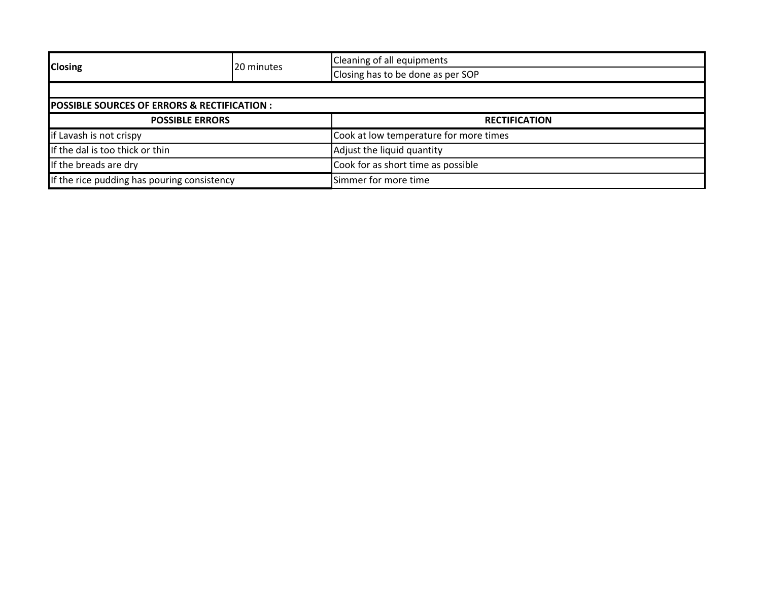| **Closing** | 20 minutes | Cleaning of all equipments |
|---|---|---|
| | | Closing has to be done as per SOP |

**POSSIBLE SOURCES OF ERRORS & RECTIFICATION :**

| **POSSIBLE ERRORS** | **RECTIFICATION** |
|---|---|
| if Lavash is not crispy | Cook at low temperature for more times |
| If the dal is too thick or thin | Adjust the liquid quantity |
| If the breads are dry | Cook for as short time as possible |
| If the rice pudding has pouring consistency | Simmer for more time |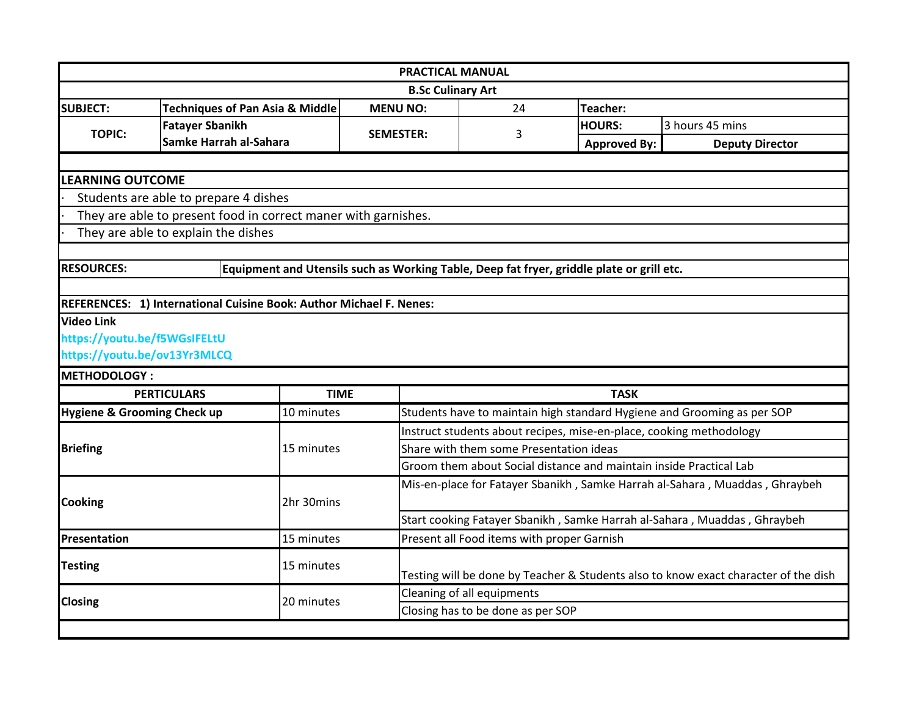| PRACTICAL MANUAL | | | | | |
|---|---|---|---|---|---|
| B.Sc Culinary Art | | | | | |
| **SUBJECT:** | **Techniques of Pan Asia & Middle** | **MENU NO:** | 24 | **Teacher:** | |
| **TOPIC:** | **Fatayer Sbanikh** **Samke Harrah al-Sahara** | **SEMESTER:** | 3 | **HOURS:** | 3 hours 45 mins |
| | | | | **Approved By:** | **Deputy Director** |

**LEARNING OUTCOME**

- Students are able to prepare 4 dishes
- They are able to present food in correct maner with garnishes.
- They are able to explain the dishes

**RESOURCES:** **Equipment and Utensils such as Working Table, Deep fat fryer, griddle plate or grill etc.**

**REFERENCES: 1) International Cuisine Book: Author Michael F. Nenes:**

**Video Link**

https://youtu.be/f5WGsIFELtU

https://youtu.be/ov13Yr3MLCQ

**METHODOLOGY :**

| PERTICULARS | TIME | TASK |
|---|---|---|
| **Hygiene & Grooming Check up** | 10 minutes | Students have to maintain high standard Hygiene and Grooming as per SOP |
| **Briefing** | 15 minutes | Instruct students about recipes, mise-en-place, cooking methodology |
| | | Share with them some Presentation ideas |
| | | Groom them about Social distance and maintain inside Practical Lab |
| **Cooking** | 2hr 30mins | Mis-en-place for Fatayer Sbanikh , Samke Harrah al-Sahara , Muaddas , Ghraybeh |
| | | Start cooking Fatayer Sbanikh , Samke Harrah al-Sahara , Muaddas , Ghraybeh |
| **Presentation** | 15 minutes | Present all Food items with proper Garnish |
| **Testing** | 15 minutes | Testing will be done by Teacher & Students also to know exact character of the dish |
| **Closing** | 20 minutes | Cleaning of all equipments |
| | | Closing has to be done as per SOP |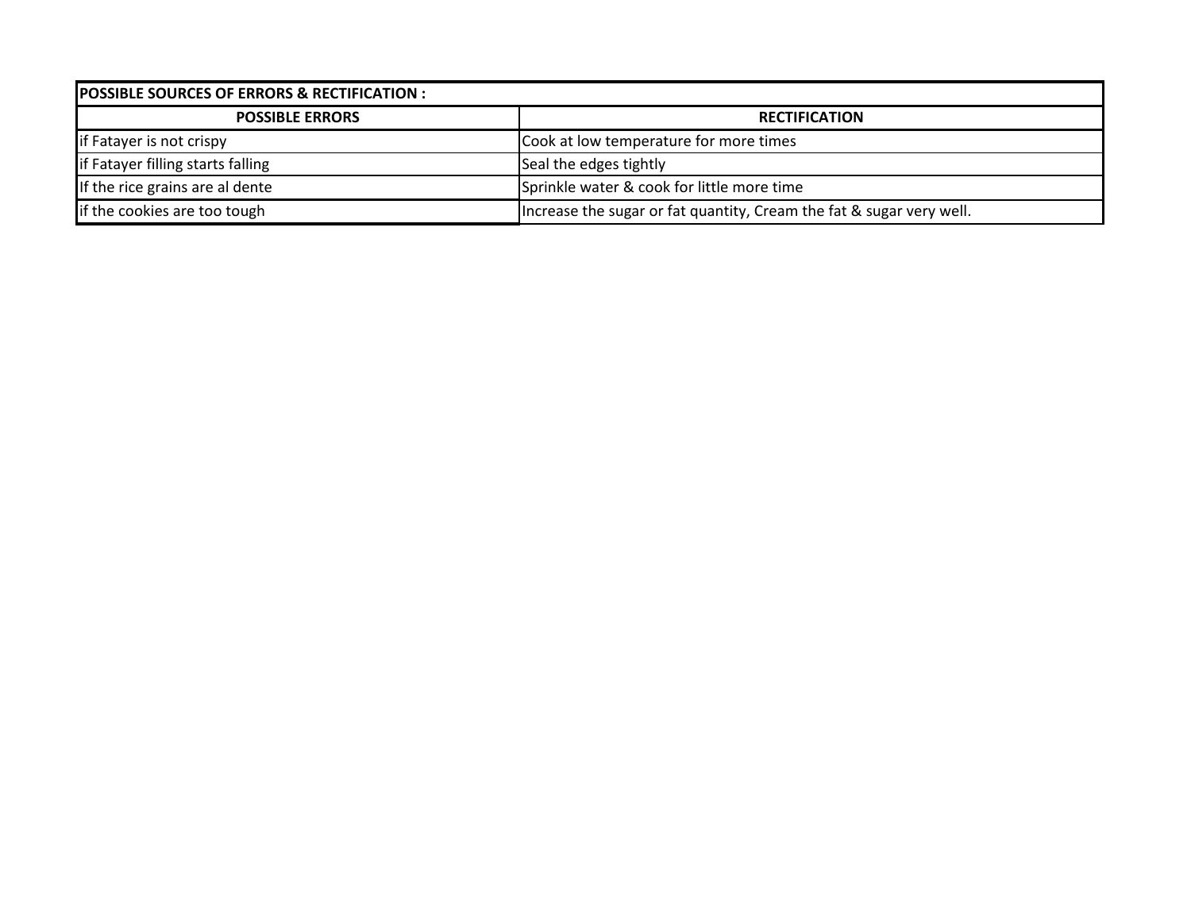| POSSIBLE SOURCES OF ERRORS & RECTIFICATION : | |
|---|---|
| **POSSIBLE ERRORS** | **RECTIFICATION** |
| if Fatayer is not crispy | Cook at low temperature for more times |
| if Fatayer filling starts falling | Seal the edges tightly |
| If the rice grains are al dente | Sprinkle water & cook for little more time |
| if the cookies are too tough | Increase the sugar or fat quantity, Cream the fat & sugar very well. |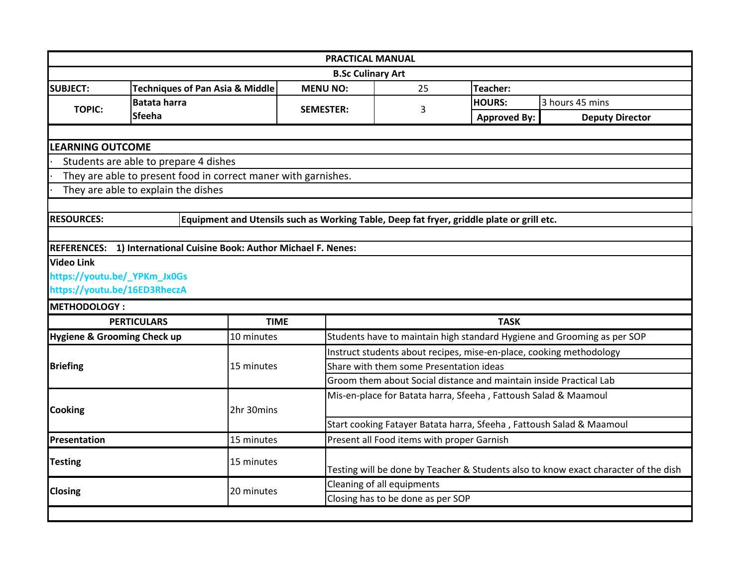# PRACTICAL MANUAL

## B.Sc Culinary Art

| SUBJECT: | Techniques of Pan Asia & Middle | MENU NO: | 25 | Teacher: | |
|---|---|---|---|---|---|
| TOPIC: | Batata harra<br>Sfeeha | SEMESTER: | 3 | HOURS: | 3 hours 45 mins |
| | | | | Approved By: | Deputy Director |

**LEARNING OUTCOME**

- Students are able to prepare 4 dishes
- They are able to present food in correct maner with garnishes.
- They are able to explain the dishes

**RESOURCES:** **Equipment and Utensils such as Working Table, Deep fat fryer, griddle plate or grill etc.**

**REFERENCES:** **1) International Cuisine Book: Author Michael F. Nenes:**

**Video Link**

https://youtu.be/_YPKm_Jx0Gs

https://youtu.be/16ED3RheczA

**METHODOLOGY :**

| PERTICULARS | TIME | TASK |
|---|---|---|
| **Hygiene & Grooming Check up** | 10 minutes | Students have to maintain high standard Hygiene and Grooming as per SOP |
| **Briefing** | 15 minutes | Instruct students about recipes, mise-en-place, cooking methodology |
| | | Share with them some Presentation ideas |
| | | Groom them about Social distance and maintain inside Practical Lab |
| **Cooking** | 2hr 30mins | Mis-en-place for Batata harra, Sfeeha , Fattoush Salad & Maamoul |
| | | Start cooking Fatayer Batata harra, Sfeeha , Fattoush Salad & Maamoul |
| **Presentation** | 15 minutes | Present all Food items with proper Garnish |
| **Testing** | 15 minutes | Testing will be done by Teacher & Students also to know exact character of the dish |
| **Closing** | 20 minutes | Cleaning of all equipments |
| | | Closing has to be done as per SOP |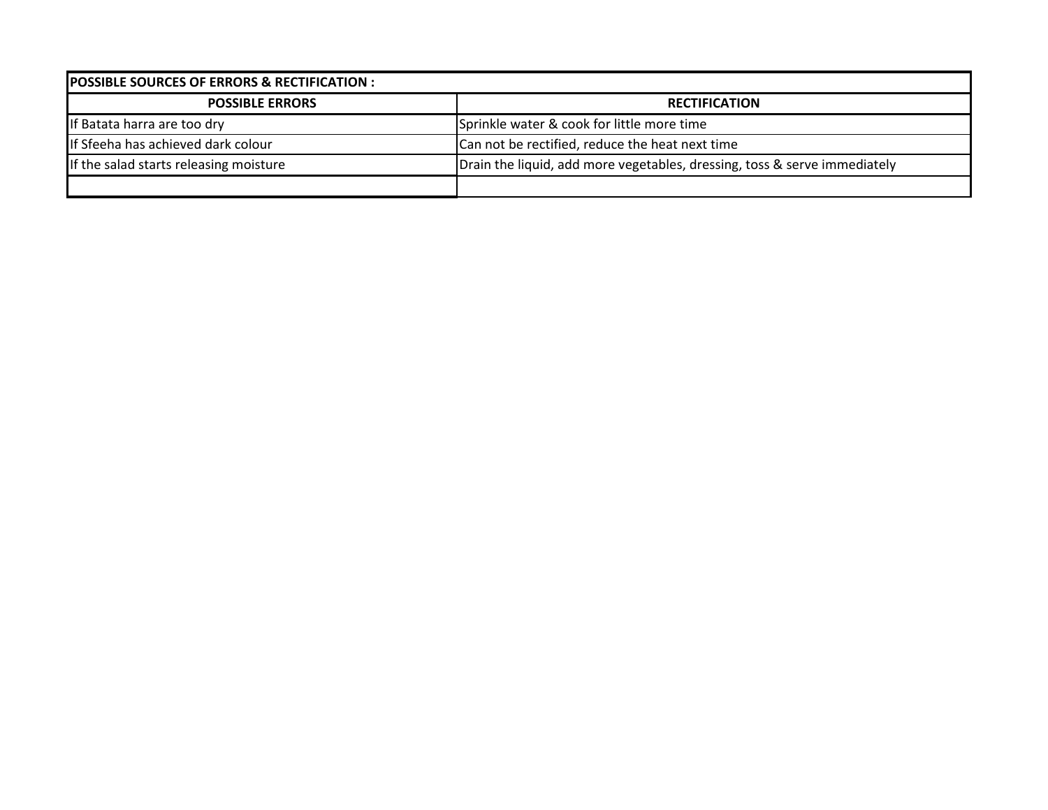| POSSIBLE SOURCES OF ERRORS & RECTIFICATION : | |
| --- | --- |
| **POSSIBLE ERRORS** | **RECTIFICATION** |
| If Batata harra are too dry | Sprinkle water & cook for little more time |
| If Sfeeha has achieved dark colour | Can not be rectified, reduce the heat next time |
| If the salad starts releasing moisture | Drain the liquid, add more vegetables, dressing, toss & serve immediately |
| | |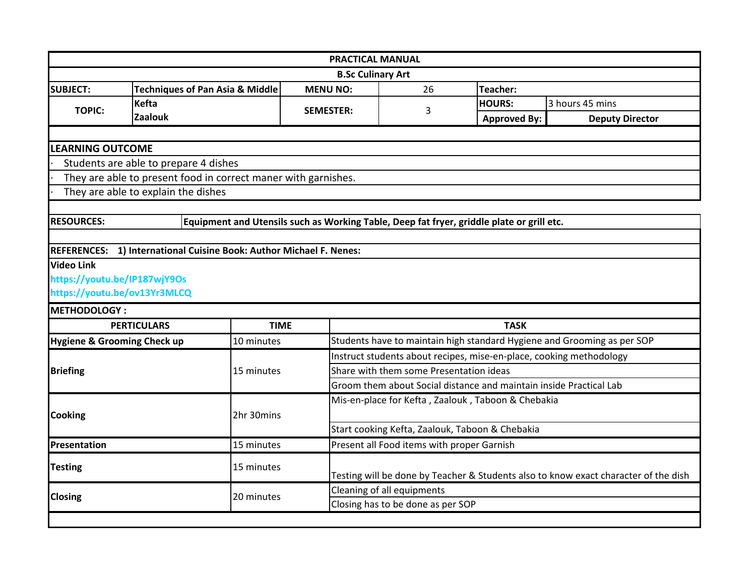| PRACTICAL MANUAL | | | | | |
|---|---|---|---|---|---|
| B.Sc Culinary Art | | | | | |
| SUBJECT: | Techniques of Pan Asia & Middle | MENU NO: | 26 | Teacher: | |
| TOPIC: | Kefta<br>Zaalouk | SEMESTER: | 3 | HOURS: | 3 hours 45 mins |
| | | | | Approved By: | Deputy Director |

**LEARNING OUTCOME**

- Students are able to prepare 4 dishes
- They are able to present food in correct maner with garnishes.
- They are able to explain the dishes

**RESOURCES:** **Equipment and Utensils such as Working Table, Deep fat fryer, griddle plate or grill etc.**

**REFERENCES: 1) International Cuisine Book: Author Michael F. Nenes:**

**Video Link**

**https://youtu.be/IP187wjY9Os**

**https://youtu.be/ov13Yr3MLCQ**

**METHODOLOGY :**

| PERTICULARS | TIME | TASK |
|---|---|---|
| **Hygiene & Grooming Check up** | 10 minutes | Students have to maintain high standard Hygiene and Grooming as per SOP |
| **Briefing** | 15 minutes | Instruct students about recipes, mise-en-place, cooking methodology |
| | | Share with them some Presentation ideas |
| | | Groom them about Social distance and maintain inside Practical Lab |
| **Cooking** | 2hr 30mins | Mis-en-place for Kefta , Zaalouk , Taboon & Chebakia |
| | | Start cooking Kefta, Zaalouk, Taboon & Chebakia |
| **Presentation** | 15 minutes | Present all Food items with proper Garnish |
| **Testing** | 15 minutes | Testing will be done by Teacher & Students also to know exact character of the dish |
| **Closing** | 20 minutes | Cleaning of all equipments |
| | | Closing has to be done as per SOP |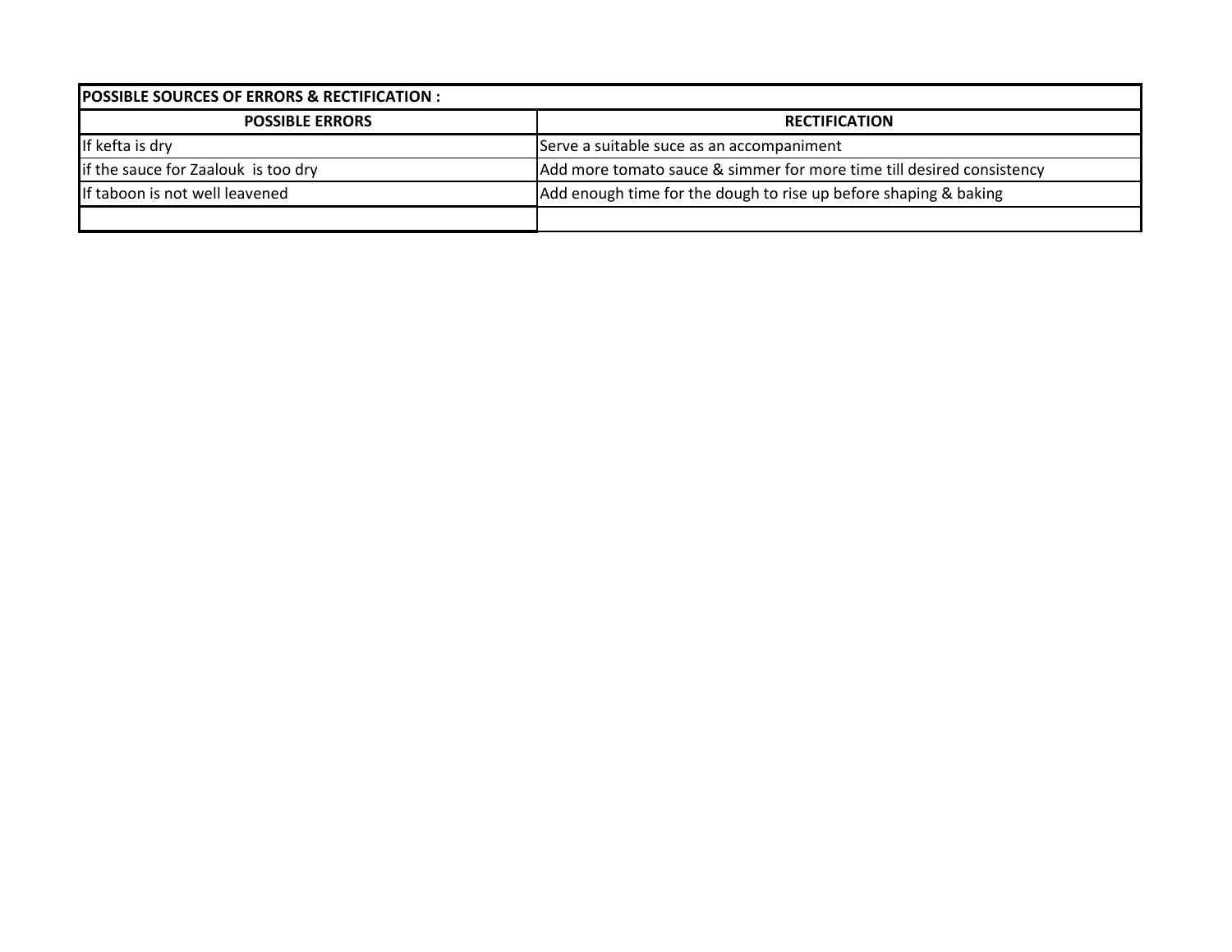| POSSIBLE SOURCES OF ERRORS & RECTIFICATION : | |
|---|---|
| **POSSIBLE ERRORS** | **RECTIFICATION** |
| If kefta is dry | Serve a suitable suce as an accompaniment |
| if the sauce for Zaalouk is too dry | Add more tomato sauce & simmer for more time till desired consistency |
| If taboon is not well leavened | Add enough time for the dough to rise up before shaping & baking |
| | |